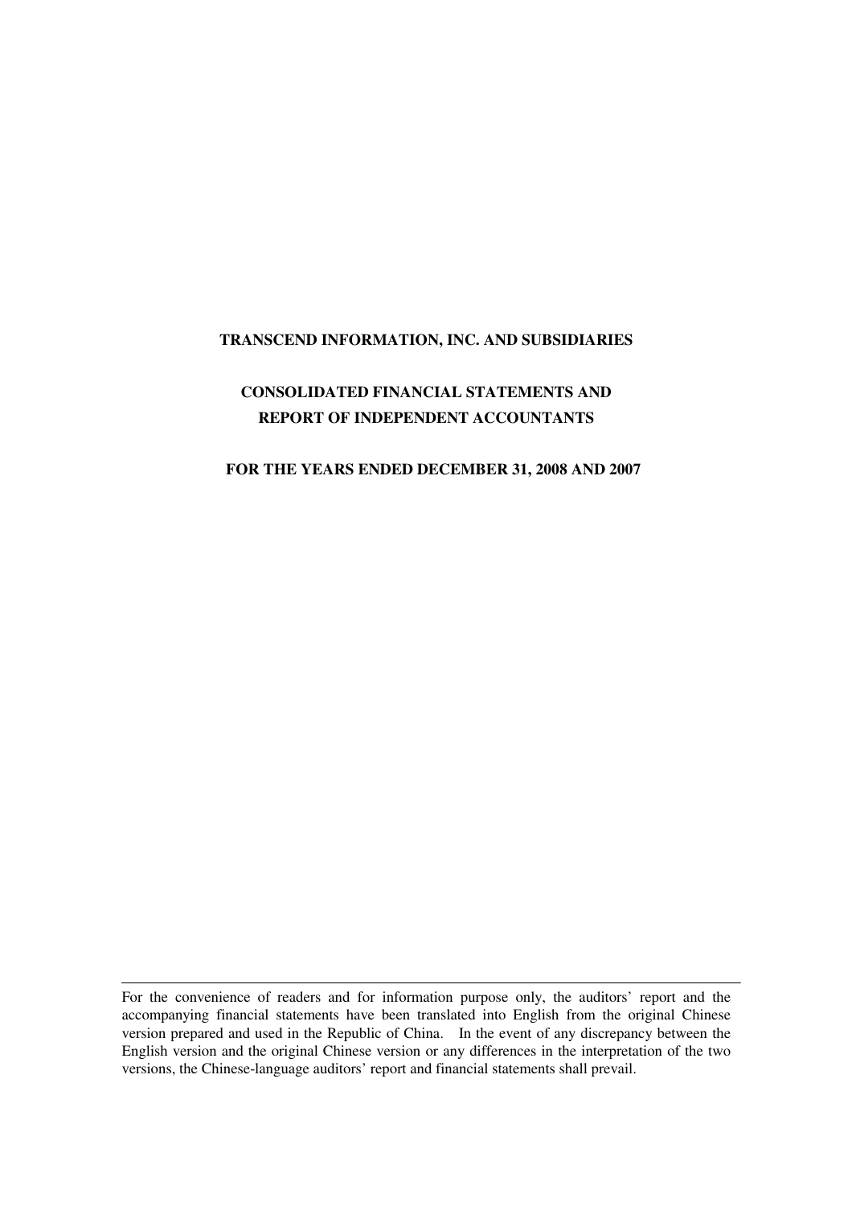# TRANSCEND INFORMATION, INC. AND SUBSIDIARIES

## CONSOLIDATED FINANCIAL STATEMENTS AND REPORT OF INDEPENDENT ACCOUNTANTS

## FOR THE YEARS ENDED DECEMBER 31, 2008 AND 2007

---

For the convenience of readers and for information purpose only, the auditors' report and the accompanying financial statements have been translated into English from the original Chinese version prepared and used in the Republic of China. In the event of any discrepancy between the English version and the original Chinese version or any differences in the interpretation of the two versions, the Chinese-language auditors' report and financial statements shall prevail.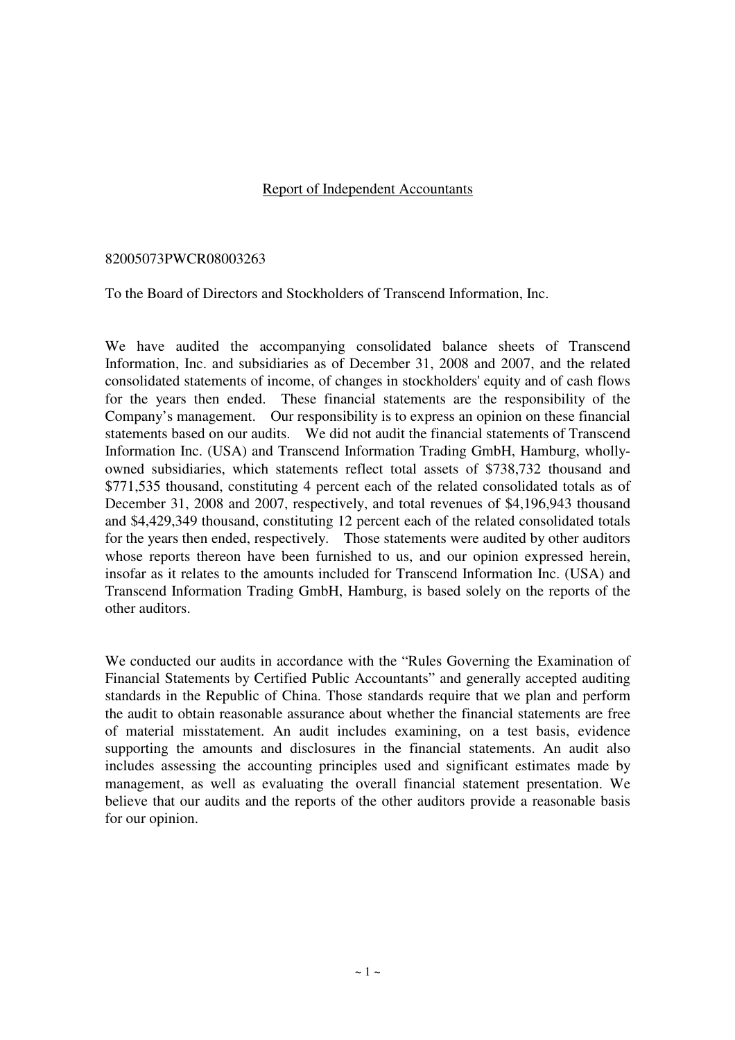# Report of Independent Accountants

82005073PWCR08003263

To the Board of Directors and Stockholders of Transcend Information, Inc.

We have audited the accompanying consolidated balance sheets of Transcend Information, Inc. and subsidiaries as of December 31, 2008 and 2007, and the related consolidated statements of income, of changes in stockholders' equity and of cash flows for the years then ended. These financial statements are the responsibility of the Company's management. Our responsibility is to express an opinion on these financial statements based on our audits. We did not audit the financial statements of Transcend Information Inc. (USA) and Transcend Information Trading GmbH, Hamburg, wholly-owned subsidiaries, which statements reflect total assets of $738,732 thousand and $771,535 thousand, constituting 4 percent each of the related consolidated totals as of December 31, 2008 and 2007, respectively, and total revenues of $4,196,943 thousand and $4,429,349 thousand, constituting 12 percent each of the related consolidated totals for the years then ended, respectively. Those statements were audited by other auditors whose reports thereon have been furnished to us, and our opinion expressed herein, insofar as it relates to the amounts included for Transcend Information Inc. (USA) and Transcend Information Trading GmbH, Hamburg, is based solely on the reports of the other auditors.

We conducted our audits in accordance with the "Rules Governing the Examination of Financial Statements by Certified Public Accountants" and generally accepted auditing standards in the Republic of China. Those standards require that we plan and perform the audit to obtain reasonable assurance about whether the financial statements are free of material misstatement. An audit includes examining, on a test basis, evidence supporting the amounts and disclosures in the financial statements. An audit also includes assessing the accounting principles used and significant estimates made by management, as well as evaluating the overall financial statement presentation. We believe that our audits and the reports of the other auditors provide a reasonable basis for our opinion.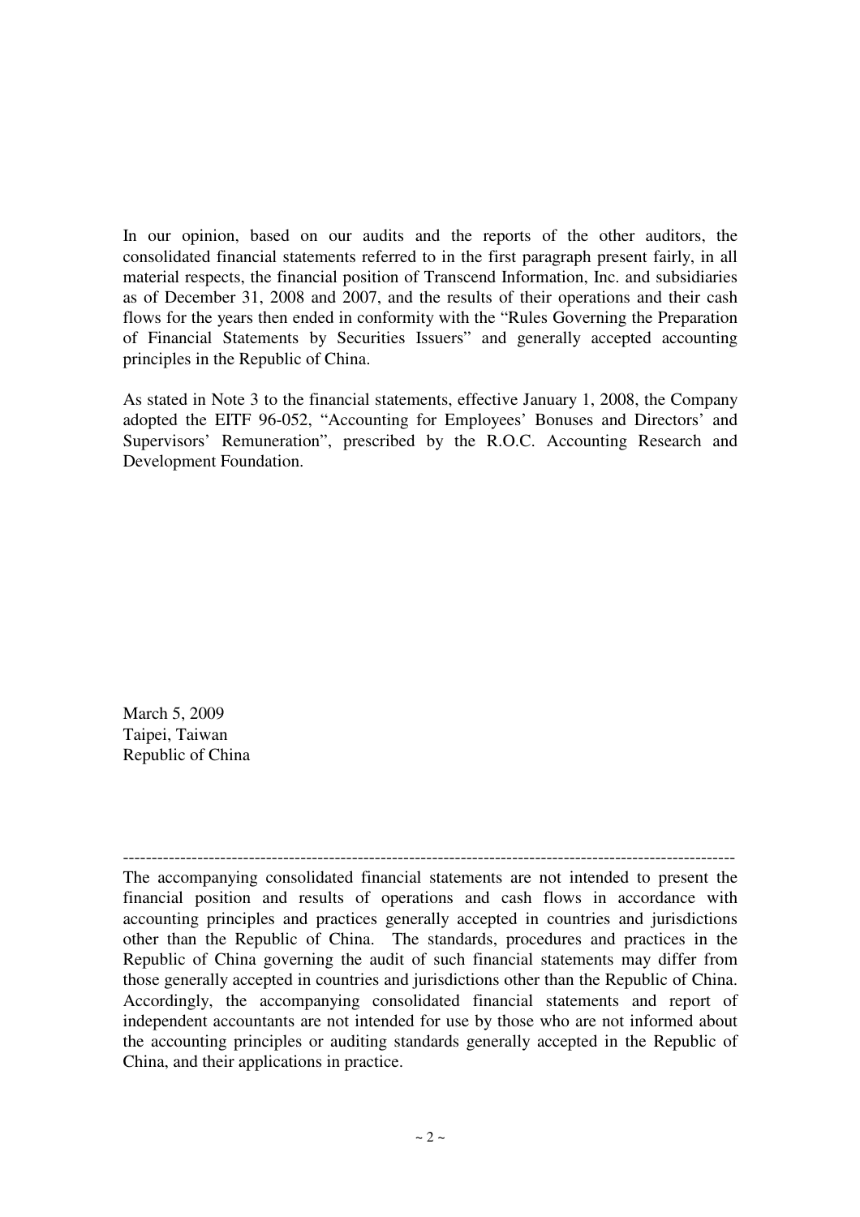In our opinion, based on our audits and the reports of the other auditors, the consolidated financial statements referred to in the first paragraph present fairly, in all material respects, the financial position of Transcend Information, Inc. and subsidiaries as of December 31, 2008 and 2007, and the results of their operations and their cash flows for the years then ended in conformity with the "Rules Governing the Preparation of Financial Statements by Securities Issuers" and generally accepted accounting principles in the Republic of China.

As stated in Note 3 to the financial statements, effective January 1, 2008, the Company adopted the EITF 96-052, "Accounting for Employees' Bonuses and Directors' and Supervisors' Remuneration", prescribed by the R.O.C. Accounting Research and Development Foundation.

March 5, 2009
Taipei, Taiwan
Republic of China

---

The accompanying consolidated financial statements are not intended to present the financial position and results of operations and cash flows in accordance with accounting principles and practices generally accepted in countries and jurisdictions other than the Republic of China. The standards, procedures and practices in the Republic of China governing the audit of such financial statements may differ from those generally accepted in countries and jurisdictions other than the Republic of China. Accordingly, the accompanying consolidated financial statements and report of independent accountants are not intended for use by those who are not informed about the accounting principles or auditing standards generally accepted in the Republic of China, and their applications in practice.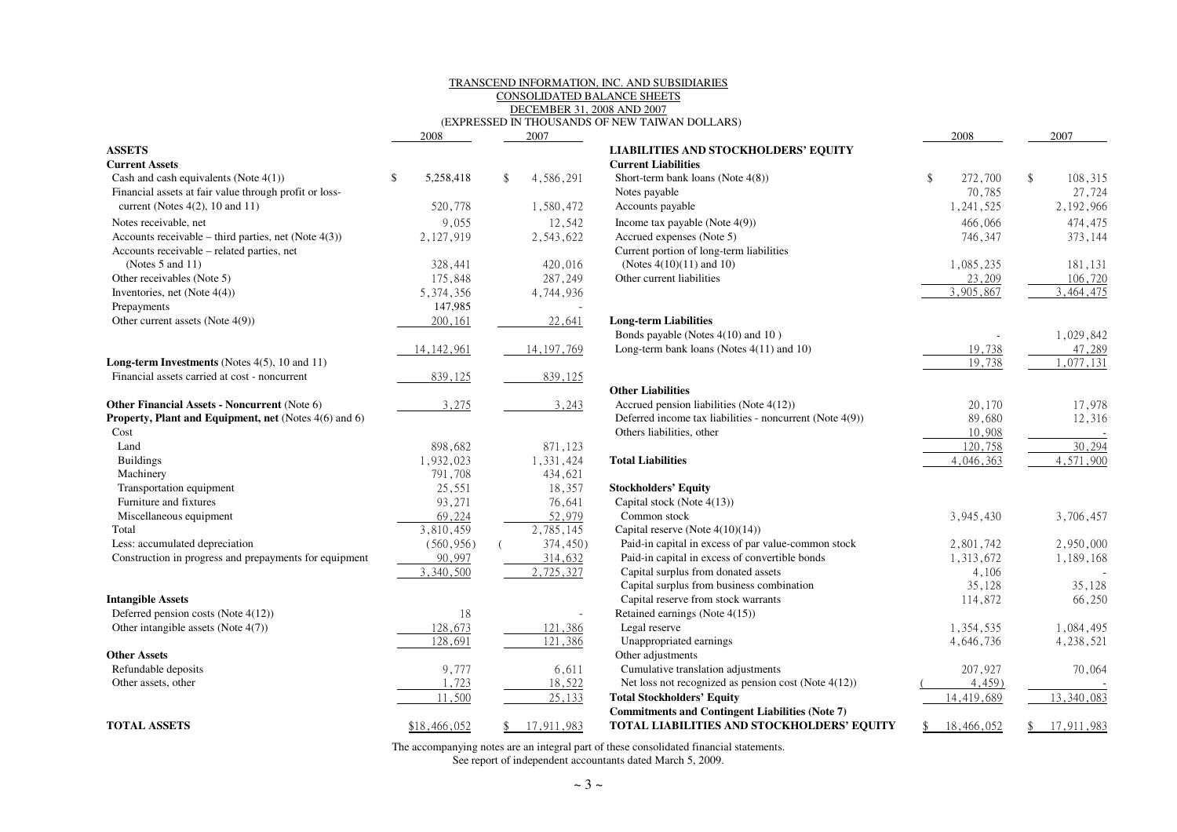TRANSCEND INFORMATION, INC. AND SUBSIDIARIES

CONSOLIDATED BALANCE SHEETS

DECEMBER 31, 2008 AND 2007

(EXPRESSED IN THOUSANDS OF NEW TAIWAN DOLLARS)

| | 2008 | 2007 |
|---|---|---|
| **ASSETS** | | |
| **Current Assets** | | |
| Cash and cash equivalents (Note 4(1)) | $ 5,258,418 | $ 4,586,291 |
| Financial assets at fair value through profit or loss-current (Notes 4(2), 10 and 11) | 520,778 | 1,580,472 |
| Notes receivable, net | 9,055 | 12,542 |
| Accounts receivable – third parties, net (Note 4(3)) | 2,127,919 | 2,543,622 |
| Accounts receivable – related parties, net (Notes 5 and 11) | 328,441 | 420,016 |
| Other receivables (Note 5) | 175,848 | 287,249 |
| Inventories, net (Note 4(4)) | 5,374,356 | 4,744,936 |
| Prepayments | 147,985 | - |
| Other current assets (Note 4(9)) | 200,161 | 22,641 |
| | 14,142,961 | 14,197,769 |
| **Long-term Investments** (Notes 4(5), 10 and 11) | | |
| Financial assets carried at cost - noncurrent | 839,125 | 839,125 |
| **Other Financial Assets - Noncurrent** (Note 6) | 3,275 | 3,243 |
| **Property, Plant and Equipment, net** (Notes 4(6) and 6) | | |
| Cost | | |
| Land | 898,682 | 871,123 |
| Buildings | 1,932,023 | 1,331,424 |
| Machinery | 791,708 | 434,621 |
| Transportation equipment | 25,551 | 18,357 |
| Furniture and fixtures | 93,271 | 76,641 |
| Miscellaneous equipment | 69,224 | 52,979 |
| Total | 3,810,459 | 2,785,145 |
| Less: accumulated depreciation | (560,956) | (374,450) |
| Construction in progress and prepayments for equipment | 90,997 | 314,632 |
| | 3,340,500 | 2,725,327 |
| **Intangible Assets** | | |
| Deferred pension costs (Note 4(12)) | 18 | - |
| Other intangible assets (Note 4(7)) | 128,673 | 121,386 |
| | 128,691 | 121,386 |
| **Other Assets** | | |
| Refundable deposits | 9,777 | 6,611 |
| Other assets, other | 1,723 | 18,522 |
| | 11,500 | 25,133 |
| **TOTAL ASSETS** | $18,466,052 | $ 17,911,983 |

| | 2008 | 2007 |
|---|---|---|
| **LIABILITIES AND STOCKHOLDERS' EQUITY** | | |
| **Current Liabilities** | | |
| Short-term bank loans (Note 4(8)) | $ 272,700 | $ 108,315 |
| Notes payable | 70,785 | 27,724 |
| Accounts payable | 1,241,525 | 2,192,966 |
| Income tax payable (Note 4(9)) | 466,066 | 474,475 |
| Accrued expenses (Note 5) | 746,347 | 373,144 |
| Current portion of long-term liabilities (Notes 4(10)(11) and 10) | 1,085,235 | 181,131 |
| Other current liabilities | 23,209 | 106,720 |
| | 3,905,867 | 3,464,475 |
| **Long-term Liabilities** | | |
| Bonds payable (Notes 4(10) and 10 ) | - | 1,029,842 |
| Long-term bank loans (Notes 4(11) and 10) | 19,738 | 47,289 |
| | 19,738 | 1,077,131 |
| **Other Liabilities** | | |
| Accrued pension liabilities (Note 4(12)) | 20,170 | 17,978 |
| Deferred income tax liabilities - noncurrent (Note 4(9)) | 89,680 | 12,316 |
| Others liabilities, other | 10,908 | - |
| | 120,758 | 30,294 |
| **Total Liabilities** | 4,046,363 | 4,571,900 |
| **Stockholders' Equity** | | |
| Capital stock (Note 4(13)) | | |
| Common stock | 3,945,430 | 3,706,457 |
| Capital reserve (Note 4(10)(14)) | | |
| Paid-in capital in excess of par value-common stock | 2,801,742 | 2,950,000 |
| Paid-in capital in excess of convertible bonds | 1,313,672 | 1,189,168 |
| Capital surplus from donated assets | 4,106 | - |
| Capital surplus from business combination | 35,128 | 35,128 |
| Capital reserve from stock warrants | 114,872 | 66,250 |
| Retained earnings (Note 4(15)) | | |
| Legal reserve | 1,354,535 | 1,084,495 |
| Unappropriated earnings | 4,646,736 | 4,238,521 |
| Other adjustments | | |
| Cumulative translation adjustments | 207,927 | 70,064 |
| Net loss not recognized as pension cost (Note 4(12)) | (4,459) | - |
| **Total Stockholders' Equity** | 14,419,689 | 13,340,083 |
| **Commitments and Contingent Liabilities (Note 7)** | | |
| **TOTAL LIABILITIES AND STOCKHOLDERS' EQUITY** | $ 18,466,052 | $ 17,911,983 |

The accompanying notes are an integral part of these consolidated financial statements.
See report of independent accountants dated March 5, 2009.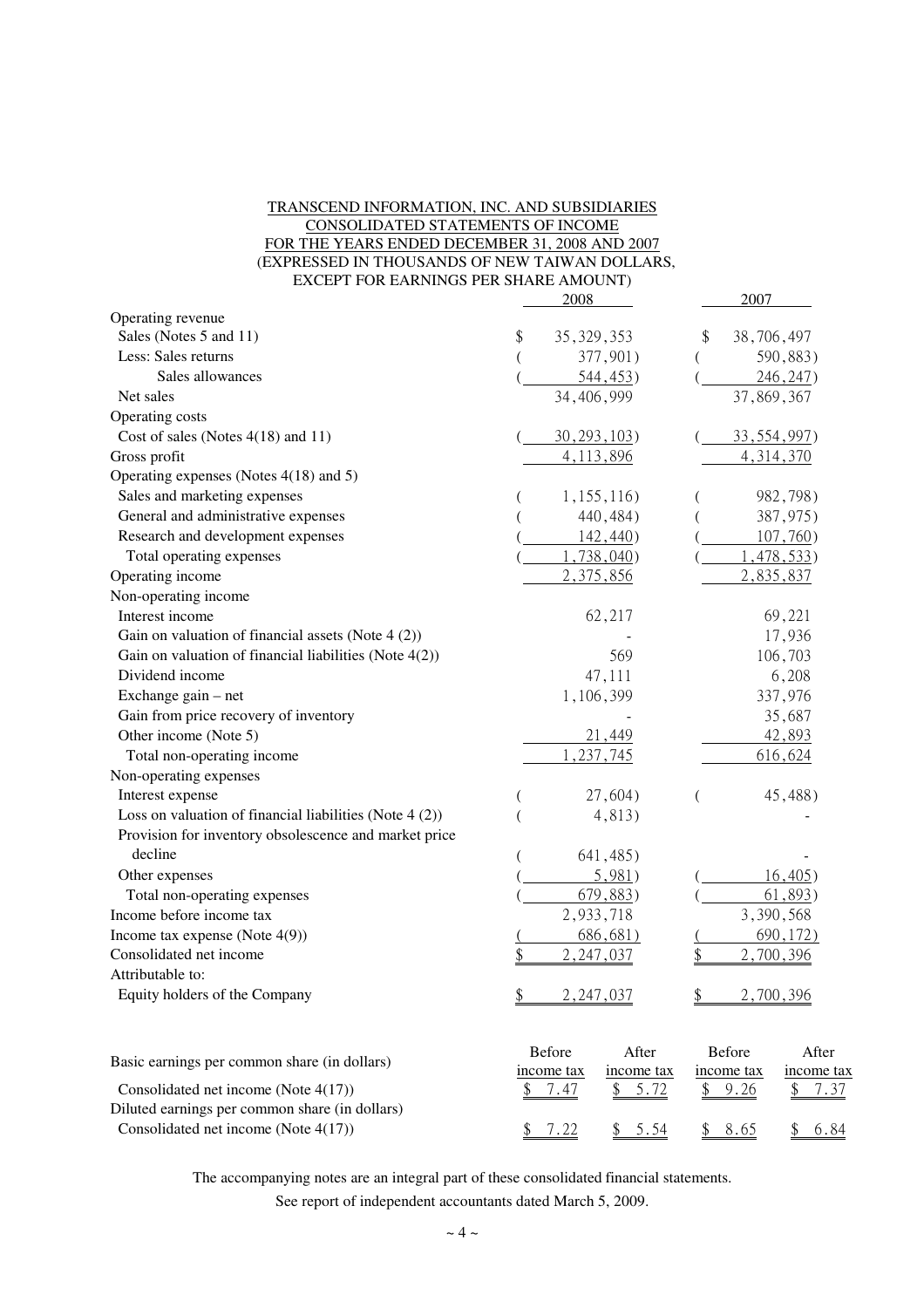TRANSCEND INFORMATION, INC. AND SUBSIDIARIES
CONSOLIDATED STATEMENTS OF INCOME
FOR THE YEARS ENDED DECEMBER 31, 2008 AND 2007
(EXPRESSED IN THOUSANDS OF NEW TAIWAN DOLLARS,
EXCEPT FOR EARNINGS PER SHARE AMOUNT)

| | 2008 | 2007 |
|---|---|---|
| Operating revenue | | |
| Sales (Notes 5 and 11) | $ 35,329,353 | $ 38,706,497 |
| Less: Sales returns | ( 377,901) | ( 590,883) |
| Sales allowances | ( 544,453) | ( 246,247) |
| Net sales | 34,406,999 | 37,869,367 |
| Operating costs | | |
| Cost of sales (Notes 4(18) and 11) | ( 30,293,103) | ( 33,554,997) |
| Gross profit | 4,113,896 | 4,314,370 |
| Operating expenses (Notes 4(18) and 5) | | |
| Sales and marketing expenses | ( 1,155,116) | ( 982,798) |
| General and administrative expenses | ( 440,484) | ( 387,975) |
| Research and development expenses | ( 142,440) | ( 107,760) |
| Total operating expenses | ( 1,738,040) | ( 1,478,533) |
| Operating income | 2,375,856 | 2,835,837 |
| Non-operating income | | |
| Interest income | 62,217 | 69,221 |
| Gain on valuation of financial assets (Note 4 (2)) | - | 17,936 |
| Gain on valuation of financial liabilities (Note 4(2)) | 569 | 106,703 |
| Dividend income | 47,111 | 6,208 |
| Exchange gain – net | 1,106,399 | 337,976 |
| Gain from price recovery of inventory | - | 35,687 |
| Other income (Note 5) | 21,449 | 42,893 |
| Total non-operating income | 1,237,745 | 616,624 |
| Non-operating expenses | | |
| Interest expense | ( 27,604) | ( 45,488) |
| Loss on valuation of financial liabilities (Note 4 (2)) | ( 4,813) | - |
| Provision for inventory obsolescence and market price decline | ( 641,485) | - |
| Other expenses | ( 5,981) | ( 16,405) |
| Total non-operating expenses | ( 679,883) | ( 61,893) |
| Income before income tax | 2,933,718 | 3,390,568 |
| Income tax expense (Note 4(9)) | ( 686,681) | ( 690,172) |
| Consolidated net income | $ 2,247,037 | $ 2,700,396 |
| Attributable to: | | |
| Equity holders of the Company | $ 2,247,037 | $ 2,700,396 |

| | 2008 Before income tax | 2008 After income tax | 2007 Before income tax | 2007 After income tax |
|---|---|---|---|---|
| Basic earnings per common share (in dollars) | | | | |
| Consolidated net income (Note 4(17)) | $ 7.47 | $ 5.72 | $ 9.26 | $ 7.37 |
| Diluted earnings per common share (in dollars) | | | | |
| Consolidated net income (Note 4(17)) | $ 7.22 | $ 5.54 | $ 8.65 | $ 6.84 |

The accompanying notes are an integral part of these consolidated financial statements.
See report of independent accountants dated March 5, 2009.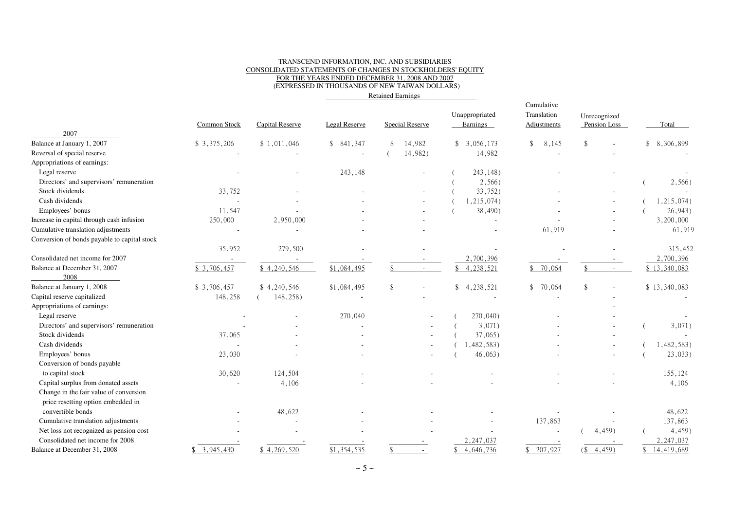TRANSCEND INFORMATION, INC. AND SUBSIDIARIES
CONSOLIDATED STATEMENTS OF CHANGES IN STOCKHOLDERS' EQUITY
FOR THE YEARS ENDED DECEMBER 31, 2008 AND 2007
(EXPRESSED IN THOUSANDS OF NEW TAIWAN DOLLARS)

| | | | Retained Earnings | | | | | |
|---|---|---|---|---|---|---|---|---|
| | Common Stock | Capital Reserve | Legal Reserve | Special Reserve | Unappropriated Earnings | Cumulative Translation Adjustments | Unrecognized Pension Loss | Total |
| **2007** | | | | | | | | |
| Balance at January 1, 2007 | $ 3,375,206 | $ 1,011,046 | $ 841,347 | $ 14,982 | $ 3,056,173 | $ 8,145 | $ - | $ 8,306,899 |
| Reversal of special reserve | - | - | - | ( 14,982) | 14,982 | - | - | - |
| Appropriations of earnings: | | | | | | | | |
| Legal reserve | - | - | 243,148 | - | ( 243,148) | - | - | - |
| Directors' and supervisors' remuneration | | | | | ( 2,566) | | | ( 2,566) |
| Stock dividends | 33,752 | - | - | - | ( 33,752) | - | - | - |
| Cash dividends | - | - | - | - | ( 1,215,074) | - | - | ( 1,215,074) |
| Employees' bonus | 11,547 | - | - | - | ( 38,490) | - | - | ( 26,943) |
| Increase in capital through cash infusion | 250,000 | 2,950,000 | - | - | - | - | - | 3,200,000 |
| Cumulative translation adjustments | - | - | - | - | - | 61,919 | - | 61,919 |
| Conversion of bonds payable to capital stock | 35,952 | 279,500 | - | - | - | - | - | 315,452 |
| Consolidated net income for 2007 | - | - | - | - | 2,700,396 | - | - | 2,700,396 |
| Balance at December 31, 2007 | $ 3,706,457 | $ 4,240,546 | $1,084,495 | $ - | $ 4,238,521 | $ 70,064 | $ - | $ 13,340,083 |
| **2008** | | | | | | | | |
| Balance at January 1, 2008 | $ 3,706,457 | $ 4,240,546 | $1,084,495 | $ - | $ 4,238,521 | $ 70,064 | $ - | $ 13,340,083 |
| Capital reserve capitalized | 148,258 | ( 148,258) | - | - | - | - | - | - |
| Appropriations of earnings: | | | | | | | - | |
| Legal reserve | - | - | 270,040 | - | ( 270,040) | - | - | - |
| Directors' and supervisors' remuneration | - | - | - | - | ( 3,071) | - | - | ( 3,071) |
| Stock dividends | 37,065 | - | - | - | ( 37,065) | - | - | - |
| Cash dividends | - | - | - | - | ( 1,482,583) | - | - | ( 1,482,583) |
| Employees' bonus | 23,030 | - | - | - | ( 46,063) | - | - | ( 23,033) |
| Conversion of bonds payable to capital stock | 30,620 | 124,504 | - | - | - | - | - | 155,124 |
| Capital surplus from donated assets | - | 4,106 | - | - | - | - | - | 4,106 |
| Change in the fair value of conversion price resetting option embedded in convertible bonds | - | 48,622 | - | - | - | - | - | 48,622 |
| Cumulative translation adjustments | - | - | - | - | - | 137,863 | - | 137,863 |
| Net loss not recognized as pension cost | - | - | - | - | - | - | ( 4,459) | ( 4,459) |
| Consolidated net income for 2008 | - | - | - | - | 2,247,037 | - | - | 2,247,037 |
| Balance at December 31, 2008 | $ 3,945,430 | $ 4,269,520 | $1,354,535 | $ - | $ 4,646,736 | $ 207,927 | ($ 4,459) | $ 14,419,689 |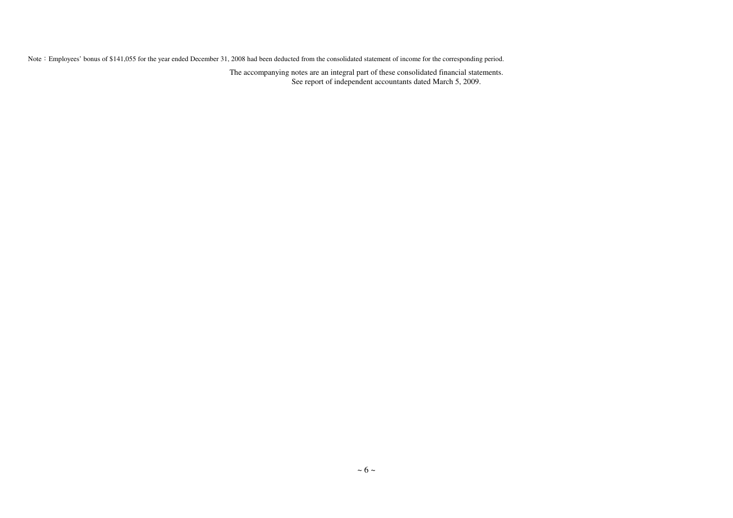Note：Employees' bonus of $141,055 for the year ended December 31, 2008 had been deducted from the consolidated statement of income for the corresponding period.

The accompanying notes are an integral part of these consolidated financial statements.
See report of independent accountants dated March 5, 2009.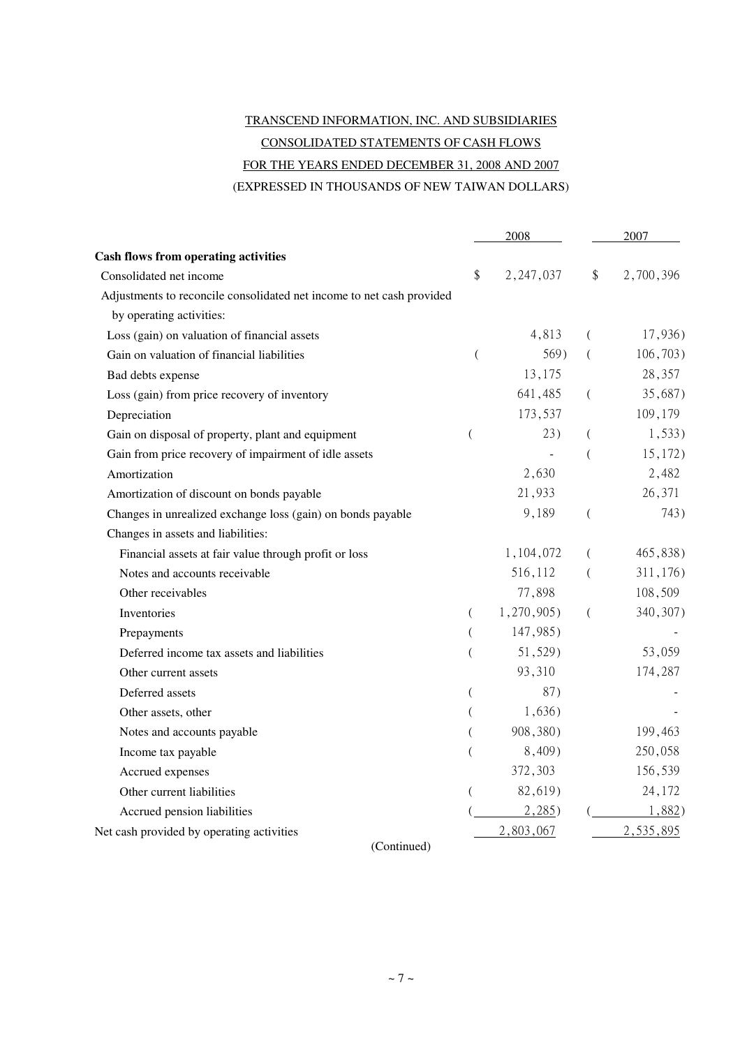TRANSCEND INFORMATION, INC. AND SUBSIDIARIES

CONSOLIDATED STATEMENTS OF CASH FLOWS

FOR THE YEARS ENDED DECEMBER 31, 2008 AND 2007

(EXPRESSED IN THOUSANDS OF NEW TAIWAN DOLLARS)

| | 2008 | 2007 |
|---|---|---|
| **Cash flows from operating activities** | | |
| Consolidated net income | $ 2,247,037 | $ 2,700,396 |
| Adjustments to reconcile consolidated net income to net cash provided by operating activities: | | |
| Loss (gain) on valuation of financial assets | 4,813 | ( 17,936) |
| Gain on valuation of financial liabilities | ( 569) | ( 106,703) |
| Bad debts expense | 13,175 | 28,357 |
| Loss (gain) from price recovery of inventory | 641,485 | ( 35,687) |
| Depreciation | 173,537 | 109,179 |
| Gain on disposal of property, plant and equipment | ( 23) | ( 1,533) |
| Gain from price recovery of impairment of idle assets | - | ( 15,172) |
| Amortization | 2,630 | 2,482 |
| Amortization of discount on bonds payable | 21,933 | 26,371 |
| Changes in unrealized exchange loss (gain) on bonds payable | 9,189 | ( 743) |
| Changes in assets and liabilities: | | |
| Financial assets at fair value through profit or loss | 1,104,072 | ( 465,838) |
| Notes and accounts receivable | 516,112 | ( 311,176) |
| Other receivables | 77,898 | 108,509 |
| Inventories | ( 1,270,905) | ( 340,307) |
| Prepayments | ( 147,985) | - |
| Deferred income tax assets and liabilities | ( 51,529) | 53,059 |
| Other current assets | 93,310 | 174,287 |
| Deferred assets | ( 87) | - |
| Other assets, other | ( 1,636) | - |
| Notes and accounts payable | ( 908,380) | 199,463 |
| Income tax payable | ( 8,409) | 250,058 |
| Accrued expenses | 372,303 | 156,539 |
| Other current liabilities | ( 82,619) | 24,172 |
| Accrued pension liabilities | ( 2,285) | ( 1,882) |
| Net cash provided by operating activities | 2,803,067 | 2,535,895 |

(Continued)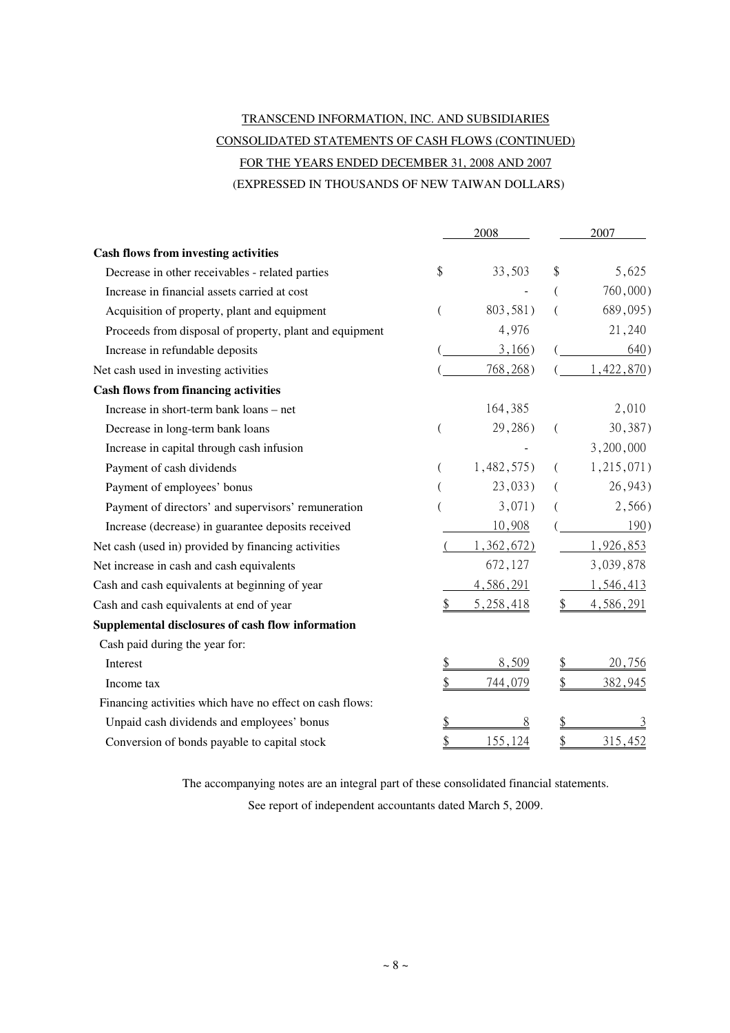TRANSCEND INFORMATION, INC. AND SUBSIDIARIES

CONSOLIDATED STATEMENTS OF CASH FLOWS (CONTINUED)

FOR THE YEARS ENDED DECEMBER 31, 2008 AND 2007

(EXPRESSED IN THOUSANDS OF NEW TAIWAN DOLLARS)

| | 2008 | 2007 |
|---|---|---|
| **Cash flows from investing activities** | | |
| Decrease in other receivables - related parties | $ 33,503 | $ 5,625 |
| Increase in financial assets carried at cost | - | ( 760,000) |
| Acquisition of property, plant and equipment | ( 803,581) | ( 689,095) |
| Proceeds from disposal of property, plant and equipment | 4,976 | 21,240 |
| Increase in refundable deposits | ( 3,166) | ( 640) |
| Net cash used in investing activities | ( 768,268) | ( 1,422,870) |
| **Cash flows from financing activities** | | |
| Increase in short-term bank loans – net | 164,385 | 2,010 |
| Decrease in long-term bank loans | ( 29,286) | ( 30,387) |
| Increase in capital through cash infusion | - | 3,200,000 |
| Payment of cash dividends | ( 1,482,575) | ( 1,215,071) |
| Payment of employees' bonus | ( 23,033) | ( 26,943) |
| Payment of directors' and supervisors' remuneration | ( 3,071) | ( 2,566) |
| Increase (decrease) in guarantee deposits received | 10,908 | ( 190) |
| Net cash (used in) provided by financing activities | ( 1,362,672) | 1,926,853 |
| Net increase in cash and cash equivalents | 672,127 | 3,039,878 |
| Cash and cash equivalents at beginning of year | 4,586,291 | 1,546,413 |
| Cash and cash equivalents at end of year | $ 5,258,418 | $ 4,586,291 |
| **Supplemental disclosures of cash flow information** | | |
| Cash paid during the year for: | | |
| Interest | $ 8,509 | $ 20,756 |
| Income tax | $ 744,079 | $ 382,945 |
| Financing activities which have no effect on cash flows: | | |
| Unpaid cash dividends and employees' bonus | $ 8 | $ 3 |
| Conversion of bonds payable to capital stock | $ 155,124 | $ 315,452 |

The accompanying notes are an integral part of these consolidated financial statements.

See report of independent accountants dated March 5, 2009.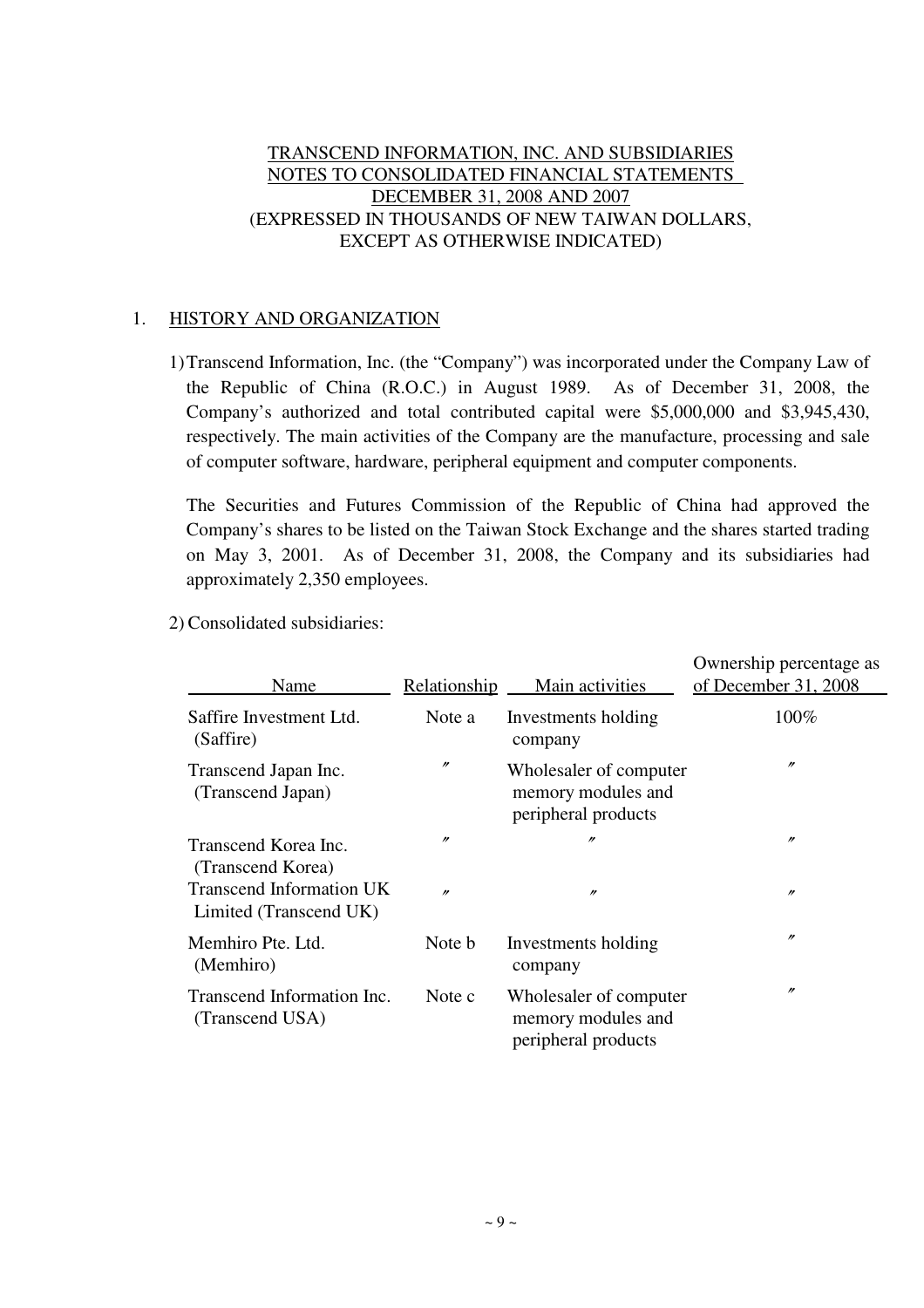TRANSCEND INFORMATION, INC. AND SUBSIDIARIES
NOTES TO CONSOLIDATED FINANCIAL STATEMENTS
DECEMBER 31, 2008 AND 2007
(EXPRESSED IN THOUSANDS OF NEW TAIWAN DOLLARS,
EXCEPT AS OTHERWISE INDICATED)

## 1. HISTORY AND ORGANIZATION

1) Transcend Information, Inc. (the "Company") was incorporated under the Company Law of the Republic of China (R.O.C.) in August 1989. As of December 31, 2008, the Company's authorized and total contributed capital were $5,000,000 and $3,945,430, respectively. The main activities of the Company are the manufacture, processing and sale of computer software, hardware, peripheral equipment and computer components.

The Securities and Futures Commission of the Republic of China had approved the Company's shares to be listed on the Taiwan Stock Exchange and the shares started trading on May 3, 2001. As of December 31, 2008, the Company and its subsidiaries had approximately 2,350 employees.

2) Consolidated subsidiaries:

| Name | Relationship | Main activities | Ownership percentage as of December 31, 2008 |
|---|---|---|---|
| Saffire Investment Ltd. (Saffire) | Note a | Investments holding company | 100% |
| Transcend Japan Inc. (Transcend Japan) | 〃 | Wholesaler of computer memory modules and peripheral products | 〃 |
| Transcend Korea Inc. (Transcend Korea) | 〃 | 〃 | 〃 |
| Transcend Information UK Limited (Transcend UK) | 〃 | 〃 | 〃 |
| Memhiro Pte. Ltd. (Memhiro) | Note b | Investments holding company | 〃 |
| Transcend Information Inc. (Transcend USA) | Note c | Wholesaler of computer memory modules and peripheral products | 〃 |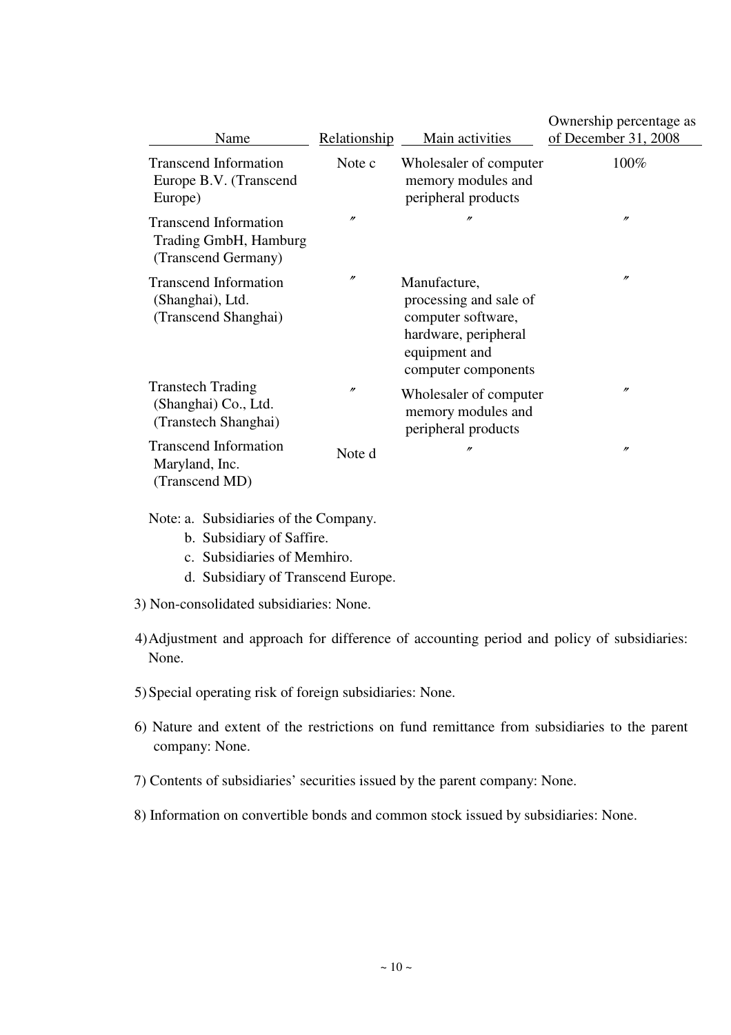| Name | Relationship | Main activities | Ownership percentage as of December 31, 2008 |
|---|---|---|---|
| Transcend Information Europe B.V. (Transcend Europe) | Note c | Wholesaler of computer memory modules and peripheral products | 100% |
| Transcend Information Trading GmbH, Hamburg (Transcend Germany) | 〃 | 〃 | 〃 |
| Transcend Information (Shanghai), Ltd. (Transcend Shanghai) | 〃 | Manufacture, processing and sale of computer software, hardware, peripheral equipment and computer components | 〃 |
| Transtech Trading (Shanghai) Co., Ltd. (Transtech Shanghai) | 〃 | Wholesaler of computer memory modules and peripheral products | 〃 |
| Transcend Information Maryland, Inc. (Transcend MD) | Note d | 〃 | 〃 |

Note: a. Subsidiaries of the Company.
b. Subsidiary of Saffire.
c. Subsidiaries of Memhiro.
d. Subsidiary of Transcend Europe.

3) Non-consolidated subsidiaries: None.

4) Adjustment and approach for difference of accounting period and policy of subsidiaries: None.

5) Special operating risk of foreign subsidiaries: None.

6) Nature and extent of the restrictions on fund remittance from subsidiaries to the parent company: None.

7) Contents of subsidiaries' securities issued by the parent company: None.

8) Information on convertible bonds and common stock issued by subsidiaries: None.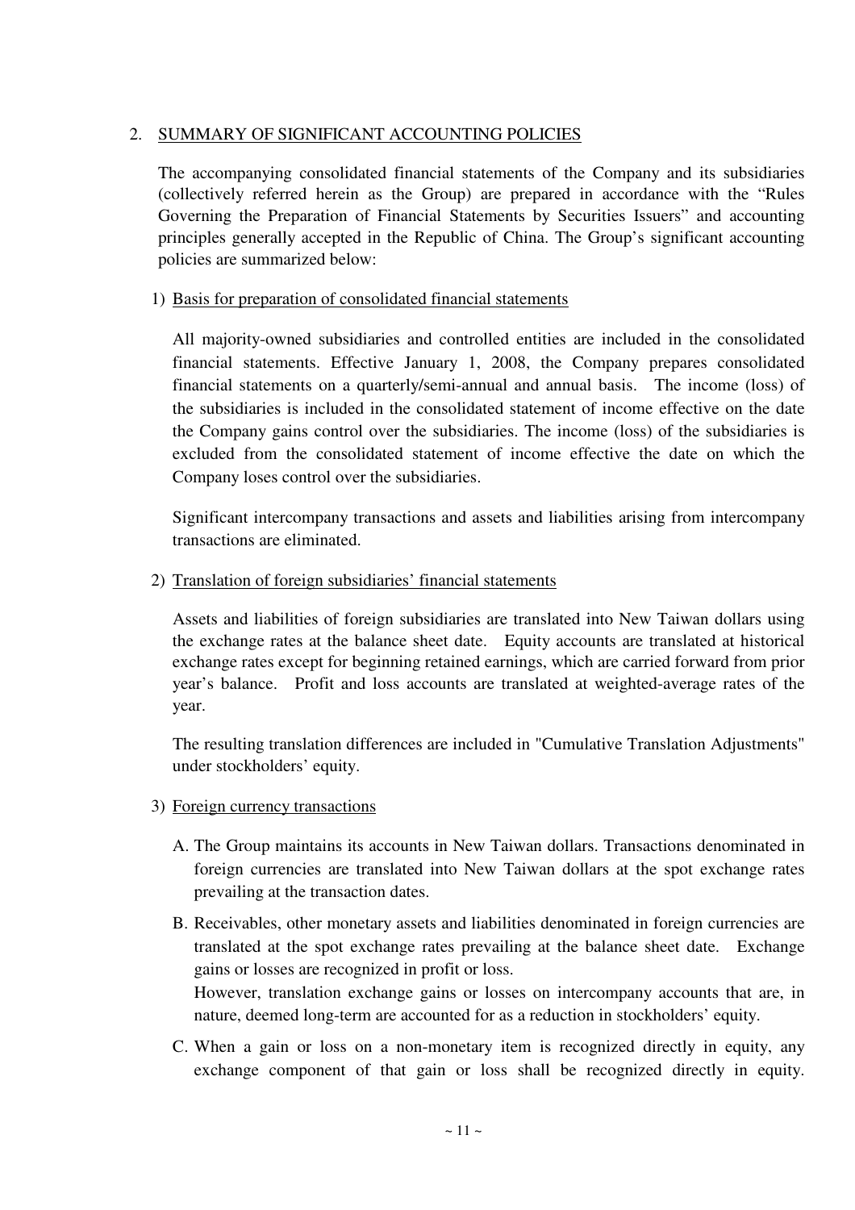## 2. SUMMARY OF SIGNIFICANT ACCOUNTING POLICIES

The accompanying consolidated financial statements of the Company and its subsidiaries (collectively referred herein as the Group) are prepared in accordance with the "Rules Governing the Preparation of Financial Statements by Securities Issuers" and accounting principles generally accepted in the Republic of China. The Group's significant accounting policies are summarized below:

### 1) Basis for preparation of consolidated financial statements

All majority-owned subsidiaries and controlled entities are included in the consolidated financial statements. Effective January 1, 2008, the Company prepares consolidated financial statements on a quarterly/semi-annual and annual basis. The income (loss) of the subsidiaries is included in the consolidated statement of income effective on the date the Company gains control over the subsidiaries. The income (loss) of the subsidiaries is excluded from the consolidated statement of income effective the date on which the Company loses control over the subsidiaries.

Significant intercompany transactions and assets and liabilities arising from intercompany transactions are eliminated.

### 2) Translation of foreign subsidiaries' financial statements

Assets and liabilities of foreign subsidiaries are translated into New Taiwan dollars using the exchange rates at the balance sheet date. Equity accounts are translated at historical exchange rates except for beginning retained earnings, which are carried forward from prior year's balance. Profit and loss accounts are translated at weighted-average rates of the year.

The resulting translation differences are included in "Cumulative Translation Adjustments" under stockholders' equity.

### 3) Foreign currency transactions

A. The Group maintains its accounts in New Taiwan dollars. Transactions denominated in foreign currencies are translated into New Taiwan dollars at the spot exchange rates prevailing at the transaction dates.

B. Receivables, other monetary assets and liabilities denominated in foreign currencies are translated at the spot exchange rates prevailing at the balance sheet date. Exchange gains or losses are recognized in profit or loss.
However, translation exchange gains or losses on intercompany accounts that are, in nature, deemed long-term are accounted for as a reduction in stockholders' equity.

C. When a gain or loss on a non-monetary item is recognized directly in equity, any exchange component of that gain or loss shall be recognized directly in equity.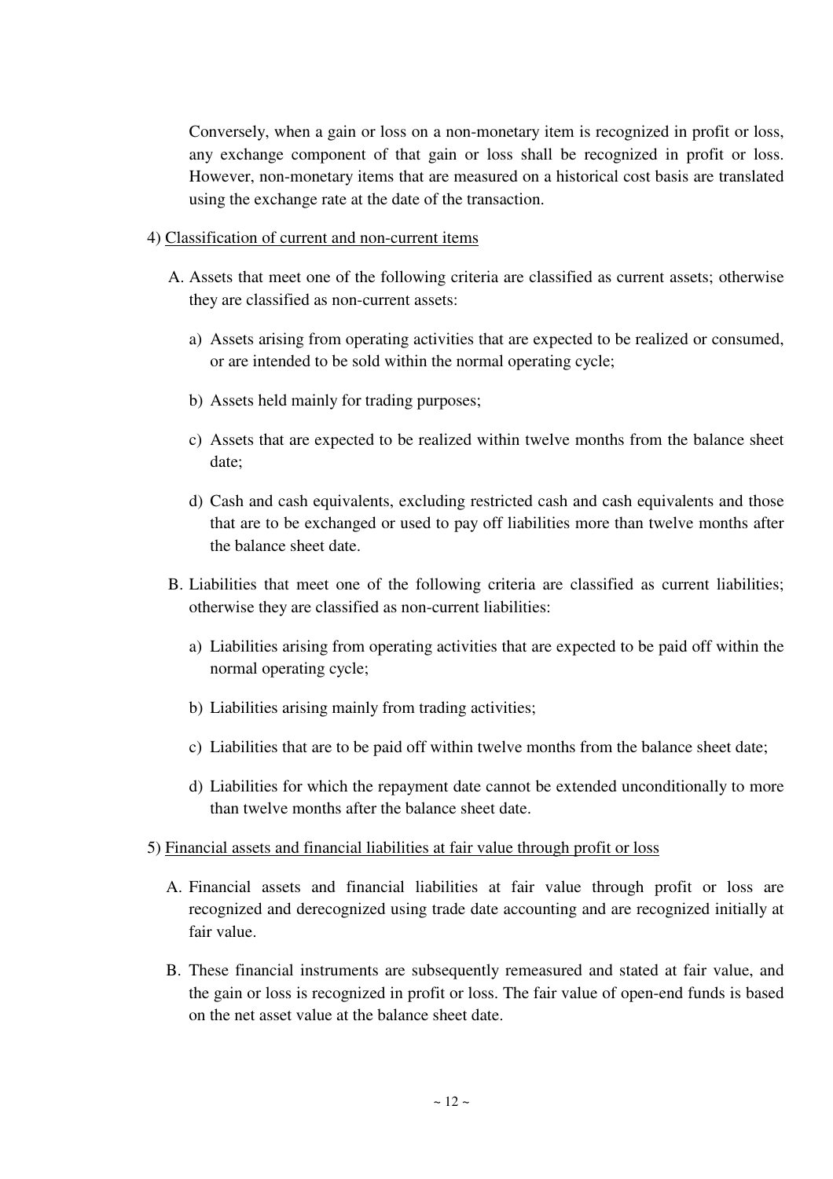Conversely, when a gain or loss on a non-monetary item is recognized in profit or loss, any exchange component of that gain or loss shall be recognized in profit or loss. However, non-monetary items that are measured on a historical cost basis are translated using the exchange rate at the date of the transaction.

4) Classification of current and non-current items

A. Assets that meet one of the following criteria are classified as current assets; otherwise they are classified as non-current assets:

a) Assets arising from operating activities that are expected to be realized or consumed, or are intended to be sold within the normal operating cycle;

b) Assets held mainly for trading purposes;

c) Assets that are expected to be realized within twelve months from the balance sheet date;

d) Cash and cash equivalents, excluding restricted cash and cash equivalents and those that are to be exchanged or used to pay off liabilities more than twelve months after the balance sheet date.

B. Liabilities that meet one of the following criteria are classified as current liabilities; otherwise they are classified as non-current liabilities:

a) Liabilities arising from operating activities that are expected to be paid off within the normal operating cycle;

b) Liabilities arising mainly from trading activities;

c) Liabilities that are to be paid off within twelve months from the balance sheet date;

d) Liabilities for which the repayment date cannot be extended unconditionally to more than twelve months after the balance sheet date.

5) Financial assets and financial liabilities at fair value through profit or loss

A. Financial assets and financial liabilities at fair value through profit or loss are recognized and derecognized using trade date accounting and are recognized initially at fair value.

B. These financial instruments are subsequently remeasured and stated at fair value, and the gain or loss is recognized in profit or loss. The fair value of open-end funds is based on the net asset value at the balance sheet date.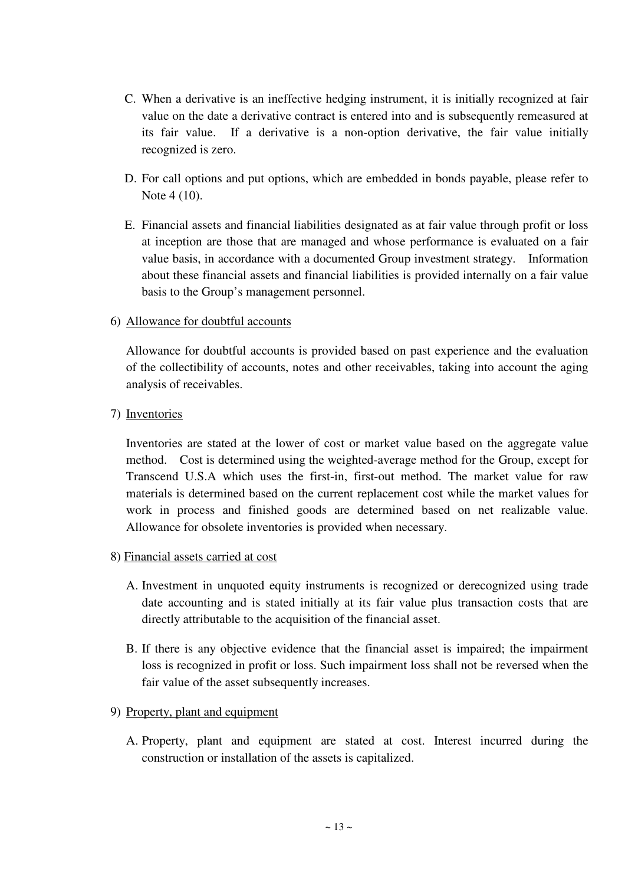C. When a derivative is an ineffective hedging instrument, it is initially recognized at fair value on the date a derivative contract is entered into and is subsequently remeasured at its fair value. If a derivative is a non-option derivative, the fair value initially recognized is zero.

D. For call options and put options, which are embedded in bonds payable, please refer to Note 4 (10).

E. Financial assets and financial liabilities designated as at fair value through profit or loss at inception are those that are managed and whose performance is evaluated on a fair value basis, in accordance with a documented Group investment strategy. Information about these financial assets and financial liabilities is provided internally on a fair value basis to the Group's management personnel.

6) Allowance for doubtful accounts

Allowance for doubtful accounts is provided based on past experience and the evaluation of the collectibility of accounts, notes and other receivables, taking into account the aging analysis of receivables.

7) Inventories

Inventories are stated at the lower of cost or market value based on the aggregate value method. Cost is determined using the weighted-average method for the Group, except for Transcend U.S.A which uses the first-in, first-out method. The market value for raw materials is determined based on the current replacement cost while the market values for work in process and finished goods are determined based on net realizable value. Allowance for obsolete inventories is provided when necessary.

8) Financial assets carried at cost

A. Investment in unquoted equity instruments is recognized or derecognized using trade date accounting and is stated initially at its fair value plus transaction costs that are directly attributable to the acquisition of the financial asset.

B. If there is any objective evidence that the financial asset is impaired; the impairment loss is recognized in profit or loss. Such impairment loss shall not be reversed when the fair value of the asset subsequently increases.

9) Property, plant and equipment

A. Property, plant and equipment are stated at cost. Interest incurred during the construction or installation of the assets is capitalized.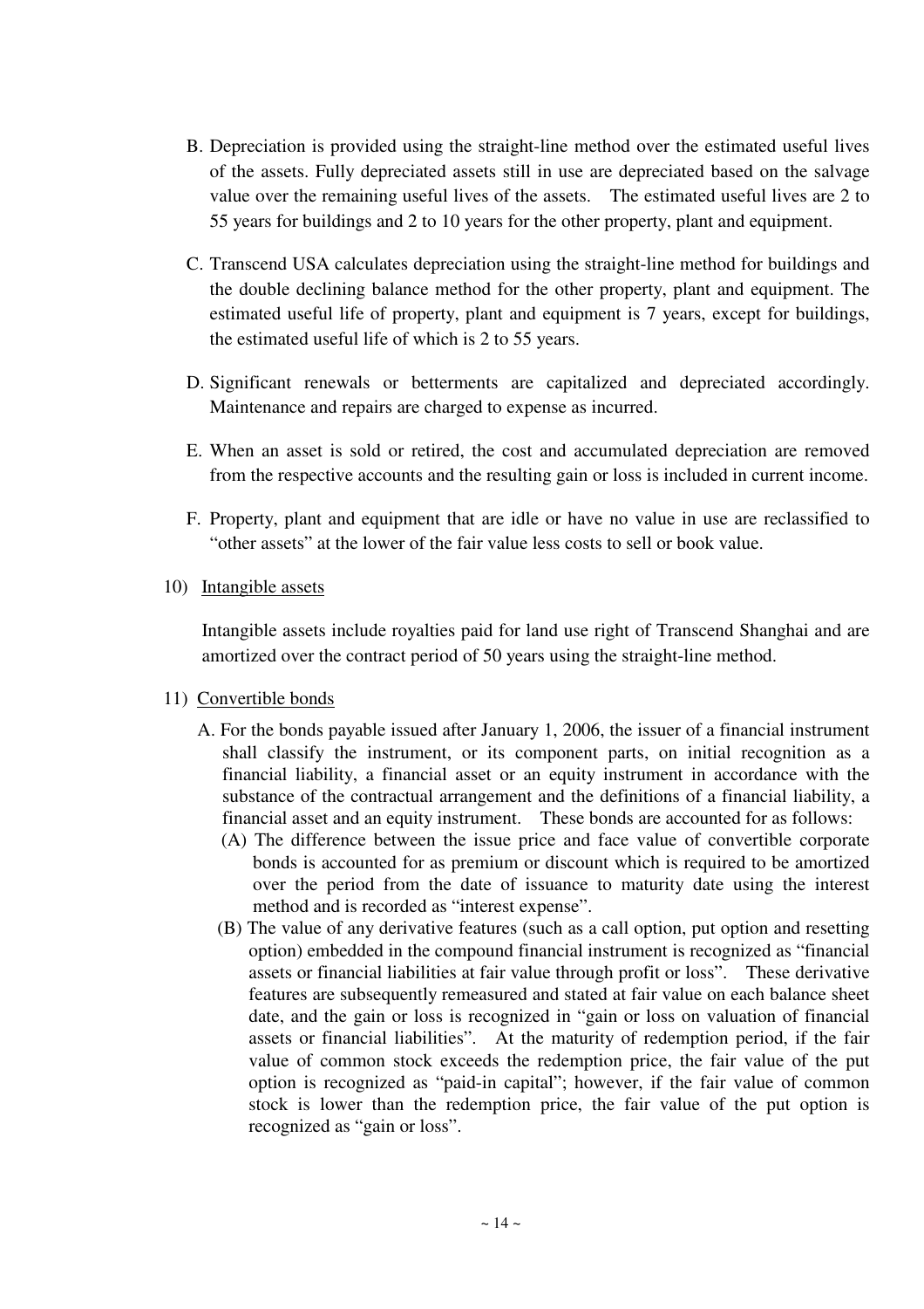B. Depreciation is provided using the straight-line method over the estimated useful lives of the assets. Fully depreciated assets still in use are depreciated based on the salvage value over the remaining useful lives of the assets. The estimated useful lives are 2 to 55 years for buildings and 2 to 10 years for the other property, plant and equipment.

C. Transcend USA calculates depreciation using the straight-line method for buildings and the double declining balance method for the other property, plant and equipment. The estimated useful life of property, plant and equipment is 7 years, except for buildings, the estimated useful life of which is 2 to 55 years.

D. Significant renewals or betterments are capitalized and depreciated accordingly. Maintenance and repairs are charged to expense as incurred.

E. When an asset is sold or retired, the cost and accumulated depreciation are removed from the respective accounts and the resulting gain or loss is included in current income.

F. Property, plant and equipment that are idle or have no value in use are reclassified to "other assets" at the lower of the fair value less costs to sell or book value.

10) Intangible assets

Intangible assets include royalties paid for land use right of Transcend Shanghai and are amortized over the contract period of 50 years using the straight-line method.

11) Convertible bonds

A. For the bonds payable issued after January 1, 2006, the issuer of a financial instrument shall classify the instrument, or its component parts, on initial recognition as a financial liability, a financial asset or an equity instrument in accordance with the substance of the contractual arrangement and the definitions of a financial liability, a financial asset and an equity instrument. These bonds are accounted for as follows:

(A) The difference between the issue price and face value of convertible corporate bonds is accounted for as premium or discount which is required to be amortized over the period from the date of issuance to maturity date using the interest method and is recorded as "interest expense".

(B) The value of any derivative features (such as a call option, put option and resetting option) embedded in the compound financial instrument is recognized as "financial assets or financial liabilities at fair value through profit or loss". These derivative features are subsequently remeasured and stated at fair value on each balance sheet date, and the gain or loss is recognized in "gain or loss on valuation of financial assets or financial liabilities". At the maturity of redemption period, if the fair value of common stock exceeds the redemption price, the fair value of the put option is recognized as "paid-in capital"; however, if the fair value of common stock is lower than the redemption price, the fair value of the put option is recognized as "gain or loss".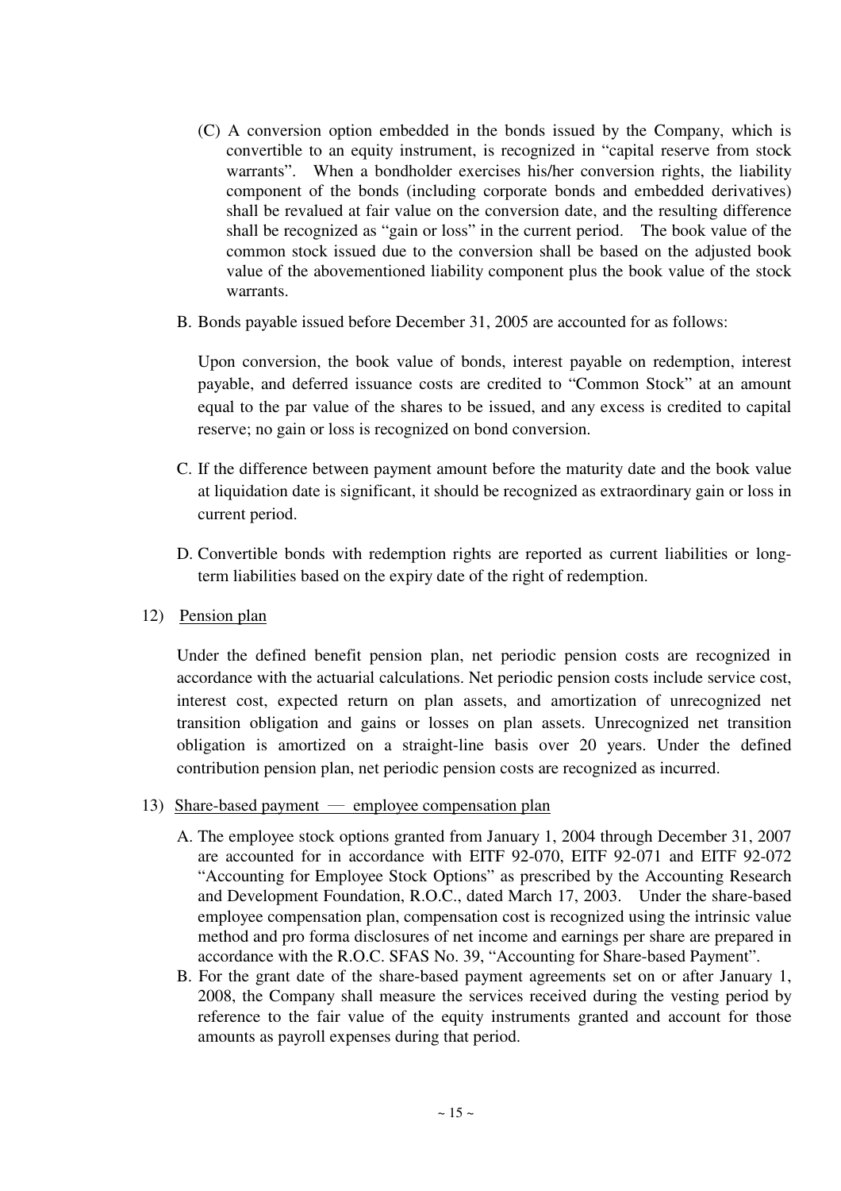(C) A conversion option embedded in the bonds issued by the Company, which is convertible to an equity instrument, is recognized in "capital reserve from stock warrants". When a bondholder exercises his/her conversion rights, the liability component of the bonds (including corporate bonds and embedded derivatives) shall be revalued at fair value on the conversion date, and the resulting difference shall be recognized as "gain or loss" in the current period. The book value of the common stock issued due to the conversion shall be based on the adjusted book value of the abovementioned liability component plus the book value of the stock warrants.

B. Bonds payable issued before December 31, 2005 are accounted for as follows:

Upon conversion, the book value of bonds, interest payable on redemption, interest payable, and deferred issuance costs are credited to "Common Stock" at an amount equal to the par value of the shares to be issued, and any excess is credited to capital reserve; no gain or loss is recognized on bond conversion.

C. If the difference between payment amount before the maturity date and the book value at liquidation date is significant, it should be recognized as extraordinary gain or loss in current period.

D. Convertible bonds with redemption rights are reported as current liabilities or long-term liabilities based on the expiry date of the right of redemption.

12) Pension plan

Under the defined benefit pension plan, net periodic pension costs are recognized in accordance with the actuarial calculations. Net periodic pension costs include service cost, interest cost, expected return on plan assets, and amortization of unrecognized net transition obligation and gains or losses on plan assets. Unrecognized net transition obligation is amortized on a straight-line basis over 20 years. Under the defined contribution pension plan, net periodic pension costs are recognized as incurred.

13) Share-based payment — employee compensation plan

A. The employee stock options granted from January 1, 2004 through December 31, 2007 are accounted for in accordance with EITF 92-070, EITF 92-071 and EITF 92-072 "Accounting for Employee Stock Options" as prescribed by the Accounting Research and Development Foundation, R.O.C., dated March 17, 2003. Under the share-based employee compensation plan, compensation cost is recognized using the intrinsic value method and pro forma disclosures of net income and earnings per share are prepared in accordance with the R.O.C. SFAS No. 39, "Accounting for Share-based Payment".

B. For the grant date of the share-based payment agreements set on or after January 1, 2008, the Company shall measure the services received during the vesting period by reference to the fair value of the equity instruments granted and account for those amounts as payroll expenses during that period.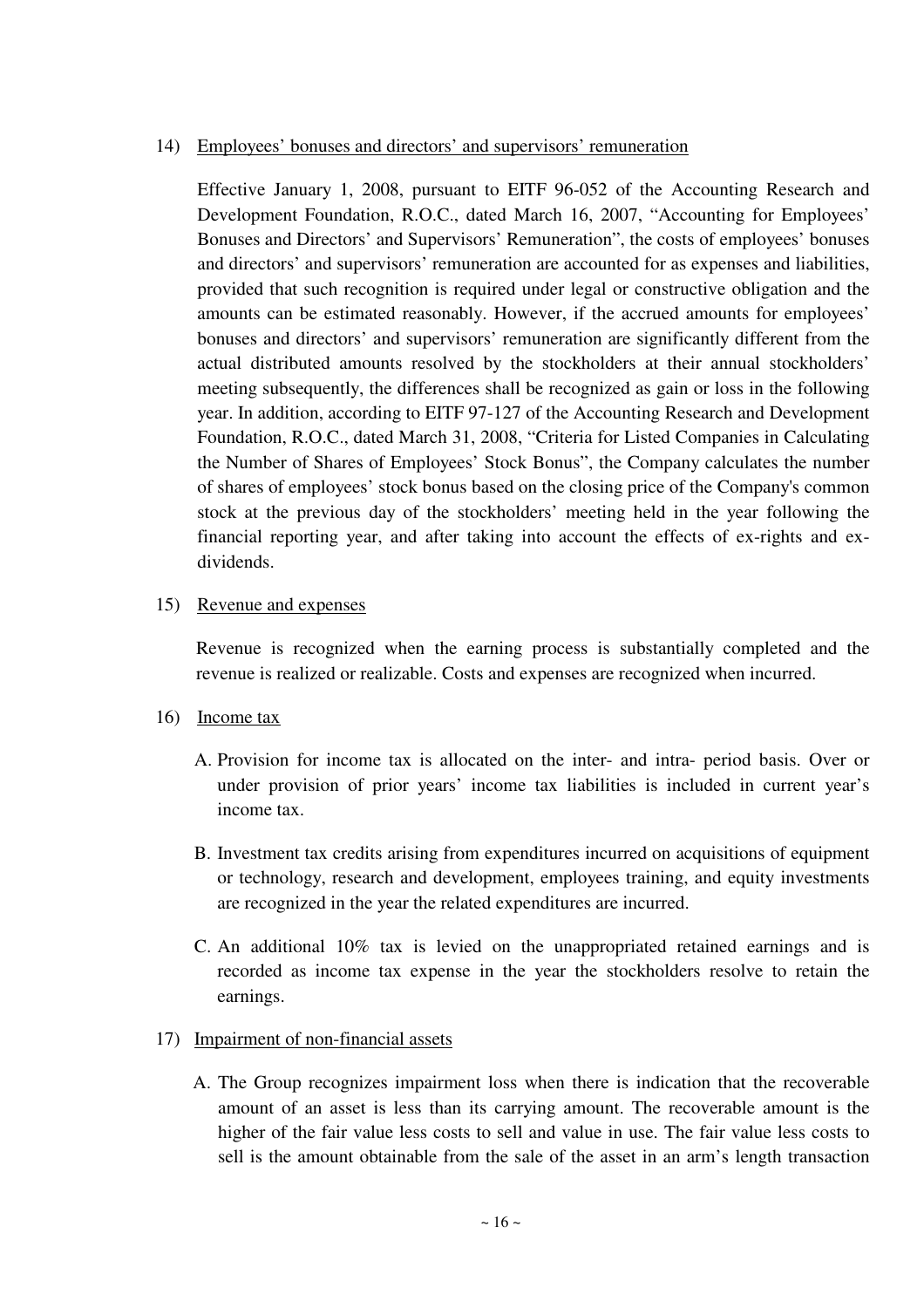14) Employees' bonuses and directors' and supervisors' remuneration

Effective January 1, 2008, pursuant to EITF 96-052 of the Accounting Research and Development Foundation, R.O.C., dated March 16, 2007, "Accounting for Employees' Bonuses and Directors' and Supervisors' Remuneration", the costs of employees' bonuses and directors' and supervisors' remuneration are accounted for as expenses and liabilities, provided that such recognition is required under legal or constructive obligation and the amounts can be estimated reasonably. However, if the accrued amounts for employees' bonuses and directors' and supervisors' remuneration are significantly different from the actual distributed amounts resolved by the stockholders at their annual stockholders' meeting subsequently, the differences shall be recognized as gain or loss in the following year. In addition, according to EITF 97-127 of the Accounting Research and Development Foundation, R.O.C., dated March 31, 2008, "Criteria for Listed Companies in Calculating the Number of Shares of Employees' Stock Bonus", the Company calculates the number of shares of employees' stock bonus based on the closing price of the Company's common stock at the previous day of the stockholders' meeting held in the year following the financial reporting year, and after taking into account the effects of ex-rights and ex-dividends.

15) Revenue and expenses

Revenue is recognized when the earning process is substantially completed and the revenue is realized or realizable. Costs and expenses are recognized when incurred.

16) Income tax

A. Provision for income tax is allocated on the inter- and intra- period basis. Over or under provision of prior years' income tax liabilities is included in current year's income tax.

B. Investment tax credits arising from expenditures incurred on acquisitions of equipment or technology, research and development, employees training, and equity investments are recognized in the year the related expenditures are incurred.

C. An additional 10% tax is levied on the unappropriated retained earnings and is recorded as income tax expense in the year the stockholders resolve to retain the earnings.

17) Impairment of non-financial assets

A. The Group recognizes impairment loss when there is indication that the recoverable amount of an asset is less than its carrying amount. The recoverable amount is the higher of the fair value less costs to sell and value in use. The fair value less costs to sell is the amount obtainable from the sale of the asset in an arm's length transaction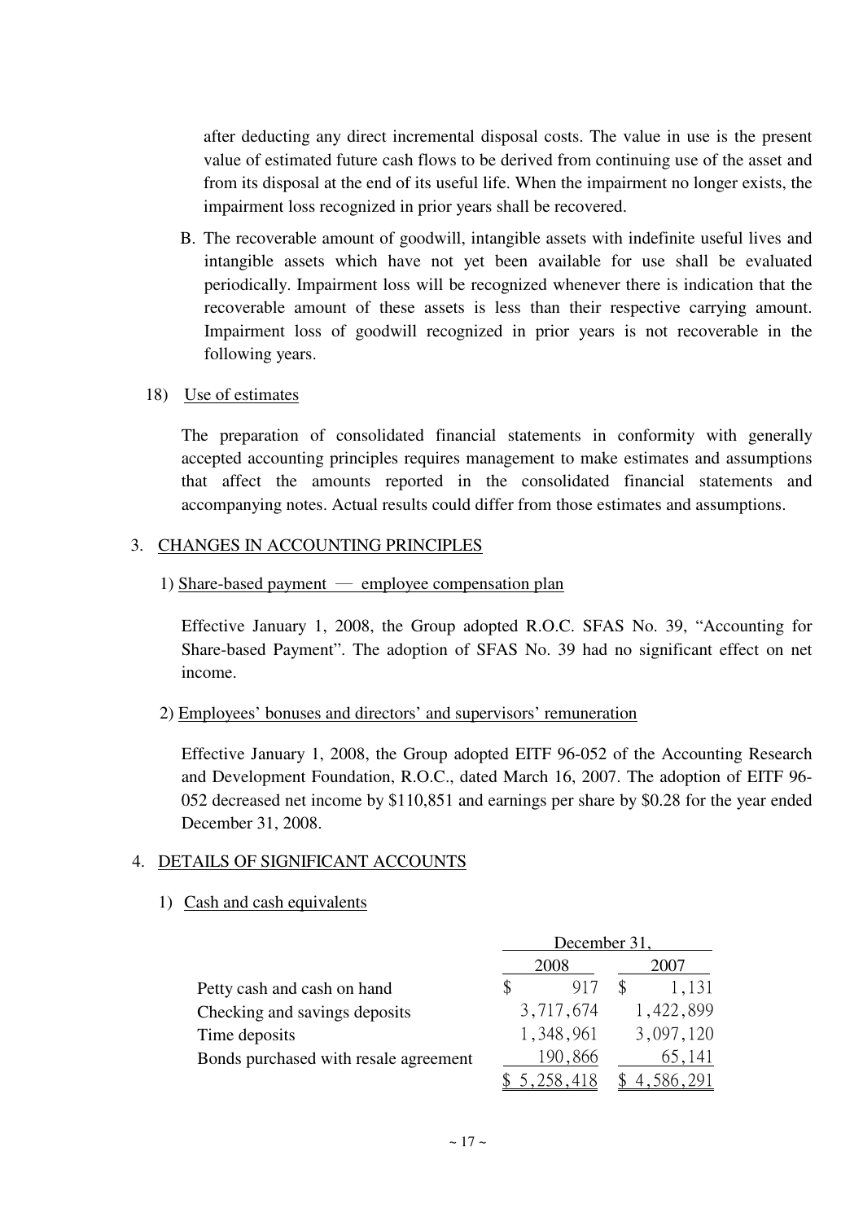after deducting any direct incremental disposal costs. The value in use is the present value of estimated future cash flows to be derived from continuing use of the asset and from its disposal at the end of its useful life. When the impairment no longer exists, the impairment loss recognized in prior years shall be recovered.

B. The recoverable amount of goodwill, intangible assets with indefinite useful lives and intangible assets which have not yet been available for use shall be evaluated periodically. Impairment loss will be recognized whenever there is indication that the recoverable amount of these assets is less than their respective carrying amount. Impairment loss of goodwill recognized in prior years is not recoverable in the following years.

18) Use of estimates

The preparation of consolidated financial statements in conformity with generally accepted accounting principles requires management to make estimates and assumptions that affect the amounts reported in the consolidated financial statements and accompanying notes. Actual results could differ from those estimates and assumptions.

## 3. CHANGES IN ACCOUNTING PRINCIPLES

1) Share-based payment — employee compensation plan

Effective January 1, 2008, the Group adopted R.O.C. SFAS No. 39, "Accounting for Share-based Payment". The adoption of SFAS No. 39 had no significant effect on net income.

2) Employees' bonuses and directors' and supervisors' remuneration

Effective January 1, 2008, the Group adopted EITF 96-052 of the Accounting Research and Development Foundation, R.O.C., dated March 16, 2007. The adoption of EITF 96-052 decreased net income by $110,851 and earnings per share by $0.28 for the year ended December 31, 2008.

## 4. DETAILS OF SIGNIFICANT ACCOUNTS

1) Cash and cash equivalents

| | December 31, | |
|---|---|---|
| | 2008 | 2007 |
| Petty cash and cash on hand | $ 917 | $ 1,131 |
| Checking and savings deposits | 3,717,674 | 1,422,899 |
| Time deposits | 1,348,961 | 3,097,120 |
| Bonds purchased with resale agreement | 190,866 | 65,141 |
| | $ 5,258,418 | $ 4,586,291 |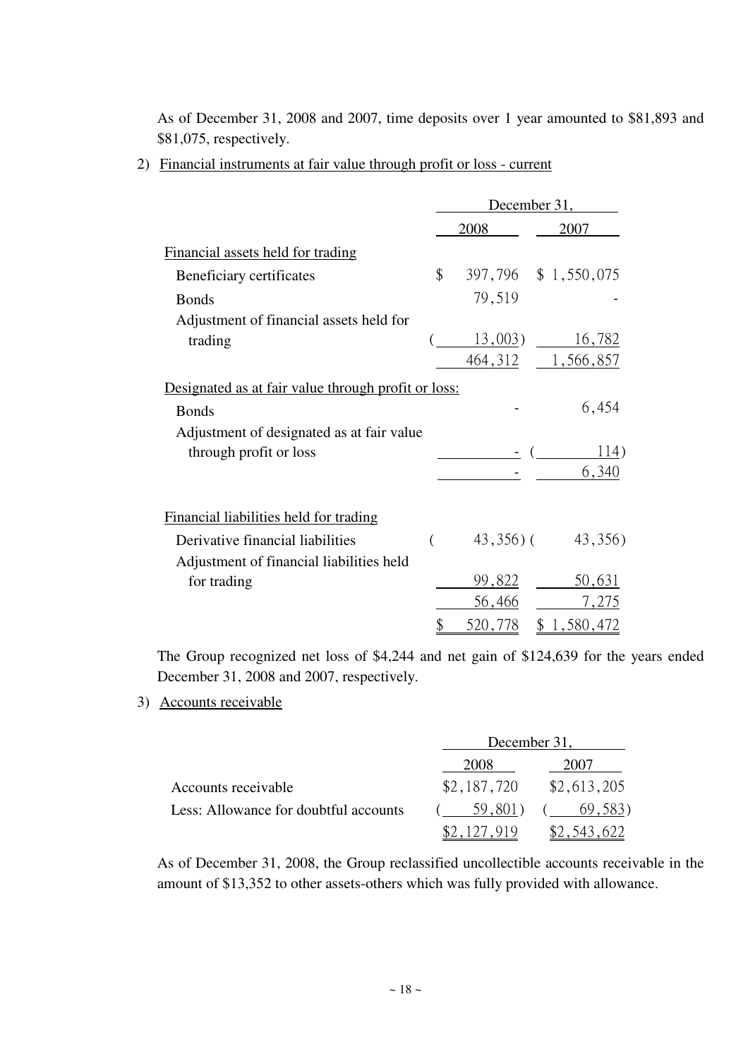As of December 31, 2008 and 2007, time deposits over 1 year amounted to $81,893 and $81,075, respectively.

2) Financial instruments at fair value through profit or loss - current

| | December 31, | |
|---|---|---|
| | 2008 | 2007 |
| Financial assets held for trading | | |
| Beneficiary certificates | $ 397,796 | $ 1,550,075 |
| Bonds | 79,519 | - |
| Adjustment of financial assets held for trading | ( 13,003) | 16,782 |
| | 464,312 | 1,566,857 |
| Designated as at fair value through profit or loss: | | |
| Bonds | - | 6,454 |
| Adjustment of designated as at fair value through profit or loss | - | ( 114) |
| | - | 6,340 |
| Financial liabilities held for trading | | |
| Derivative financial liabilities | ( 43,356) | ( 43,356) |
| Adjustment of financial liabilities held for trading | 99,822 | 50,631 |
| | 56,466 | 7,275 |
| | $ 520,778 | $ 1,580,472 |

The Group recognized net loss of $4,244 and net gain of $124,639 for the years ended December 31, 2008 and 2007, respectively.

3) Accounts receivable

| | December 31, | |
|---|---|---|
| | 2008 | 2007 |
| Accounts receivable | $2,187,720 | $2,613,205 |
| Less: Allowance for doubtful accounts | ( 59,801) | ( 69,583) |
| | $2,127,919 | $2,543,622 |

As of December 31, 2008, the Group reclassified uncollectible accounts receivable in the amount of $13,352 to other assets-others which was fully provided with allowance.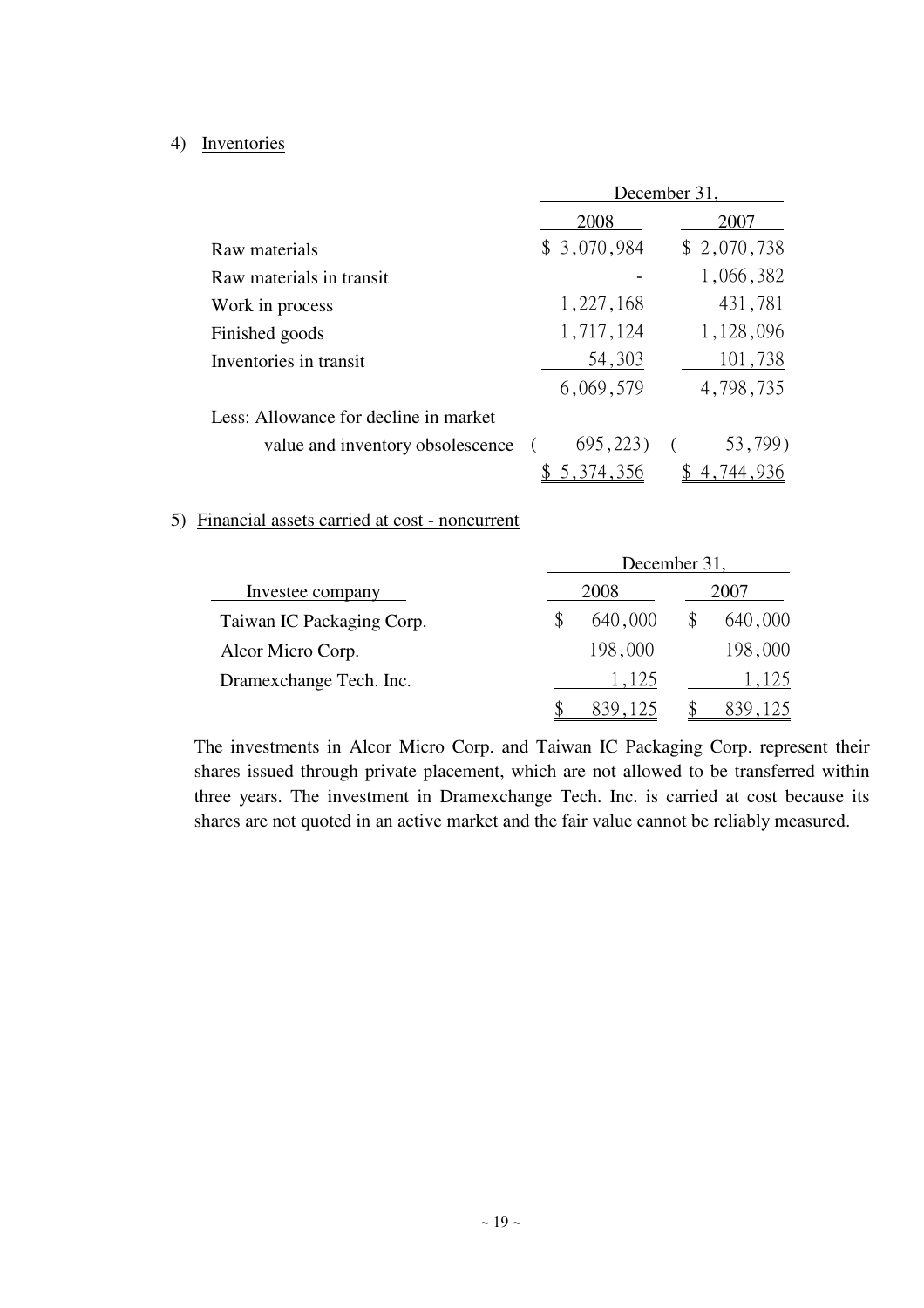4) Inventories

| | December 31, | |
|---|---|---|
| | 2008 | 2007 |
| Raw materials | $ 3,070,984 | $ 2,070,738 |
| Raw materials in transit | - | 1,066,382 |
| Work in process | 1,227,168 | 431,781 |
| Finished goods | 1,717,124 | 1,128,096 |
| Inventories in transit | 54,303 | 101,738 |
| | 6,069,579 | 4,798,735 |
| Less: Allowance for decline in market value and inventory obsolescence | ( 695,223) | ( 53,799) |
| | $ 5,374,356 | $ 4,744,936 |

5) Financial assets carried at cost - noncurrent

| | December 31, | |
|---|---|---|
| Investee company | 2008 | 2007 |
| Taiwan IC Packaging Corp. | $ 640,000 | $ 640,000 |
| Alcor Micro Corp. | 198,000 | 198,000 |
| Dramexchange Tech. Inc. | 1,125 | 1,125 |
| | $ 839,125 | $ 839,125 |

The investments in Alcor Micro Corp. and Taiwan IC Packaging Corp. represent their shares issued through private placement, which are not allowed to be transferred within three years. The investment in Dramexchange Tech. Inc. is carried at cost because its shares are not quoted in an active market and the fair value cannot be reliably measured.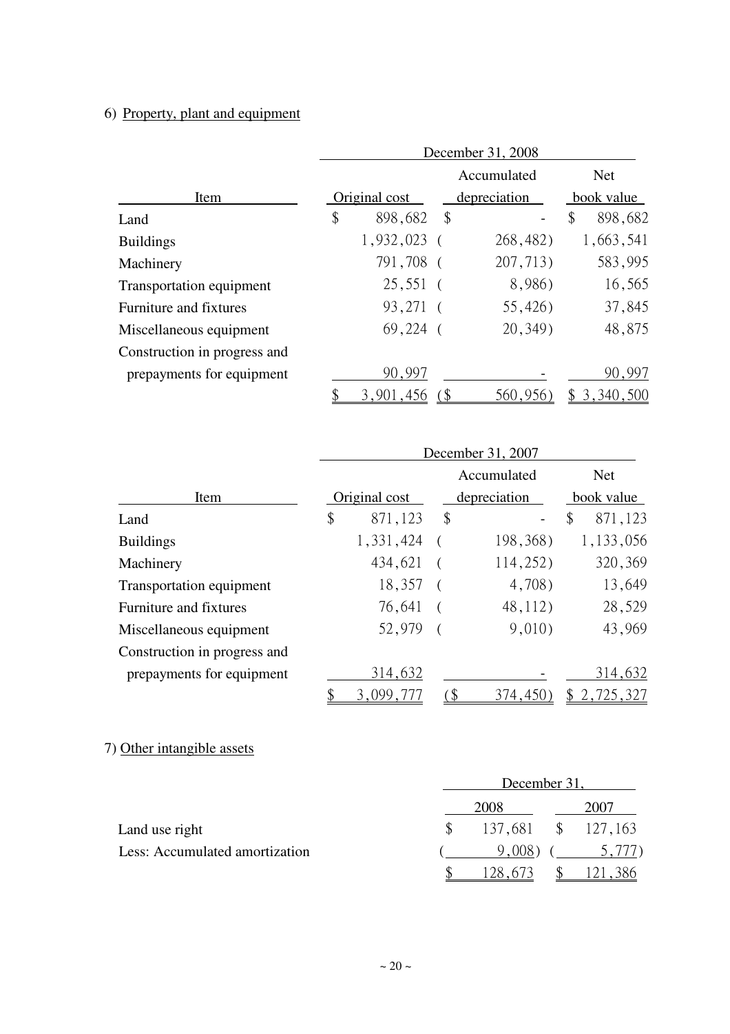6) Property, plant and equipment

| Item | December 31, 2008 | | |
|---|---|---|---|
| | Original cost | Accumulated depreciation | Net book value |
| Land | $ 898,682 | $ - | $ 898,682 |
| Buildings | 1,932,023 | ( 268,482) | 1,663,541 |
| Machinery | 791,708 | ( 207,713) | 583,995 |
| Transportation equipment | 25,551 | ( 8,986) | 16,565 |
| Furniture and fixtures | 93,271 | ( 55,426) | 37,845 |
| Miscellaneous equipment | 69,224 | ( 20,349) | 48,875 |
| Construction in progress and prepayments for equipment | 90,997 | - | 90,997 |
| | $ 3,901,456 | ($ 560,956) | $ 3,340,500 |

| Item | December 31, 2007 | | |
|---|---|---|---|
| | Original cost | Accumulated depreciation | Net book value |
| Land | $ 871,123 | $ - | $ 871,123 |
| Buildings | 1,331,424 | ( 198,368) | 1,133,056 |
| Machinery | 434,621 | ( 114,252) | 320,369 |
| Transportation equipment | 18,357 | ( 4,708) | 13,649 |
| Furniture and fixtures | 76,641 | ( 48,112) | 28,529 |
| Miscellaneous equipment | 52,979 | ( 9,010) | 43,969 |
| Construction in progress and prepayments for equipment | 314,632 | - | 314,632 |
| | $ 3,099,777 | ($ 374,450) | $ 2,725,327 |

7) Other intangible assets

| | December 31, | |
|---|---|---|
| | 2008 | 2007 |
| Land use right | $ 137,681 | $ 127,163 |
| Less: Accumulated amortization | ( 9,008) | ( 5,777) |
| | $ 128,673 | $ 121,386 |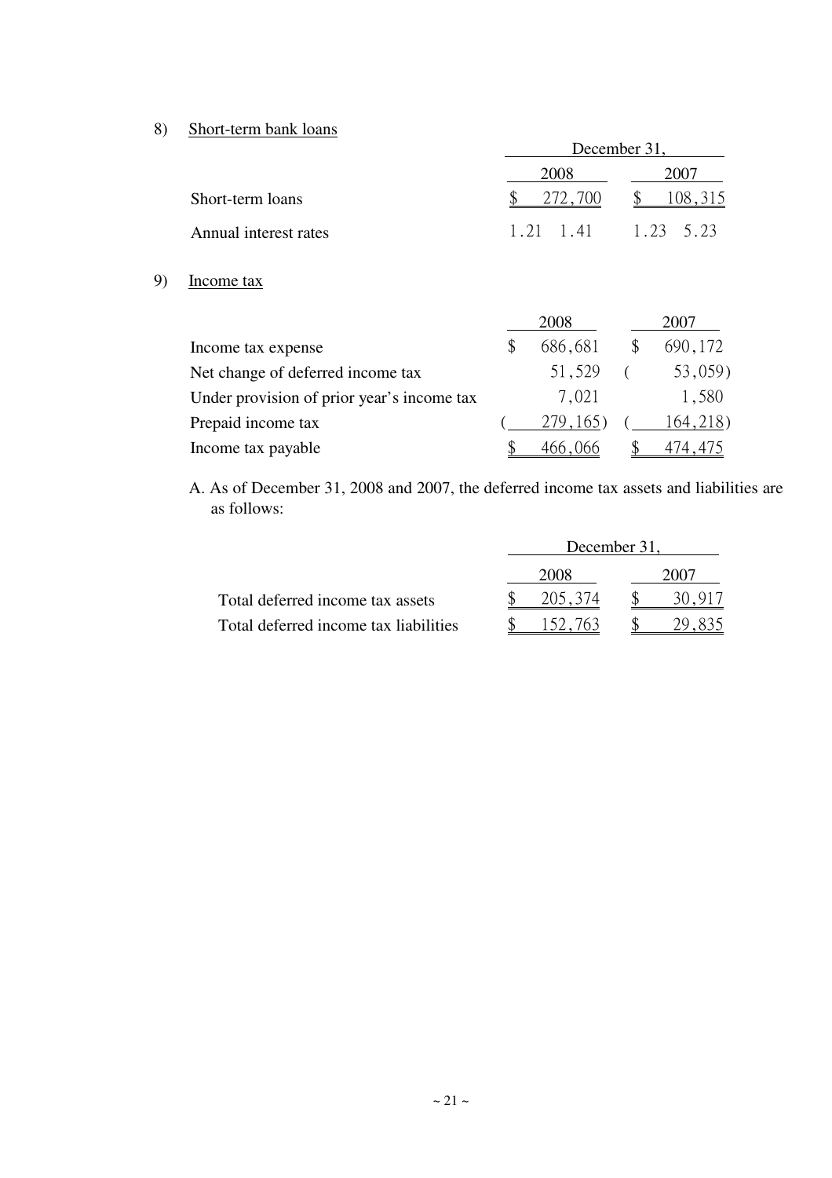8) Short-term bank loans

| | December 31, | |
|---|---|---|
| | 2008 | 2007 |
| Short-term loans | $ 272,700 | $ 108,315 |
| Annual interest rates | 1.21 1.41 | 1.23 5.23 |

9) Income tax

| | 2008 | 2007 |
|---|---|---|
| Income tax expense | $ 686,681 | $ 690,172 |
| Net change of deferred income tax | 51,529 | ( 53,059) |
| Under provision of prior year's income tax | 7,021 | 1,580 |
| Prepaid income tax | ( 279,165) | ( 164,218) |
| Income tax payable | $ 466,066 | $ 474,475 |

A. As of December 31, 2008 and 2007, the deferred income tax assets and liabilities are as follows:

| | December 31, | |
|---|---|---|
| | 2008 | 2007 |
| Total deferred income tax assets | $ 205,374 | $ 30,917 |
| Total deferred income tax liabilities | $ 152,763 | $ 29,835 |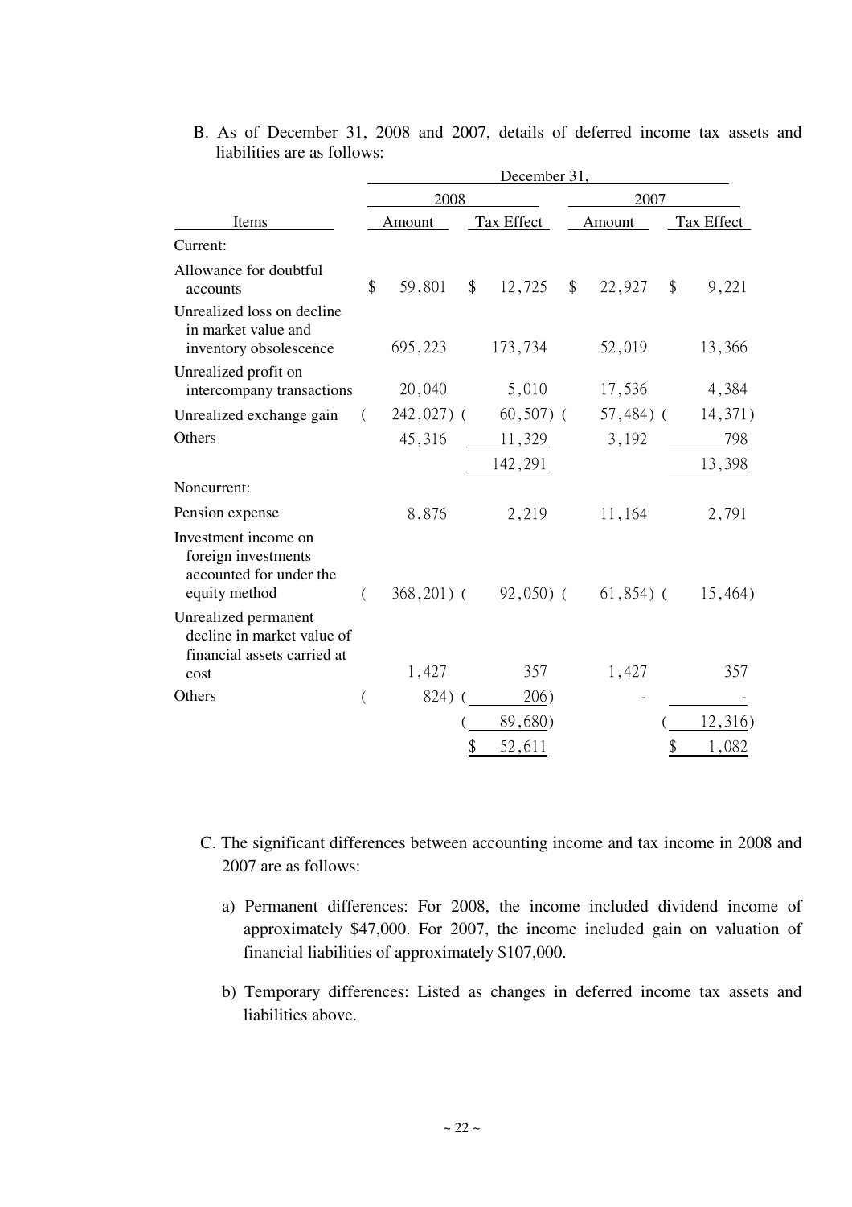B. As of December 31, 2008 and 2007, details of deferred income tax assets and liabilities are as follows:

| Items | December 31, 2008 Amount | 2008 Tax Effect | December 31, 2007 Amount | 2007 Tax Effect |
|---|---|---|---|---|
| Current: | | | | |
| Allowance for doubtful accounts | $ 59,801 | $ 12,725 | $ 22,927 | $ 9,221 |
| Unrealized loss on decline in market value and inventory obsolescence | 695,223 | 173,734 | 52,019 | 13,366 |
| Unrealized profit on intercompany transactions | 20,040 | 5,010 | 17,536 | 4,384 |
| Unrealized exchange gain | ( 242,027) | ( 60,507) | ( 57,484) | ( 14,371) |
| Others | 45,316 | 11,329 | 3,192 | 798 |
| | | 142,291 | | 13,398 |
| Noncurrent: | | | | |
| Pension expense | 8,876 | 2,219 | 11,164 | 2,791 |
| Investment income on foreign investments accounted for under the equity method | ( 368,201) | ( 92,050) | ( 61,854) | ( 15,464) |
| Unrealized permanent decline in market value of financial assets carried at cost | 1,427 | 357 | 1,427 | 357 |
| Others | ( 824) | ( 206) | - | - |
| | | ( 89,680) | | ( 12,316) |
| | | $ 52,611 | | $ 1,082 |

C. The significant differences between accounting income and tax income in 2008 and 2007 are as follows:

a) Permanent differences: For 2008, the income included dividend income of approximately $47,000. For 2007, the income included gain on valuation of financial liabilities of approximately $107,000.

b) Temporary differences: Listed as changes in deferred income tax assets and liabilities above.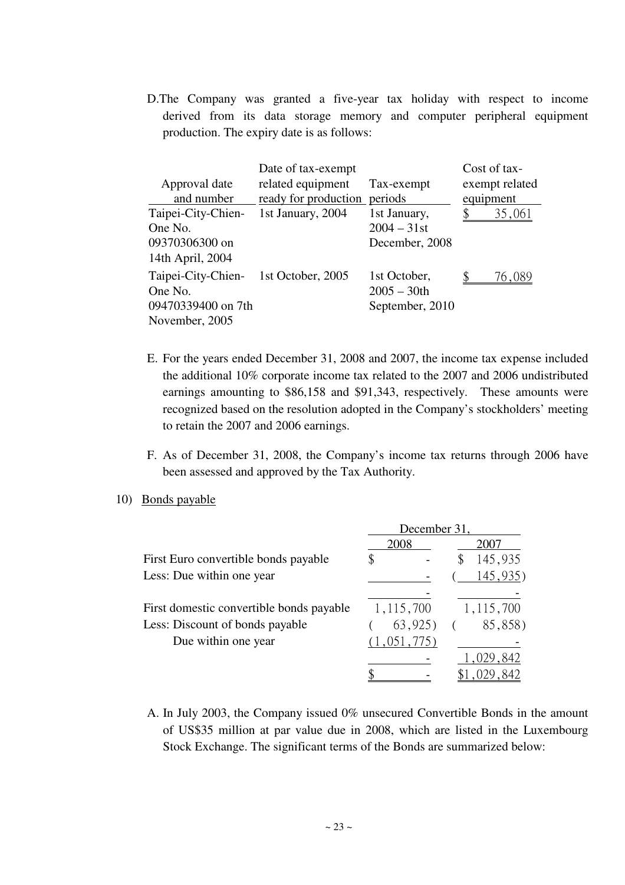D. The Company was granted a five-year tax holiday with respect to income derived from its data storage memory and computer peripheral equipment production. The expiry date is as follows:

| Approval date and number | Date of tax-exempt related equipment ready for production | Tax-exempt periods | Cost of tax-exempt related equipment |
|---|---|---|---|
| Taipei-City-Chien-One No. 09370306300 on 14th April, 2004 | 1st January, 2004 | 1st January, 2004 – 31st December, 2008 | $ 35,061 |
| Taipei-City-Chien-One No. 09470339400 on 7th November, 2005 | 1st October, 2005 | 1st October, 2005 – 30th September, 2010 | $ 76,089 |

E. For the years ended December 31, 2008 and 2007, the income tax expense included the additional 10% corporate income tax related to the 2007 and 2006 undistributed earnings amounting to $86,158 and $91,343, respectively. These amounts were recognized based on the resolution adopted in the Company's stockholders' meeting to retain the 2007 and 2006 earnings.

F. As of December 31, 2008, the Company's income tax returns through 2006 have been assessed and approved by the Tax Authority.

10) Bonds payable

| | December 31, 2008 | December 31, 2007 |
|---|---|---|
| First Euro convertible bonds payable | $ - | $ 145,935 |
| Less: Due within one year | - | ( 145,935) |
| | - | - |
| First domestic convertible bonds payable | 1,115,700 | 1,115,700 |
| Less: Discount of bonds payable | ( 63,925) | ( 85,858) |
| Due within one year | (1,051,775) | - |
| | - | 1,029,842 |
| | $ - | $1,029,842 |

A. In July 2003, the Company issued 0% unsecured Convertible Bonds in the amount of US$35 million at par value due in 2008, which are listed in the Luxembourg Stock Exchange. The significant terms of the Bonds are summarized below: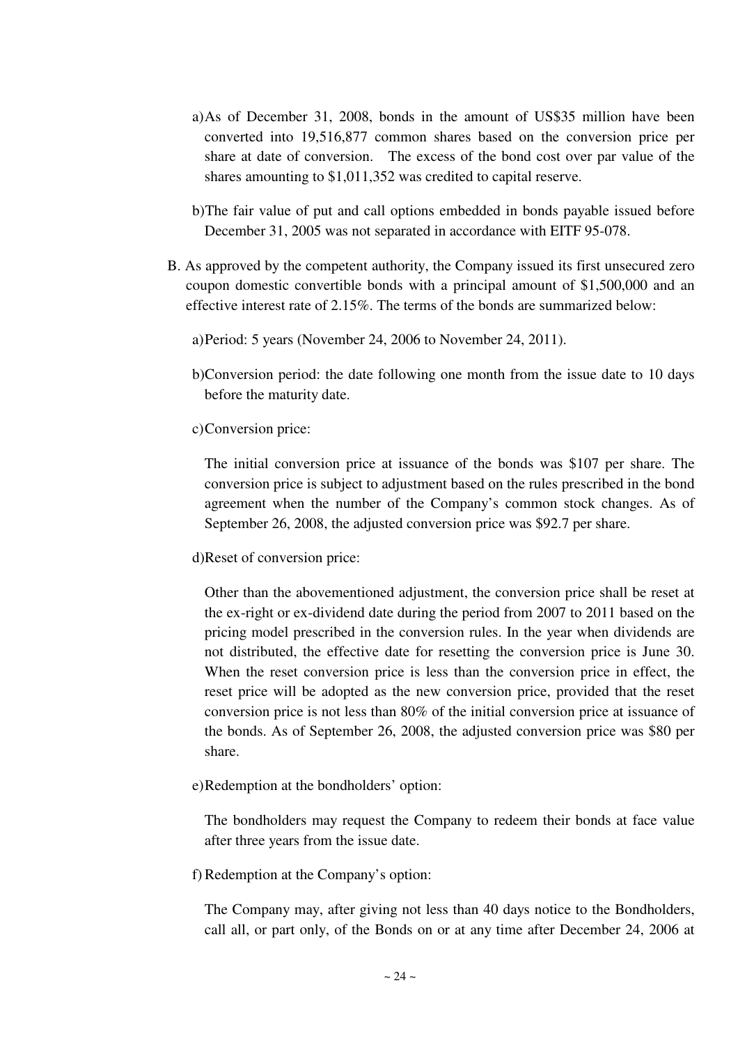a) As of December 31, 2008, bonds in the amount of US$35 million have been converted into 19,516,877 common shares based on the conversion price per share at date of conversion. The excess of the bond cost over par value of the shares amounting to $1,011,352 was credited to capital reserve.

b) The fair value of put and call options embedded in bonds payable issued before December 31, 2005 was not separated in accordance with EITF 95-078.

B. As approved by the competent authority, the Company issued its first unsecured zero coupon domestic convertible bonds with a principal amount of $1,500,000 and an effective interest rate of 2.15%. The terms of the bonds are summarized below:

a) Period: 5 years (November 24, 2006 to November 24, 2011).

b) Conversion period: the date following one month from the issue date to 10 days before the maturity date.

c) Conversion price:

The initial conversion price at issuance of the bonds was $107 per share. The conversion price is subject to adjustment based on the rules prescribed in the bond agreement when the number of the Company's common stock changes. As of September 26, 2008, the adjusted conversion price was $92.7 per share.

d) Reset of conversion price:

Other than the abovementioned adjustment, the conversion price shall be reset at the ex-right or ex-dividend date during the period from 2007 to 2011 based on the pricing model prescribed in the conversion rules. In the year when dividends are not distributed, the effective date for resetting the conversion price is June 30. When the reset conversion price is less than the conversion price in effect, the reset price will be adopted as the new conversion price, provided that the reset conversion price is not less than 80% of the initial conversion price at issuance of the bonds. As of September 26, 2008, the adjusted conversion price was $80 per share.

e) Redemption at the bondholders' option:

The bondholders may request the Company to redeem their bonds at face value after three years from the issue date.

f) Redemption at the Company's option:

The Company may, after giving not less than 40 days notice to the Bondholders, call all, or part only, of the Bonds on or at any time after December 24, 2006 at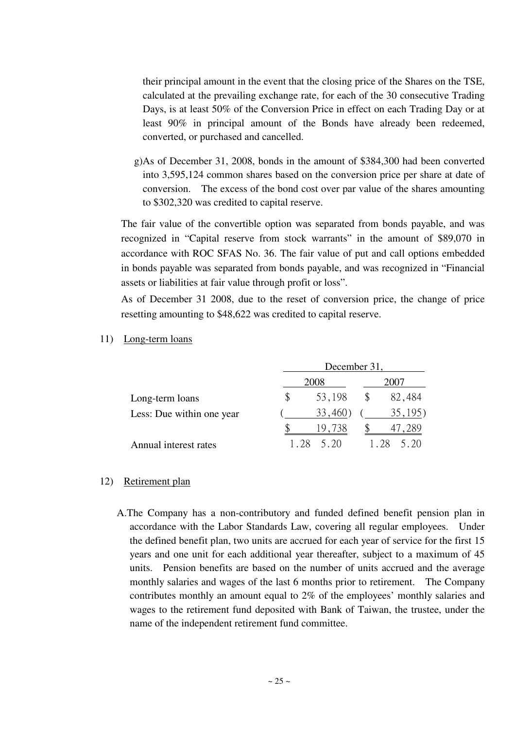their principal amount in the event that the closing price of the Shares on the TSE, calculated at the prevailing exchange rate, for each of the 30 consecutive Trading Days, is at least 50% of the Conversion Price in effect on each Trading Day or at least 90% in principal amount of the Bonds have already been redeemed, converted, or purchased and cancelled.

g) As of December 31, 2008, bonds in the amount of $384,300 had been converted into 3,595,124 common shares based on the conversion price per share at date of conversion. The excess of the bond cost over par value of the shares amounting to $302,320 was credited to capital reserve.

The fair value of the convertible option was separated from bonds payable, and was recognized in "Capital reserve from stock warrants" in the amount of $89,070 in accordance with ROC SFAS No. 36. The fair value of put and call options embedded in bonds payable was separated from bonds payable, and was recognized in "Financial assets or liabilities at fair value through profit or loss".

As of December 31 2008, due to the reset of conversion price, the change of price resetting amounting to $48,622 was credited to capital reserve.

11) Long-term loans

| | December 31, | |
|---|---|---|
| | 2008 | 2007 |
| Long-term loans | $ 53,198 | $ 82,484 |
| Less: Due within one year | ( 33,460) | ( 35,195) |
| | $ 19,738 | $ 47,289 |
| Annual interest rates | 1.28 5.20 | 1.28 5.20 |

12) Retirement plan

A. The Company has a non-contributory and funded defined benefit pension plan in accordance with the Labor Standards Law, covering all regular employees. Under the defined benefit plan, two units are accrued for each year of service for the first 15 years and one unit for each additional year thereafter, subject to a maximum of 45 units. Pension benefits are based on the number of units accrued and the average monthly salaries and wages of the last 6 months prior to retirement. The Company contributes monthly an amount equal to 2% of the employees' monthly salaries and wages to the retirement fund deposited with Bank of Taiwan, the trustee, under the name of the independent retirement fund committee.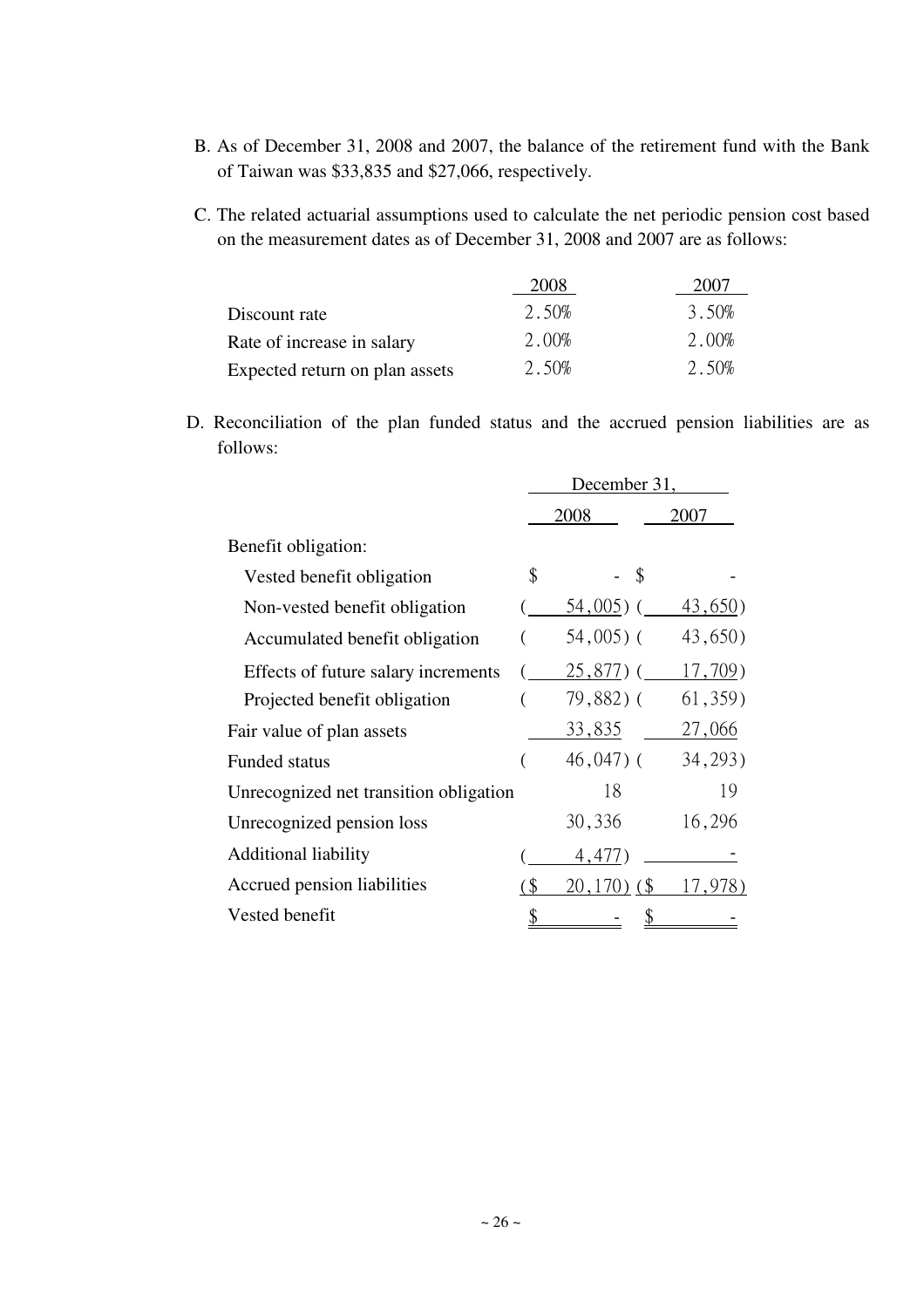B. As of December 31, 2008 and 2007, the balance of the retirement fund with the Bank of Taiwan was $33,835 and $27,066, respectively.

C. The related actuarial assumptions used to calculate the net periodic pension cost based on the measurement dates as of December 31, 2008 and 2007 are as follows:

| | 2008 | 2007 |
|---|---|---|
| Discount rate | 2.50% | 3.50% |
| Rate of increase in salary | 2.00% | 2.00% |
| Expected return on plan assets | 2.50% | 2.50% |

D. Reconciliation of the plan funded status and the accrued pension liabilities are as follows:

| | December 31, | |
|---|---|---|
| | 2008 | 2007 |
| Benefit obligation: | | |
| Vested benefit obligation | $ - | $ - |
| Non-vested benefit obligation | ( 54,005) | ( 43,650) |
| Accumulated benefit obligation | ( 54,005) | ( 43,650) |
| Effects of future salary increments | ( 25,877) | ( 17,709) |
| Projected benefit obligation | ( 79,882) | ( 61,359) |
| Fair value of plan assets | 33,835 | 27,066 |
| Funded status | ( 46,047) | ( 34,293) |
| Unrecognized net transition obligation | 18 | 19 |
| Unrecognized pension loss | 30,336 | 16,296 |
| Additional liability | ( 4,477) | - |
| Accrued pension liabilities | ($ 20,170) | ($ 17,978) |
| Vested benefit | $ - | $ - |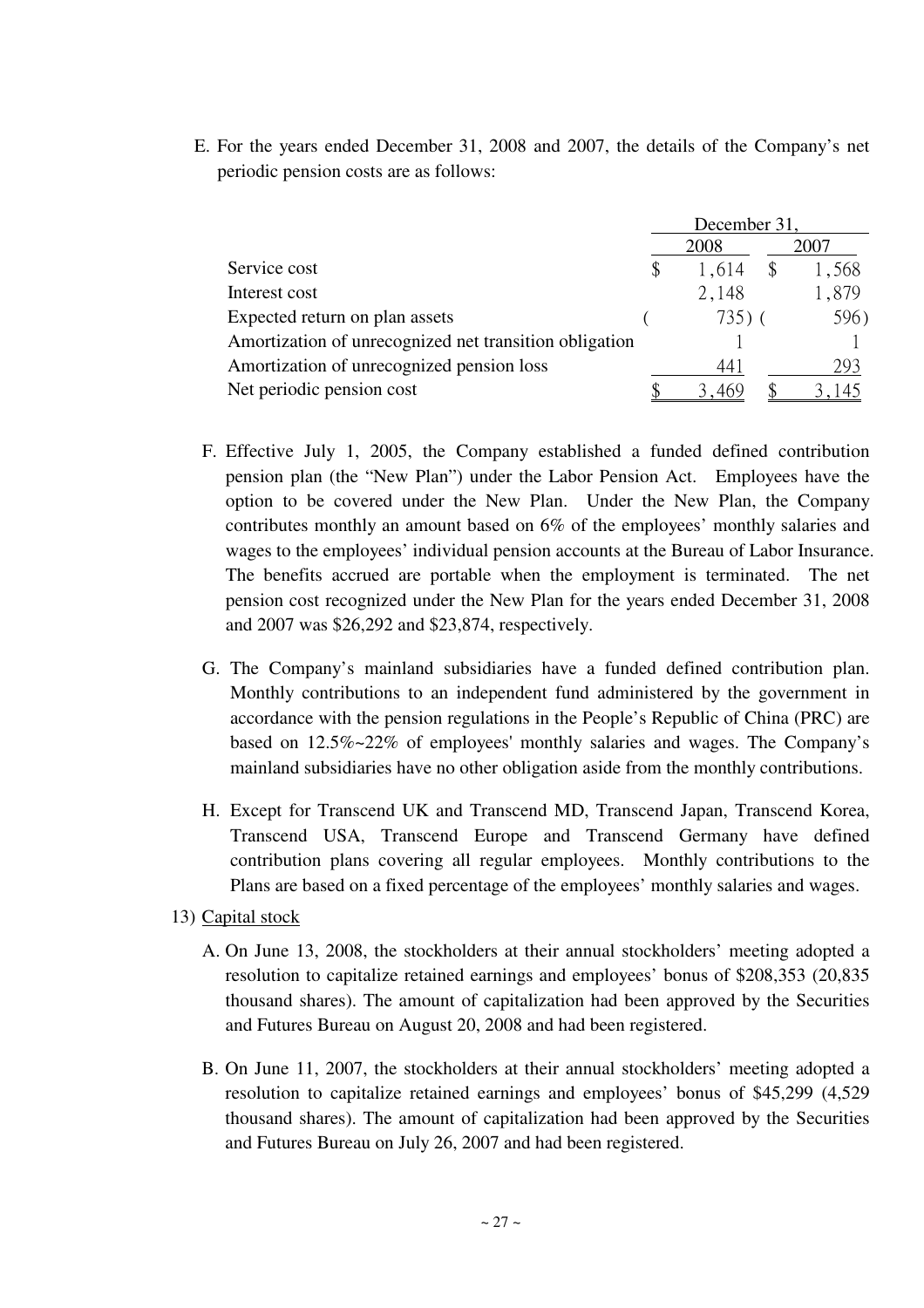E. For the years ended December 31, 2008 and 2007, the details of the Company's net periodic pension costs are as follows:

| | December 31, | |
|---|---|---|
| | 2008 | 2007 |
| Service cost | $ 1,614 | $ 1,568 |
| Interest cost | 2,148 | 1,879 |
| Expected return on plan assets | ( 735) | ( 596) |
| Amortization of unrecognized net transition obligation | 1 | 1 |
| Amortization of unrecognized pension loss | 441 | 293 |
| Net periodic pension cost | $ 3,469 | $ 3,145 |

F. Effective July 1, 2005, the Company established a funded defined contribution pension plan (the "New Plan") under the Labor Pension Act. Employees have the option to be covered under the New Plan. Under the New Plan, the Company contributes monthly an amount based on 6% of the employees' monthly salaries and wages to the employees' individual pension accounts at the Bureau of Labor Insurance. The benefits accrued are portable when the employment is terminated. The net pension cost recognized under the New Plan for the years ended December 31, 2008 and 2007 was $26,292 and $23,874, respectively.

G. The Company's mainland subsidiaries have a funded defined contribution plan. Monthly contributions to an independent fund administered by the government in accordance with the pension regulations in the People's Republic of China (PRC) are based on 12.5%~22% of employees' monthly salaries and wages. The Company's mainland subsidiaries have no other obligation aside from the monthly contributions.

H. Except for Transcend UK and Transcend MD, Transcend Japan, Transcend Korea, Transcend USA, Transcend Europe and Transcend Germany have defined contribution plans covering all regular employees. Monthly contributions to the Plans are based on a fixed percentage of the employees' monthly salaries and wages.

13) Capital stock

A. On June 13, 2008, the stockholders at their annual stockholders' meeting adopted a resolution to capitalize retained earnings and employees' bonus of $208,353 (20,835 thousand shares). The amount of capitalization had been approved by the Securities and Futures Bureau on August 20, 2008 and had been registered.

B. On June 11, 2007, the stockholders at their annual stockholders' meeting adopted a resolution to capitalize retained earnings and employees' bonus of $45,299 (4,529 thousand shares). The amount of capitalization had been approved by the Securities and Futures Bureau on July 26, 2007 and had been registered.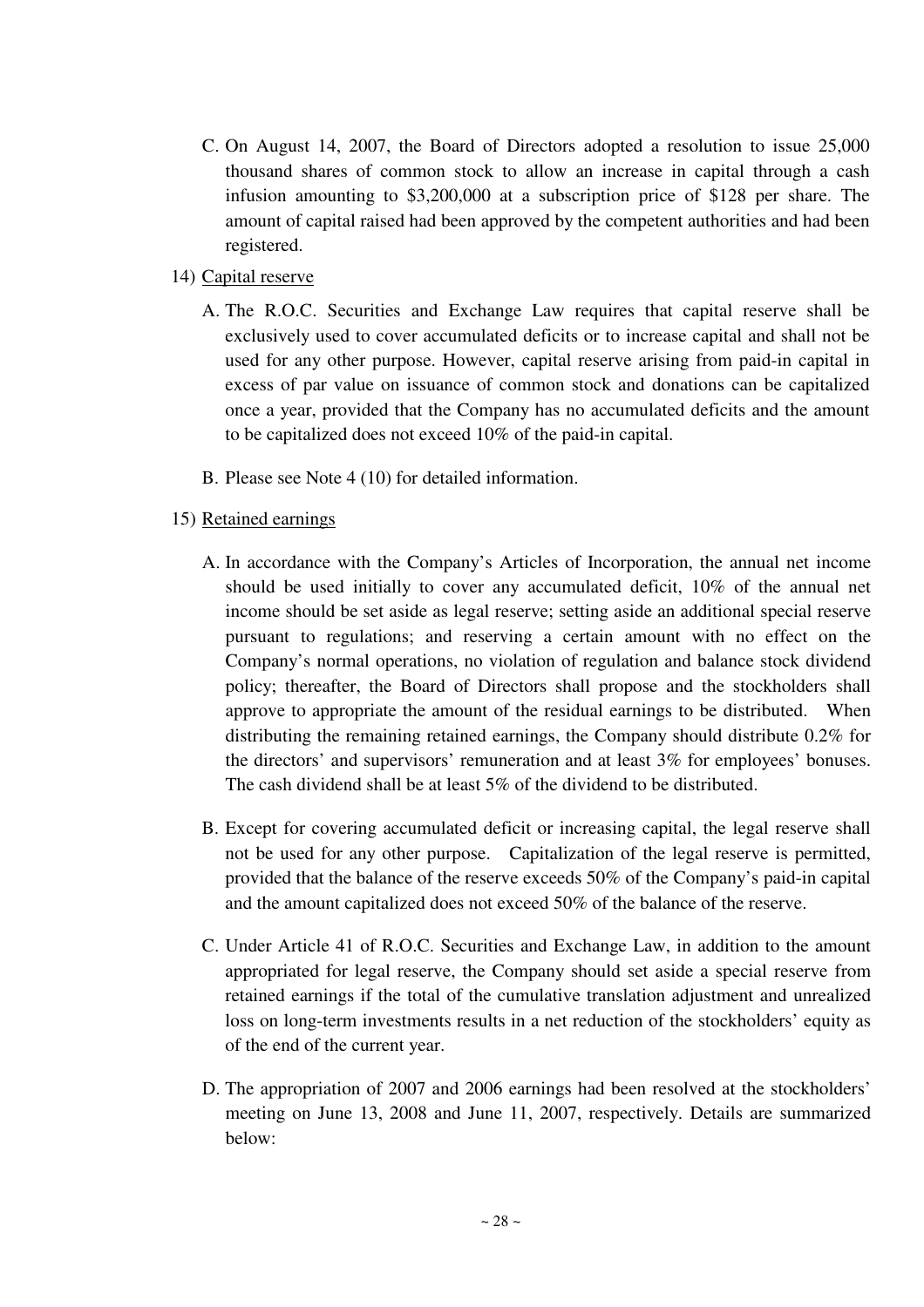C. On August 14, 2007, the Board of Directors adopted a resolution to issue 25,000 thousand shares of common stock to allow an increase in capital through a cash infusion amounting to $3,200,000 at a subscription price of $128 per share. The amount of capital raised had been approved by the competent authorities and had been registered.

14) Capital reserve

A. The R.O.C. Securities and Exchange Law requires that capital reserve shall be exclusively used to cover accumulated deficits or to increase capital and shall not be used for any other purpose. However, capital reserve arising from paid-in capital in excess of par value on issuance of common stock and donations can be capitalized once a year, provided that the Company has no accumulated deficits and the amount to be capitalized does not exceed 10% of the paid-in capital.

B. Please see Note 4 (10) for detailed information.

15) Retained earnings

A. In accordance with the Company's Articles of Incorporation, the annual net income should be used initially to cover any accumulated deficit, 10% of the annual net income should be set aside as legal reserve; setting aside an additional special reserve pursuant to regulations; and reserving a certain amount with no effect on the Company's normal operations, no violation of regulation and balance stock dividend policy; thereafter, the Board of Directors shall propose and the stockholders shall approve to appropriate the amount of the residual earnings to be distributed. When distributing the remaining retained earnings, the Company should distribute 0.2% for the directors' and supervisors' remuneration and at least 3% for employees' bonuses. The cash dividend shall be at least 5% of the dividend to be distributed.

B. Except for covering accumulated deficit or increasing capital, the legal reserve shall not be used for any other purpose. Capitalization of the legal reserve is permitted, provided that the balance of the reserve exceeds 50% of the Company's paid-in capital and the amount capitalized does not exceed 50% of the balance of the reserve.

C. Under Article 41 of R.O.C. Securities and Exchange Law, in addition to the amount appropriated for legal reserve, the Company should set aside a special reserve from retained earnings if the total of the cumulative translation adjustment and unrealized loss on long-term investments results in a net reduction of the stockholders' equity as of the end of the current year.

D. The appropriation of 2007 and 2006 earnings had been resolved at the stockholders' meeting on June 13, 2008 and June 11, 2007, respectively. Details are summarized below: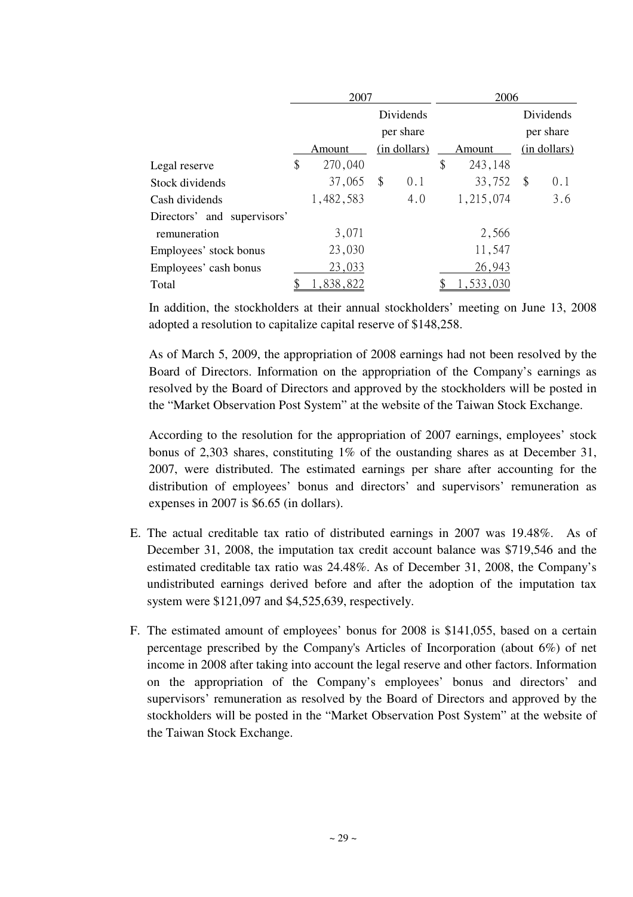| | 2007 | | 2006 | |
|---|---|---|---|---|
| | Amount | Dividends per share (in dollars) | Amount | Dividends per share (in dollars) |
| Legal reserve | $ 270,040 | | $ 243,148 | |
| Stock dividends | 37,065 | $ 0.1 | 33,752 | $ 0.1 |
| Cash dividends | 1,482,583 | 4.0 | 1,215,074 | 3.6 |
| Directors' and supervisors' remuneration | 3,071 | | 2,566 | |
| Employees' stock bonus | 23,030 | | 11,547 | |
| Employees' cash bonus | 23,033 | | 26,943 | |
| Total | $ 1,838,822 | | $ 1,533,030 | |

In addition, the stockholders at their annual stockholders' meeting on June 13, 2008 adopted a resolution to capitalize capital reserve of $148,258.

As of March 5, 2009, the appropriation of 2008 earnings had not been resolved by the Board of Directors. Information on the appropriation of the Company's earnings as resolved by the Board of Directors and approved by the stockholders will be posted in the "Market Observation Post System" at the website of the Taiwan Stock Exchange.

According to the resolution for the appropriation of 2007 earnings, employees' stock bonus of 2,303 shares, constituting 1% of the oustanding shares as at December 31, 2007, were distributed. The estimated earnings per share after accounting for the distribution of employees' bonus and directors' and supervisors' remuneration as expenses in 2007 is $6.65 (in dollars).

E. The actual creditable tax ratio of distributed earnings in 2007 was 19.48%. As of December 31, 2008, the imputation tax credit account balance was $719,546 and the estimated creditable tax ratio was 24.48%. As of December 31, 2008, the Company's undistributed earnings derived before and after the adoption of the imputation tax system were $121,097 and $4,525,639, respectively.

F. The estimated amount of employees' bonus for 2008 is $141,055, based on a certain percentage prescribed by the Company's Articles of Incorporation (about 6%) of net income in 2008 after taking into account the legal reserve and other factors. Information on the appropriation of the Company's employees' bonus and directors' and supervisors' remuneration as resolved by the Board of Directors and approved by the stockholders will be posted in the "Market Observation Post System" at the website of the Taiwan Stock Exchange.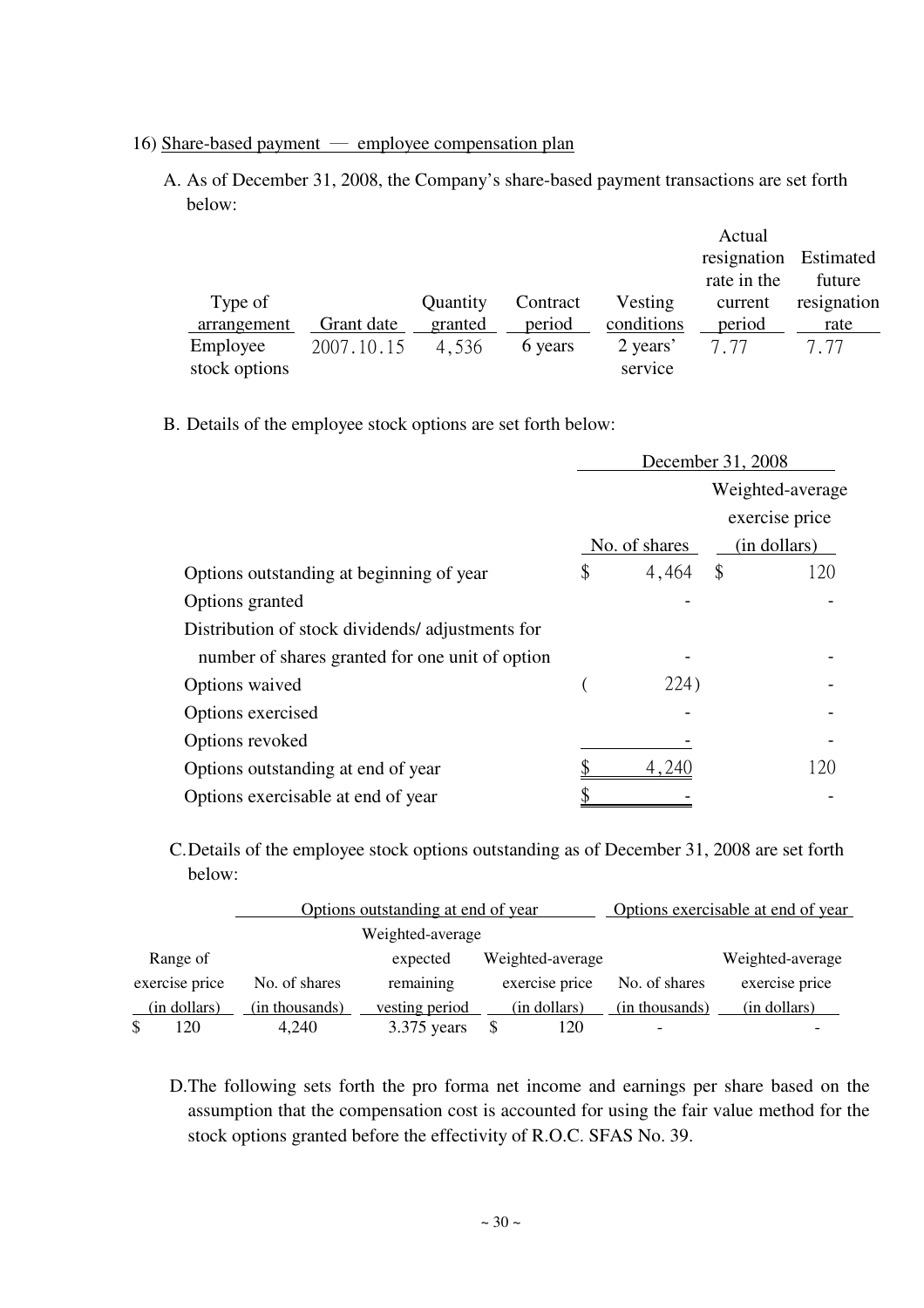16) Share-based payment — employee compensation plan

A. As of December 31, 2008, the Company's share-based payment transactions are set forth below:

| Type of arrangement | Grant date | Quantity granted | Contract period | Vesting conditions | Actual resignation rate in the current period | Estimated future resignation rate |
|---|---|---|---|---|---|---|
| Employee stock options | 2007.10.15 | 4,536 | 6 years | 2 years' service | 7.77 | 7.77 |

B. Details of the employee stock options are set forth below:

| | December 31, 2008 | |
|---|---|---|
| | No. of shares | Weighted-average exercise price (in dollars) |
| Options outstanding at beginning of year | $ 4,464 | $ 120 |
| Options granted | - | - |
| Distribution of stock dividends/ adjustments for number of shares granted for one unit of option | - | - |
| Options waived | ( 224) | - |
| Options exercised | - | - |
| Options revoked | - | - |
| Options outstanding at end of year | $ 4,240 | 120 |
| Options exercisable at end of year | $ - | - |

C. Details of the employee stock options outstanding as of December 31, 2008 are set forth below:

| | Options outstanding at end of year | | | Options exercisable at end of year | |
|---|---|---|---|---|---|
| Range of exercise price (in dollars) | No. of shares (in thousands) | Weighted-average expected remaining vesting period | Weighted-average exercise price (in dollars) | No. of shares (in thousands) | Weighted-average exercise price (in dollars) |
| $ 120 | 4,240 | 3.375 years | $ 120 | - | - |

D. The following sets forth the pro forma net income and earnings per share based on the assumption that the compensation cost is accounted for using the fair value method for the stock options granted before the effectivity of R.O.C. SFAS No. 39.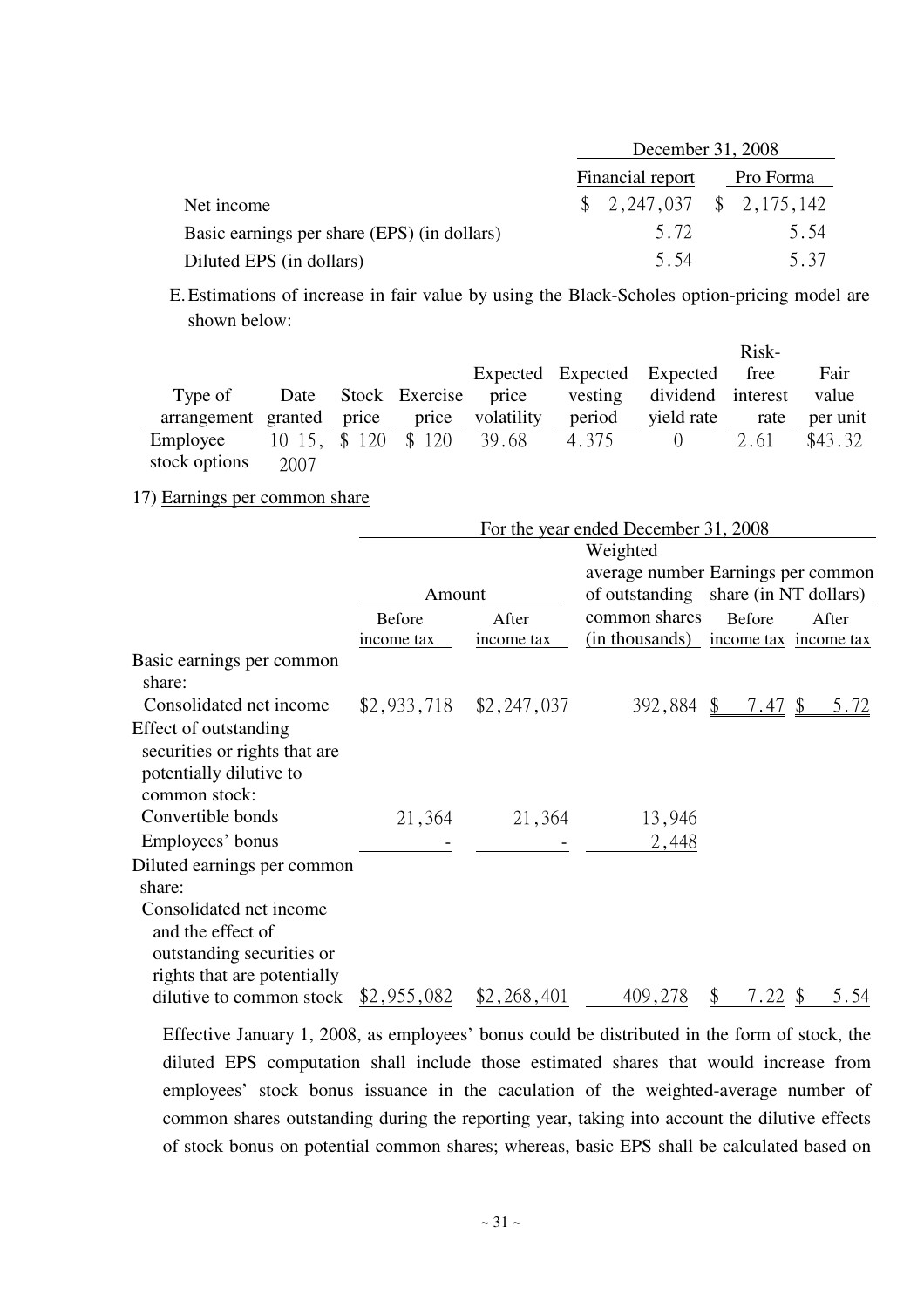| | December 31, 2008 | |
|---|---|---|
| | Financial report | Pro Forma |
| Net income | $ 2,247,037 | $ 2,175,142 |
| Basic earnings per share (EPS) (in dollars) | 5.72 | 5.54 |
| Diluted EPS (in dollars) | 5.54 | 5.37 |

E. Estimations of increase in fair value by using the Black-Scholes option-pricing model are shown below:

| Type of arrangement | Date granted | Stock price | Exercise price | Expected price volatility | Expected vesting period | Expected dividend yield rate | Risk-free interest rate | Fair value per unit |
|---|---|---|---|---|---|---|---|---|
| Employee stock options | 10 15, 2007 | $ 120 | $ 120 | 39.68 | 4.375 | 0 | 2.61 | $43.32 |

17) Earnings per common share

| | For the year ended December 31, 2008 | | | | |
|---|---|---|---|---|---|
| | Amount | | Weighted average number of outstanding common shares (in thousands) | Earnings per common share (in NT dollars) | |
| | Before income tax | After income tax | | Before income tax | After income tax |
| Basic earnings per common share: | | | | | |
| Consolidated net income | $2,933,718 | $2,247,037 | 392,884 | $ 7.47 | $ 5.72 |
| Effect of outstanding securities or rights that are potentially dilutive to common stock: | | | | | |
| Convertible bonds | 21,364 | 21,364 | 13,946 | | |
| Employees' bonus | - | - | 2,448 | | |
| Diluted earnings per common share: | | | | | |
| Consolidated net income and the effect of outstanding securities or rights that are potentially dilutive to common stock | $2,955,082 | $2,268,401 | 409,278 | $ 7.22 | $ 5.54 |

Effective January 1, 2008, as employees' bonus could be distributed in the form of stock, the diluted EPS computation shall include those estimated shares that would increase from employees' stock bonus issuance in the caculation of the weighted-average number of common shares outstanding during the reporting year, taking into account the dilutive effects of stock bonus on potential common shares; whereas, basic EPS shall be calculated based on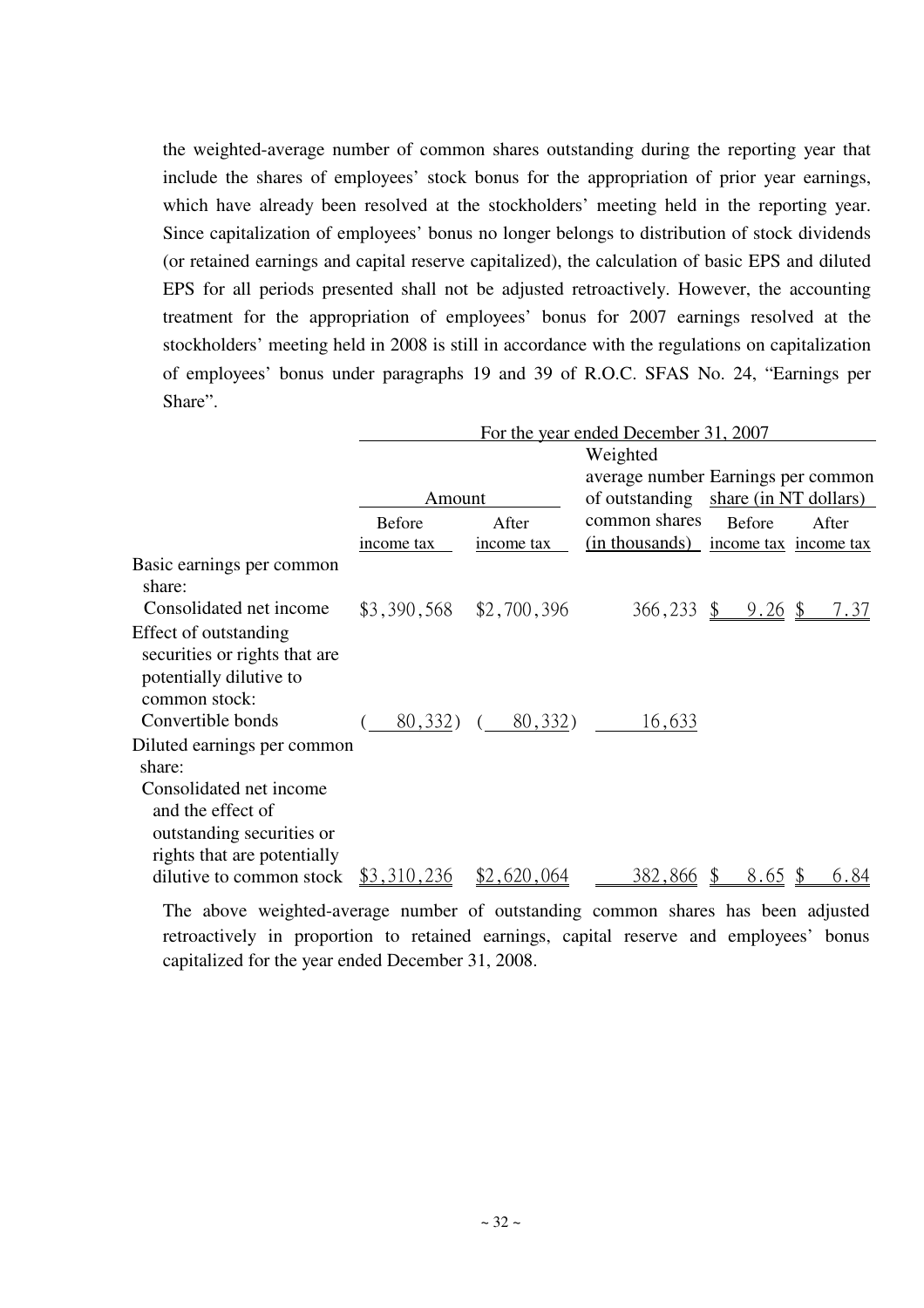the weighted-average number of common shares outstanding during the reporting year that include the shares of employees' stock bonus for the appropriation of prior year earnings, which have already been resolved at the stockholders' meeting held in the reporting year. Since capitalization of employees' bonus no longer belongs to distribution of stock dividends (or retained earnings and capital reserve capitalized), the calculation of basic EPS and diluted EPS for all periods presented shall not be adjusted retroactively. However, the accounting treatment for the appropriation of employees' bonus for 2007 earnings resolved at the stockholders' meeting held in 2008 is still in accordance with the regulations on capitalization of employees' bonus under paragraphs 19 and 39 of R.O.C. SFAS No. 24, "Earnings per Share".

| | For the year ended December 31, 2007 | | | | |
|---|---|---|---|---|---|
| | Amount | | Weighted average number of outstanding common shares (in thousands) | Earnings per common share (in NT dollars) | |
| | Before income tax | After income tax | | Before income tax | After income tax |
| Basic earnings per common share: | | | | | |
| Consolidated net income | $3,390,568 | $2,700,396 | 366,233 | $ 9.26 | $ 7.37 |
| Effect of outstanding securities or rights that are potentially dilutive to common stock: | | | | | |
| Convertible bonds | ( 80,332) | ( 80,332) | 16,633 | | |
| Diluted earnings per common share: | | | | | |
| Consolidated net income and the effect of outstanding securities or rights that are potentially dilutive to common stock | $3,310,236 | $2,620,064 | 382,866 | $ 8.65 | $ 6.84 |

The above weighted-average number of outstanding common shares has been adjusted retroactively in proportion to retained earnings, capital reserve and employees' bonus capitalized for the year ended December 31, 2008.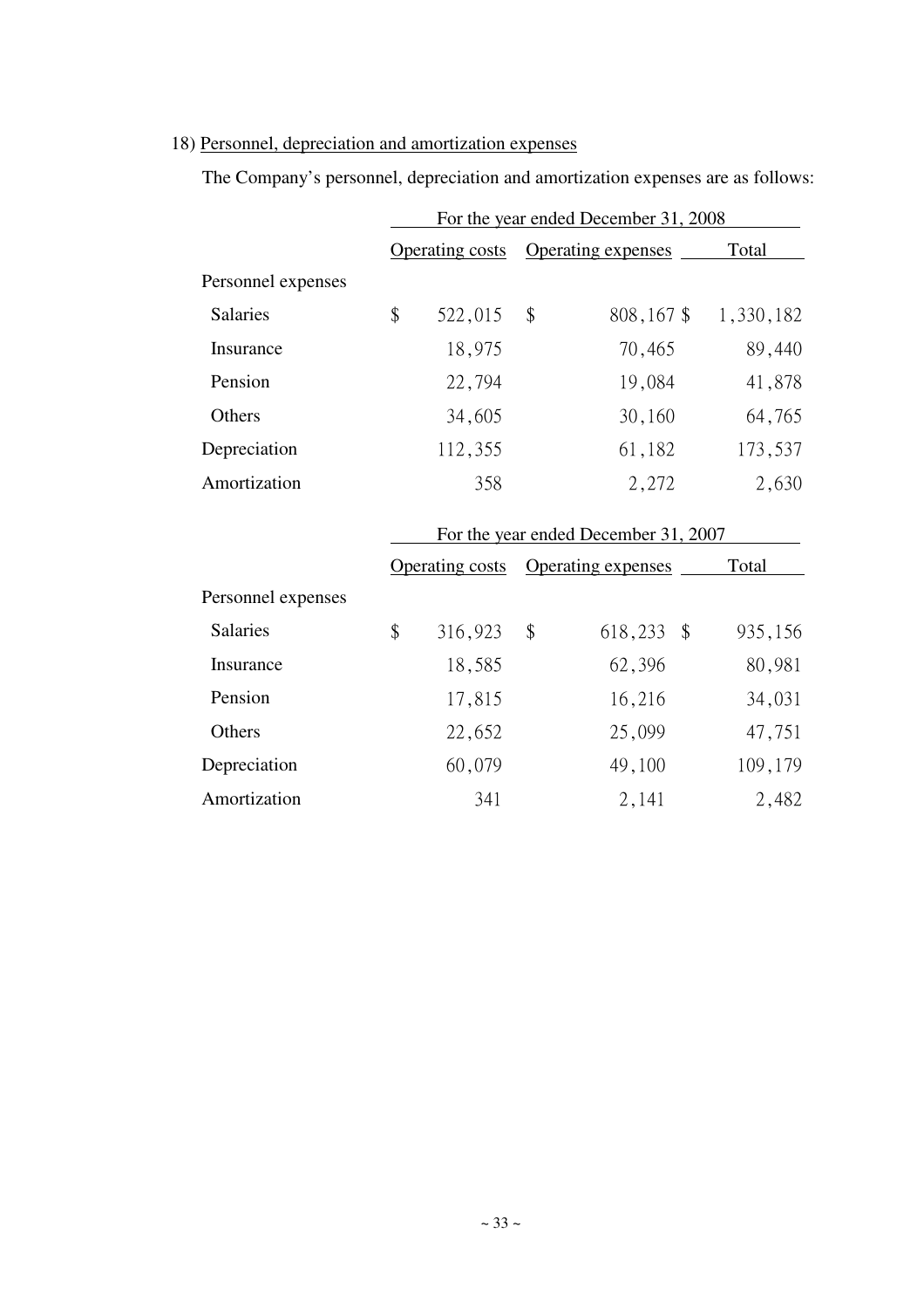18) Personnel, depreciation and amortization expenses

The Company's personnel, depreciation and amortization expenses are as follows:

| | For the year ended December 31, 2008 | | |
|---|---|---|---|
| | Operating costs | Operating expenses | Total |
| Personnel expenses | | | |
| Salaries | $ 522,015 | $ 808,167 | $ 1,330,182 |
| Insurance | 18,975 | 70,465 | 89,440 |
| Pension | 22,794 | 19,084 | 41,878 |
| Others | 34,605 | 30,160 | 64,765 |
| Depreciation | 112,355 | 61,182 | 173,537 |
| Amortization | 358 | 2,272 | 2,630 |

| | For the year ended December 31, 2007 | | |
|---|---|---|---|
| | Operating costs | Operating expenses | Total |
| Personnel expenses | | | |
| Salaries | $ 316,923 | $ 618,233 | $ 935,156 |
| Insurance | 18,585 | 62,396 | 80,981 |
| Pension | 17,815 | 16,216 | 34,031 |
| Others | 22,652 | 25,099 | 47,751 |
| Depreciation | 60,079 | 49,100 | 109,179 |
| Amortization | 341 | 2,141 | 2,482 |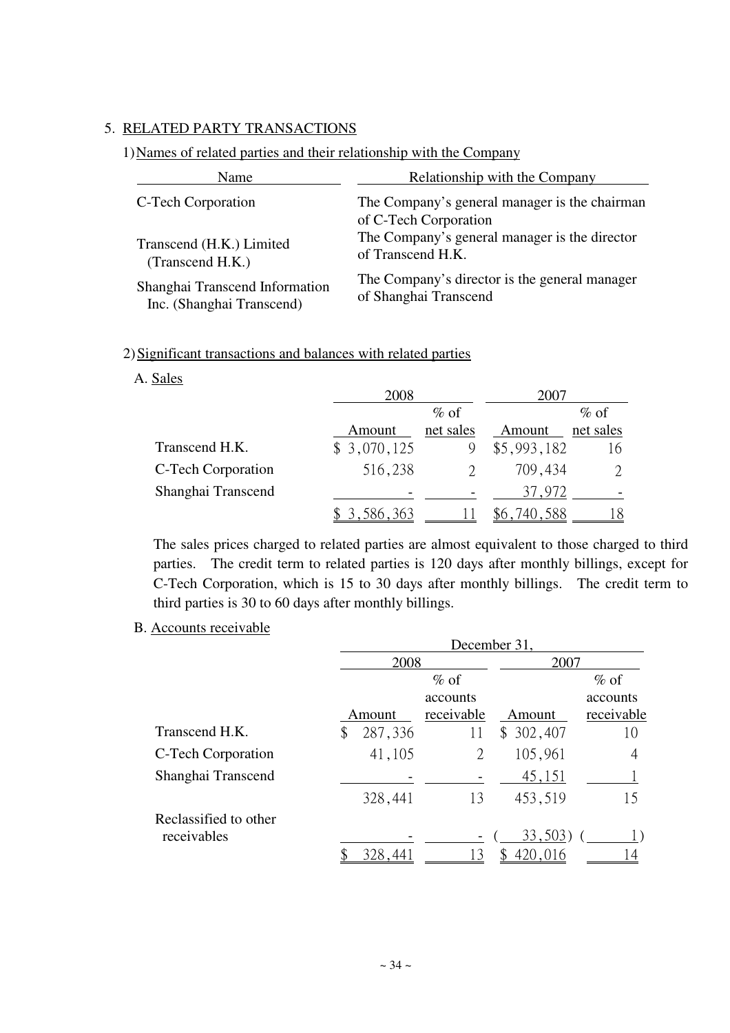5. RELATED PARTY TRANSACTIONS

1) Names of related parties and their relationship with the Company

| Name | Relationship with the Company |
|---|---|
| C-Tech Corporation | The Company's general manager is the chairman of C-Tech Corporation |
| Transcend (H.K.) Limited (Transcend H.K.) | The Company's general manager is the director of Transcend H.K. |
| Shanghai Transcend Information Inc. (Shanghai Transcend) | The Company's director is the general manager of Shanghai Transcend |

2) Significant transactions and balances with related parties

A. Sales

| | 2008 | | 2007 | |
|---|---|---|---|---|
| | Amount | % of net sales | Amount | % of net sales |
| Transcend H.K. | $ 3,070,125 | 9 | $5,993,182 | 16 |
| C-Tech Corporation | 516,238 | 2 | 709,434 | 2 |
| Shanghai Transcend | - | - | 37,972 | - |
| | $ 3,586,363 | 11 | $6,740,588 | 18 |

The sales prices charged to related parties are almost equivalent to those charged to third parties. The credit term to related parties is 120 days after monthly billings, except for C-Tech Corporation, which is 15 to 30 days after monthly billings. The credit term to third parties is 30 to 60 days after monthly billings.

B. Accounts receivable

| | December 31, | | | |
|---|---|---|---|---|
| | 2008 | | 2007 | |
| | Amount | % of accounts receivable | Amount | % of accounts receivable |
| Transcend H.K. | $ 287,336 | 11 | $ 302,407 | 10 |
| C-Tech Corporation | 41,105 | 2 | 105,961 | 4 |
| Shanghai Transcend | - | - | 45,151 | 1 |
| | 328,441 | 13 | 453,519 | 15 |
| Reclassified to other receivables | - | - | ( 33,503) | ( 1) |
| | $ 328,441 | 13 | $ 420,016 | 14 |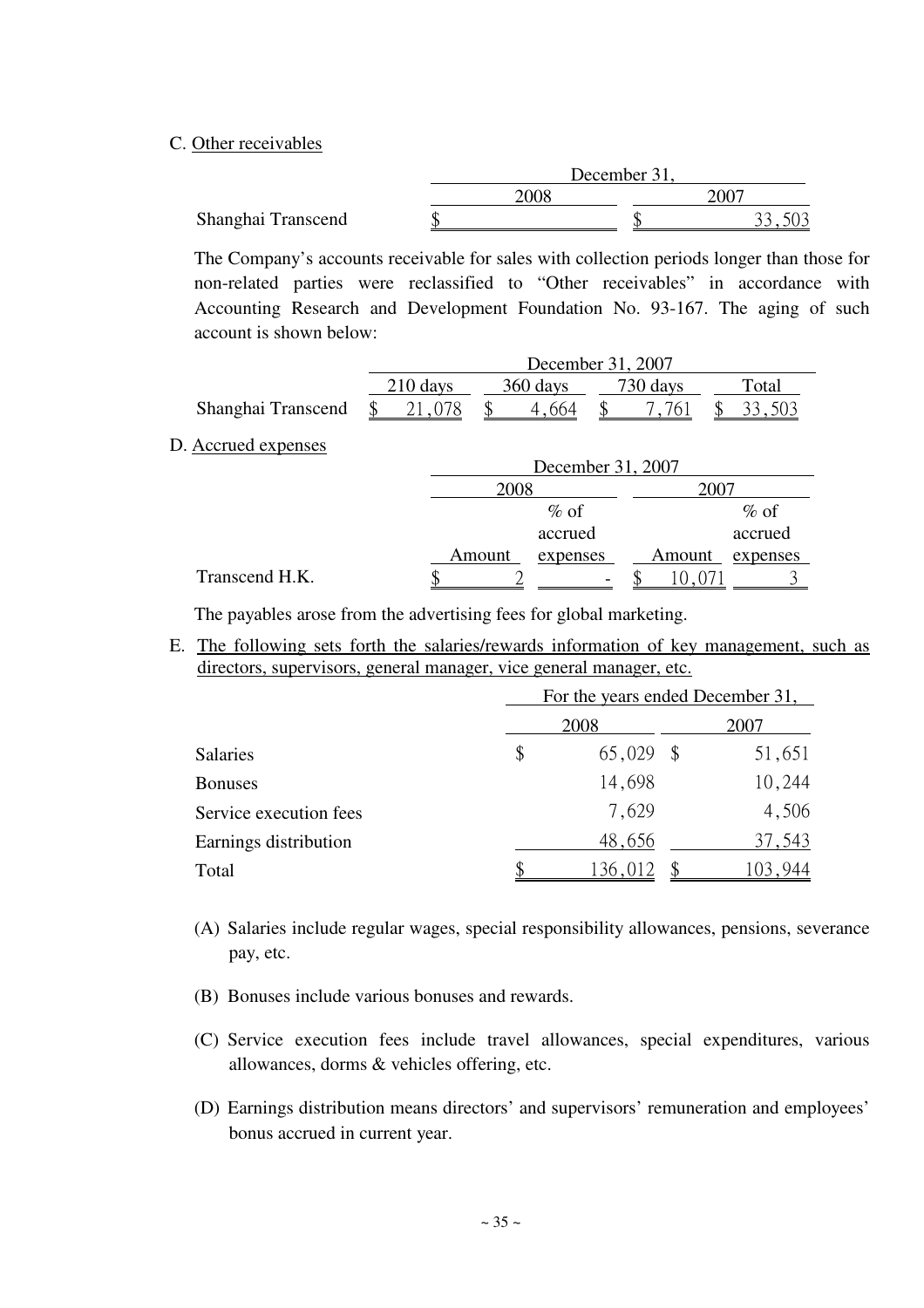C. Other receivables

| | December 31, | |
|---|---|---|
| | 2008 | 2007 |
| Shanghai Transcend | $ | $ 33,503 |

The Company's accounts receivable for sales with collection periods longer than those for non-related parties were reclassified to "Other receivables" in accordance with Accounting Research and Development Foundation No. 93-167. The aging of such account is shown below:

| | December 31, 2007 | | | |
|---|---|---|---|---|
| | 210 days | 360 days | 730 days | Total |
| Shanghai Transcend | $ 21,078 | $ 4,664 | $ 7,761 | $ 33,503 |

D. Accrued expenses

| | December 31, 2007 | | | |
|---|---|---|---|---|
| | 2008 | | 2007 | |
| | Amount | % of accrued expenses | Amount | % of accrued expenses |
| Transcend H.K. | $ 2 | - | $ 10,071 | 3 |

The payables arose from the advertising fees for global marketing.

E. The following sets forth the salaries/rewards information of key management, such as directors, supervisors, general manager, vice general manager, etc.

| | For the years ended December 31, | |
|---|---|---|
| | 2008 | 2007 |
| Salaries | $ 65,029 | $ 51,651 |
| Bonuses | 14,698 | 10,244 |
| Service execution fees | 7,629 | 4,506 |
| Earnings distribution | 48,656 | 37,543 |
| Total | $ 136,012 | $ 103,944 |

(A) Salaries include regular wages, special responsibility allowances, pensions, severance pay, etc.

(B) Bonuses include various bonuses and rewards.

(C) Service execution fees include travel allowances, special expenditures, various allowances, dorms & vehicles offering, etc.

(D) Earnings distribution means directors' and supervisors' remuneration and employees' bonus accrued in current year.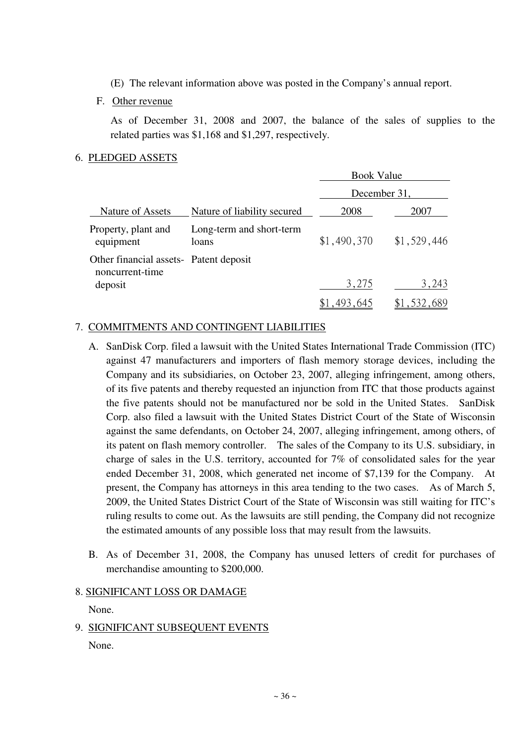(E) The relevant information above was posted in the Company's annual report.

F. Other revenue

As of December 31, 2008 and 2007, the balance of the sales of supplies to the related parties was $1,168 and $1,297, respectively.

6. PLEDGED ASSETS

| | | Book Value | |
|---|---|---|---|
| | | December 31, | |
| Nature of Assets | Nature of liability secured | 2008 | 2007 |
| Property, plant and equipment | Long-term and short-term loans | $1,490,370 | $1,529,446 |
| Other financial assets-noncurrent-time deposit | Patent deposit | 3,275 | 3,243 |
| | | $1,493,645 | $1,532,689 |

7. COMMITMENTS AND CONTINGENT LIABILITIES

A. SanDisk Corp. filed a lawsuit with the United States International Trade Commission (ITC) against 47 manufacturers and importers of flash memory storage devices, including the Company and its subsidiaries, on October 23, 2007, alleging infringement, among others, of its five patents and thereby requested an injunction from ITC that those products against the five patents should not be manufactured nor be sold in the United States. SanDisk Corp. also filed a lawsuit with the United States District Court of the State of Wisconsin against the same defendants, on October 24, 2007, alleging infringement, among others, of its patent on flash memory controller. The sales of the Company to its U.S. subsidiary, in charge of sales in the U.S. territory, accounted for 7% of consolidated sales for the year ended December 31, 2008, which generated net income of $7,139 for the Company. At present, the Company has attorneys in this area tending to the two cases. As of March 5, 2009, the United States District Court of the State of Wisconsin was still waiting for ITC's ruling results to come out. As the lawsuits are still pending, the Company did not recognize the estimated amounts of any possible loss that may result from the lawsuits.

B. As of December 31, 2008, the Company has unused letters of credit for purchases of merchandise amounting to $200,000.

8. SIGNIFICANT LOSS OR DAMAGE

None.

9. SIGNIFICANT SUBSEQUENT EVENTS

None.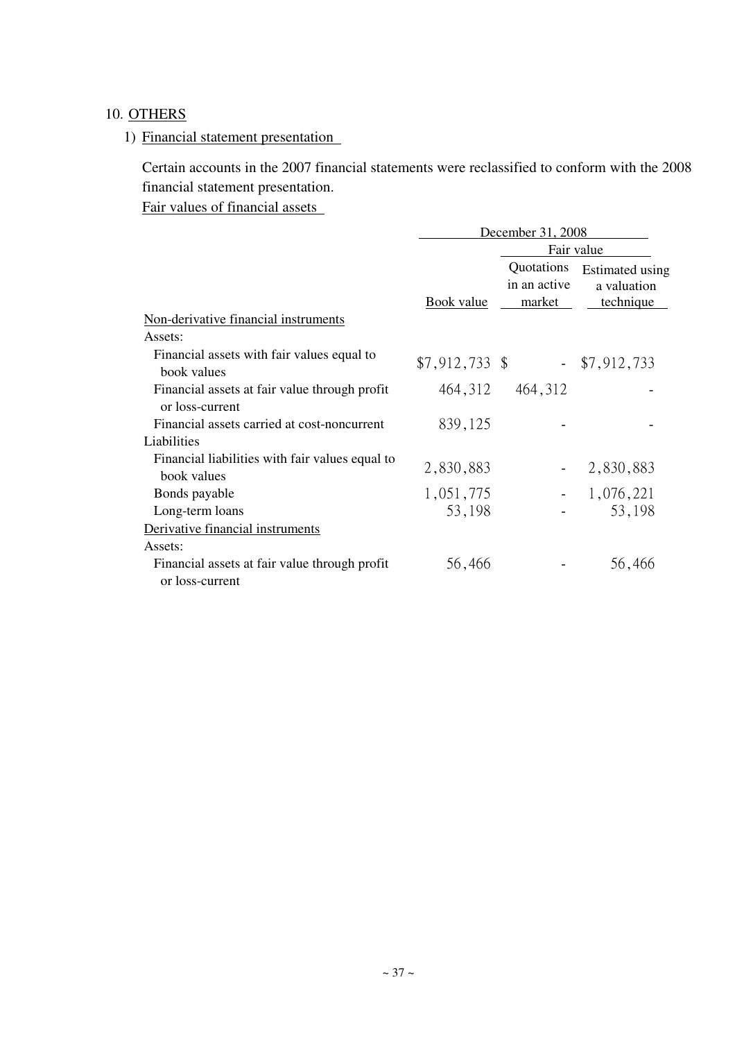## 10. OTHERS

### 1) Financial statement presentation

Certain accounts in the 2007 financial statements were reclassified to conform with the 2008 financial statement presentation.

Fair values of financial assets

| | December 31, 2008 | | |
|---|---|---|---|
| | | Fair value | |
| | Book value | Quotations in an active market | Estimated using a valuation technique |
| Non-derivative financial instruments | | | |
| Assets: | | | |
| Financial assets with fair values equal to book values | $7,912,733 | $ - | $7,912,733 |
| Financial assets at fair value through profit or loss-current | 464,312 | 464,312 | - |
| Financial assets carried at cost-noncurrent | 839,125 | - | - |
| Liabilities | | | |
| Financial liabilities with fair values equal to book values | 2,830,883 | - | 2,830,883 |
| Bonds payable | 1,051,775 | - | 1,076,221 |
| Long-term loans | 53,198 | - | 53,198 |
| Derivative financial instruments | | | |
| Assets: | | | |
| Financial assets at fair value through profit or loss-current | 56,466 | - | 56,466 |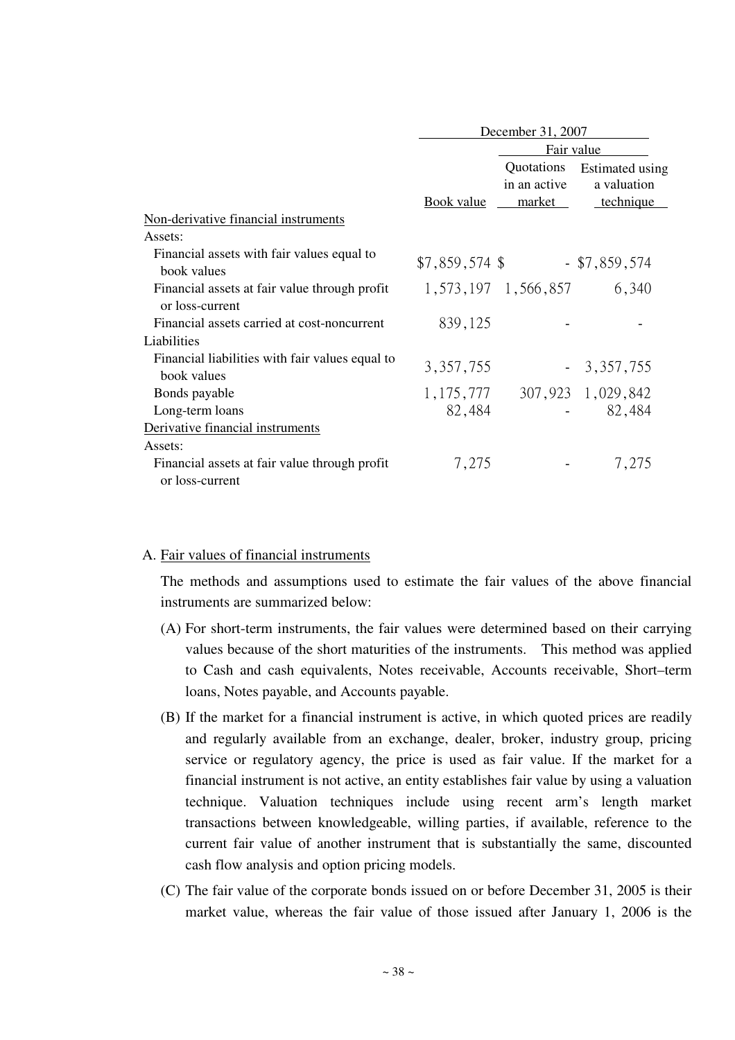| | December 31, 2007 | | |
|---|---|---|---|
| | | Fair value | |
| | Book value | Quotations in an active market | Estimated using a valuation technique |
| Non-derivative financial instruments | | | |
| Assets: | | | |
| Financial assets with fair values equal to book values | $7,859,574 | $ - | $7,859,574 |
| Financial assets at fair value through profit or loss-current | 1,573,197 | 1,566,857 | 6,340 |
| Financial assets carried at cost-noncurrent | 839,125 | - | - |
| Liabilities | | | |
| Financial liabilities with fair values equal to book values | 3,357,755 | - | 3,357,755 |
| Bonds payable | 1,175,777 | 307,923 | 1,029,842 |
| Long-term loans | 82,484 | - | 82,484 |
| Derivative financial instruments | | | |
| Assets: | | | |
| Financial assets at fair value through profit or loss-current | 7,275 | - | 7,275 |

A. Fair values of financial instruments

The methods and assumptions used to estimate the fair values of the above financial instruments are summarized below:

(A) For short-term instruments, the fair values were determined based on their carrying values because of the short maturities of the instruments. This method was applied to Cash and cash equivalents, Notes receivable, Accounts receivable, Short–term loans, Notes payable, and Accounts payable.

(B) If the market for a financial instrument is active, in which quoted prices are readily and regularly available from an exchange, dealer, broker, industry group, pricing service or regulatory agency, the price is used as fair value. If the market for a financial instrument is not active, an entity establishes fair value by using a valuation technique. Valuation techniques include using recent arm's length market transactions between knowledgeable, willing parties, if available, reference to the current fair value of another instrument that is substantially the same, discounted cash flow analysis and option pricing models.

(C) The fair value of the corporate bonds issued on or before December 31, 2005 is their market value, whereas the fair value of those issued after January 1, 2006 is the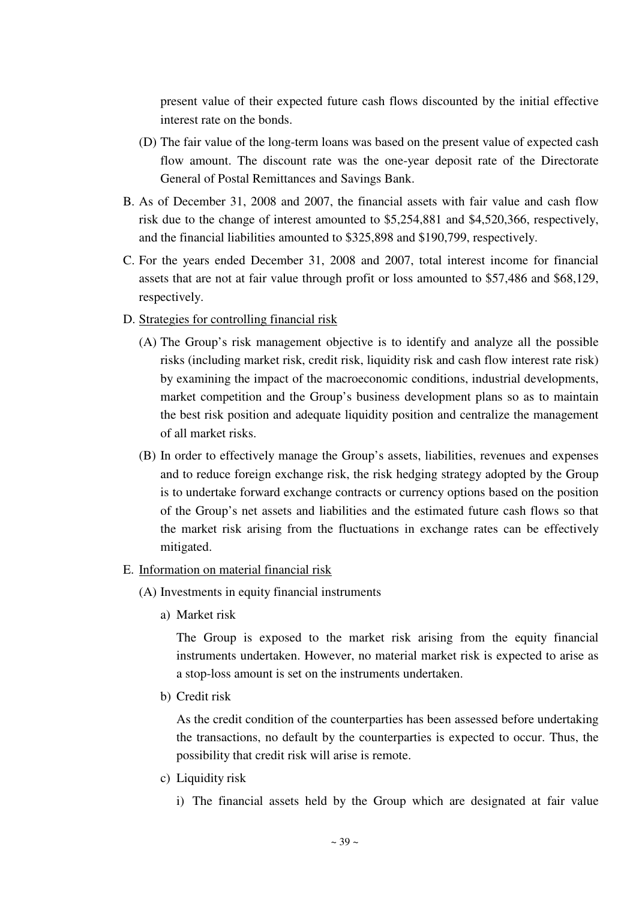present value of their expected future cash flows discounted by the initial effective interest rate on the bonds.

(D) The fair value of the long-term loans was based on the present value of expected cash flow amount. The discount rate was the one-year deposit rate of the Directorate General of Postal Remittances and Savings Bank.

B. As of December 31, 2008 and 2007, the financial assets with fair value and cash flow risk due to the change of interest amounted to $5,254,881 and $4,520,366, respectively, and the financial liabilities amounted to $325,898 and $190,799, respectively.

C. For the years ended December 31, 2008 and 2007, total interest income for financial assets that are not at fair value through profit or loss amounted to $57,486 and $68,129, respectively.

D. Strategies for controlling financial risk

(A) The Group's risk management objective is to identify and analyze all the possible risks (including market risk, credit risk, liquidity risk and cash flow interest rate risk) by examining the impact of the macroeconomic conditions, industrial developments, market competition and the Group's business development plans so as to maintain the best risk position and adequate liquidity position and centralize the management of all market risks.

(B) In order to effectively manage the Group's assets, liabilities, revenues and expenses and to reduce foreign exchange risk, the risk hedging strategy adopted by the Group is to undertake forward exchange contracts or currency options based on the position of the Group's net assets and liabilities and the estimated future cash flows so that the market risk arising from the fluctuations in exchange rates can be effectively mitigated.

E. Information on material financial risk

(A) Investments in equity financial instruments

a) Market risk

The Group is exposed to the market risk arising from the equity financial instruments undertaken. However, no material market risk is expected to arise as a stop-loss amount is set on the instruments undertaken.

b) Credit risk

As the credit condition of the counterparties has been assessed before undertaking the transactions, no default by the counterparties is expected to occur. Thus, the possibility that credit risk will arise is remote.

c) Liquidity risk

i) The financial assets held by the Group which are designated at fair value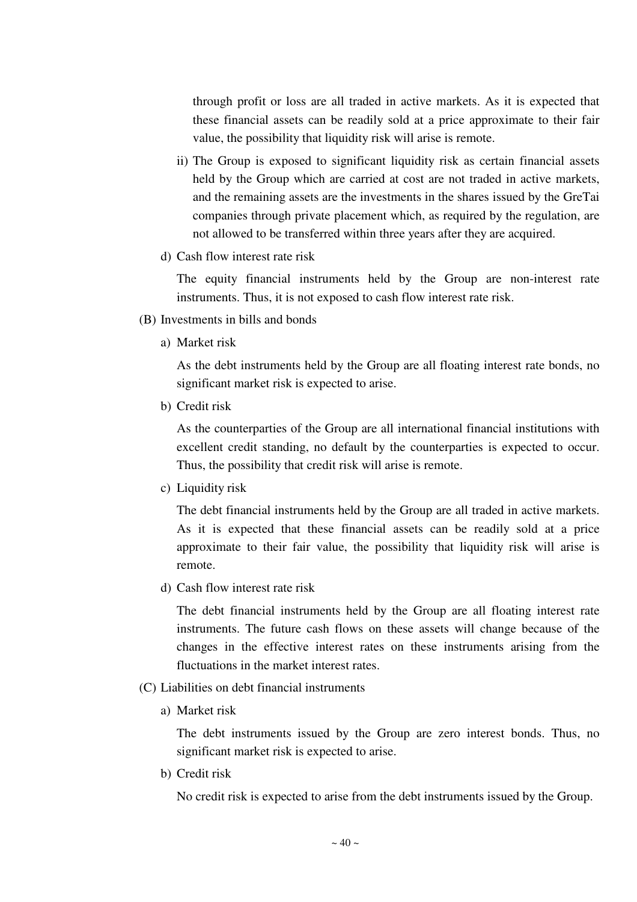through profit or loss are all traded in active markets. As it is expected that these financial assets can be readily sold at a price approximate to their fair value, the possibility that liquidity risk will arise is remote.

ii) The Group is exposed to significant liquidity risk as certain financial assets held by the Group which are carried at cost are not traded in active markets, and the remaining assets are the investments in the shares issued by the GreTai companies through private placement which, as required by the regulation, are not allowed to be transferred within three years after they are acquired.

d) Cash flow interest rate risk

The equity financial instruments held by the Group are non-interest rate instruments. Thus, it is not exposed to cash flow interest rate risk.

(B) Investments in bills and bonds

a) Market risk

As the debt instruments held by the Group are all floating interest rate bonds, no significant market risk is expected to arise.

b) Credit risk

As the counterparties of the Group are all international financial institutions with excellent credit standing, no default by the counterparties is expected to occur. Thus, the possibility that credit risk will arise is remote.

c) Liquidity risk

The debt financial instruments held by the Group are all traded in active markets. As it is expected that these financial assets can be readily sold at a price approximate to their fair value, the possibility that liquidity risk will arise is remote.

d) Cash flow interest rate risk

The debt financial instruments held by the Group are all floating interest rate instruments. The future cash flows on these assets will change because of the changes in the effective interest rates on these instruments arising from the fluctuations in the market interest rates.

(C) Liabilities on debt financial instruments

a) Market risk

The debt instruments issued by the Group are zero interest bonds. Thus, no significant market risk is expected to arise.

b) Credit risk

No credit risk is expected to arise from the debt instruments issued by the Group.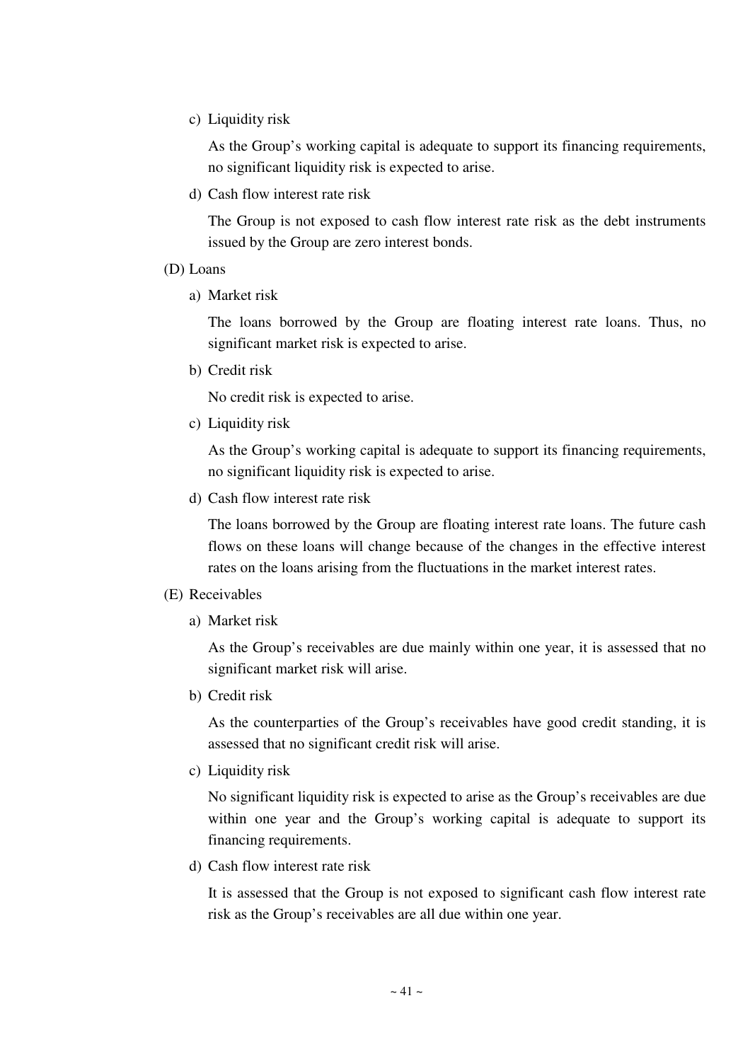c) Liquidity risk

As the Group's working capital is adequate to support its financing requirements, no significant liquidity risk is expected to arise.

d) Cash flow interest rate risk

The Group is not exposed to cash flow interest rate risk as the debt instruments issued by the Group are zero interest bonds.

(D) Loans

a) Market risk

The loans borrowed by the Group are floating interest rate loans. Thus, no significant market risk is expected to arise.

b) Credit risk

No credit risk is expected to arise.

c) Liquidity risk

As the Group's working capital is adequate to support its financing requirements, no significant liquidity risk is expected to arise.

d) Cash flow interest rate risk

The loans borrowed by the Group are floating interest rate loans. The future cash flows on these loans will change because of the changes in the effective interest rates on the loans arising from the fluctuations in the market interest rates.

(E) Receivables

a) Market risk

As the Group's receivables are due mainly within one year, it is assessed that no significant market risk will arise.

b) Credit risk

As the counterparties of the Group's receivables have good credit standing, it is assessed that no significant credit risk will arise.

c) Liquidity risk

No significant liquidity risk is expected to arise as the Group's receivables are due within one year and the Group's working capital is adequate to support its financing requirements.

d) Cash flow interest rate risk

It is assessed that the Group is not exposed to significant cash flow interest rate risk as the Group's receivables are all due within one year.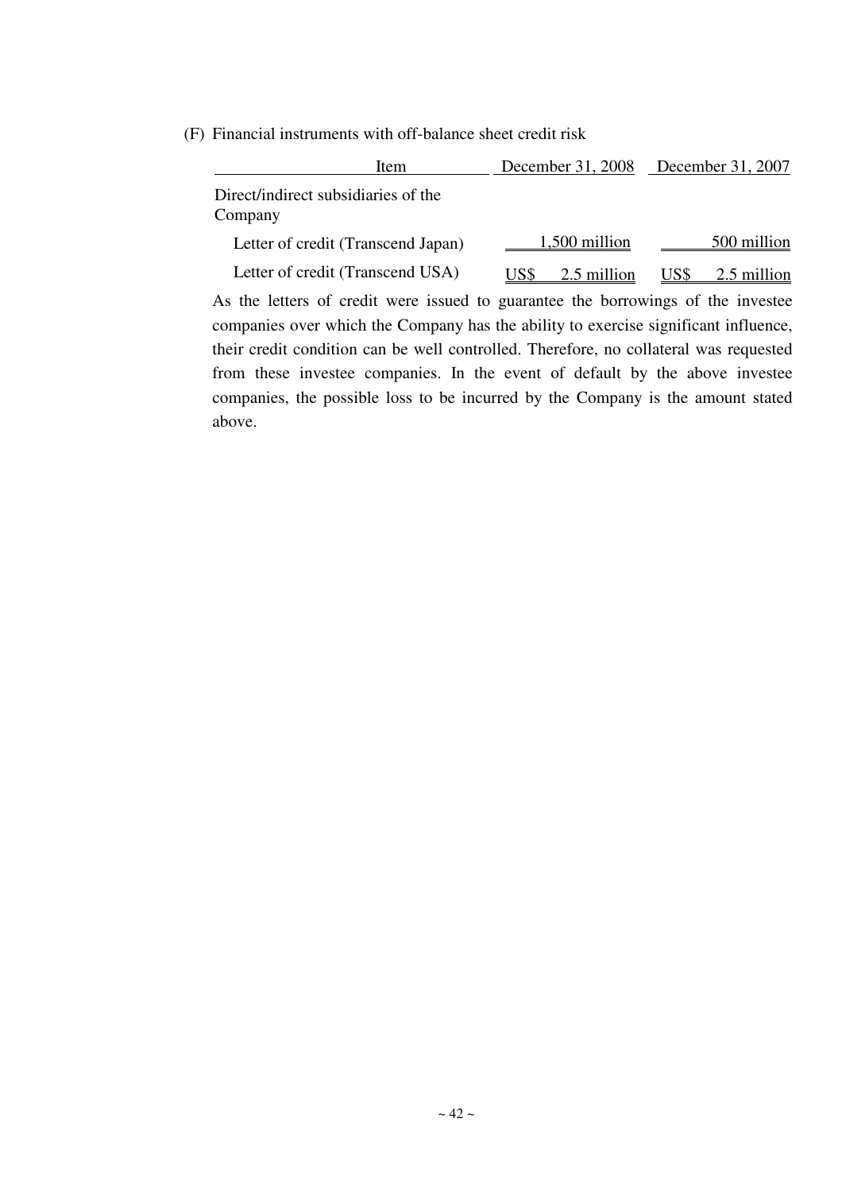(F) Financial instruments with off-balance sheet credit risk

| Item | December 31, 2008 | December 31, 2007 |
| --- | --- | --- |
| Direct/indirect subsidiaries of the Company | | |
| Letter of credit (Transcend Japan) | 1,500 million | 500 million |
| Letter of credit (Transcend USA) | US$ 2.5 million | US$ 2.5 million |

As the letters of credit were issued to guarantee the borrowings of the investee companies over which the Company has the ability to exercise significant influence, their credit condition can be well controlled. Therefore, no collateral was requested from these investee companies. In the event of default by the above investee companies, the possible loss to be incurred by the Company is the amount stated above.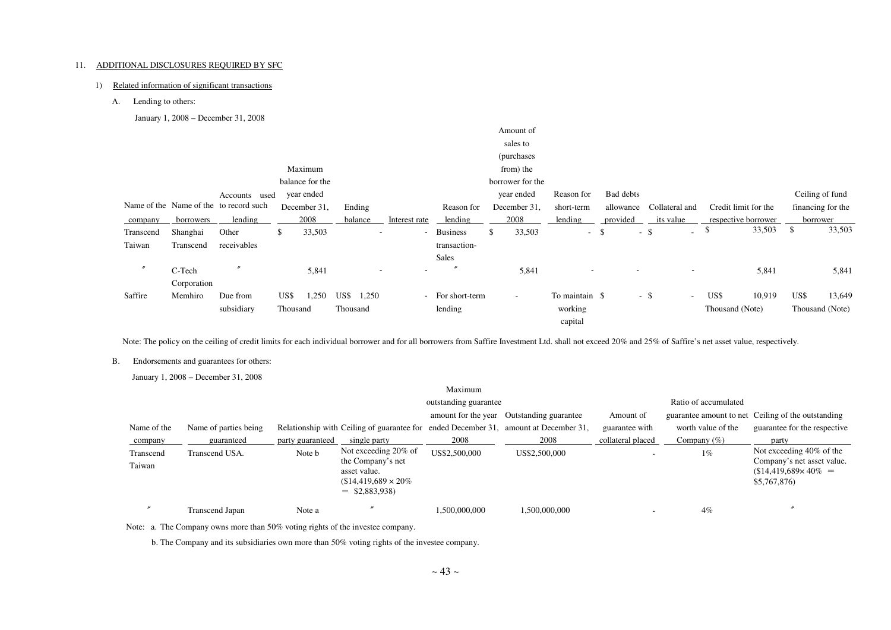11. ADDITIONAL DISCLOSURES REQUIRED BY SFC

1) Related information of significant transactions

A. Lending to others:

January 1, 2008 – December 31, 2008

| Name of the company | Name of the borrowers | Accounts used to record such lending | Maximum balance for the year ended December 31, 2008 | Ending balance | Interest rate | Reason for lending | Amount of sales to (purchases from) the borrower for the year ended December 31, 2008 | Reason for short-term lending | Bad debts allowance provided | Collateral and its value | Credit limit for the respective borrower | Ceiling of fund financing for the borrower |
|---|---|---|---|---|---|---|---|---|---|---|---|---|
| Transcend Taiwan | Shanghai Transcend | Other receivables | $ 33,503 | - | - | Business transaction-Sales | $ 33,503 | - | $ - | $ - | $ 33,503 | $ 33,503 |
| 〃 | C-Tech Corporation | 〃 | 5,841 | - | - | 〃 | 5,841 | - | - | - | 5,841 | 5,841 |
| Saffire | Memhiro | Due from subsidiary | US$ 1,250 Thousand | US$ 1,250 Thousand | - | For short-term lending | - | To maintain working capital | $ - | $ - | US$ 10,919 Thousand (Note) | US$ 13,649 Thousand (Note) |

Note: The policy on the ceiling of credit limits for each individual borrower and for all borrowers from Saffire Investment Ltd. shall not exceed 20% and 25% of Saffire's net asset value, respectively.

B. Endorsements and guarantees for others:

January 1, 2008 – December 31, 2008

| Name of the company | Name of parties being guaranteed | Relationship with guaranteed party | Ceiling of guarantee for single party | Maximum outstanding guarantee amount for the year ended December 31, 2008 | Outstanding guarantee amount at December 31, 2008 | Amount of guarantee with collateral placed | Ratio of accumulated guarantee amount to net worth value of the Company (%) | Ceiling of the outstanding guarantee for the respective party |
|---|---|---|---|---|---|---|---|---|
| Transcend Taiwan | Transcend USA. | Note b | Not exceeding 20% of the Company's net asset value. ($14,419,689 × 20% = $2,883,938) | US$2,500,000 | US$2,500,000 | - | 1% | Not exceeding 40% of the Company's net asset value. ($14,419,689× 40% = $5,767,876) |
| 〃 | Transcend Japan | Note a | 〃 | 1,500,000,000 | 1,500,000,000 | - | 4% | 〃 |

Note: a. The Company owns more than 50% voting rights of the investee company.

b. The Company and its subsidiaries own more than 50% voting rights of the investee company.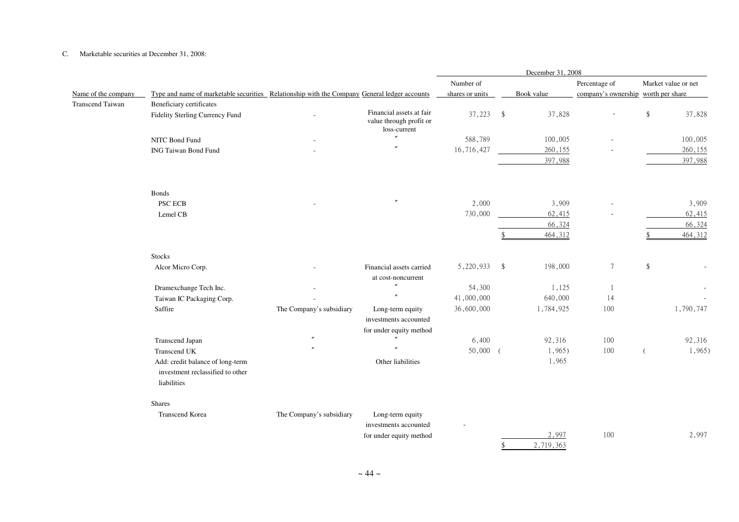C. Marketable securities at December 31, 2008:

| Name of the company | Type and name of marketable securities | Relationship with the Company | General ledger accounts | December 31, 2008 Number of shares or units | Book value | Percentage of company's ownership | Market value or net worth per share |
|---|---|---|---|---|---|---|---|
| Transcend Taiwan | Beneficiary certificates | | | | | | |
| | Fidelity Sterling Currency Fund | - | Financial assets at fair value through profit or loss-current | 37,223 | $ 37,828 | - | $ 37,828 |
| | NITC Bond Fund | - | 〃 | 588,789 | 100,005 | - | 100,005 |
| | ING Taiwan Bond Fund | - | 〃 | 16,716,427 | 260,155 | - | 260,155 |
| | | | | | 397,988 | | 397,988 |
| | Bonds | | | | | | |
| | PSC ECB | - | 〃 | 2,000 | 3,909 | - | 3,909 |
| | Lemel CB | | | 730,000 | 62,415 | - | 62,415 |
| | | | | | 66,324 | | 66,324 |
| | | | | | $ 464,312 | | $ 464,312 |
| | Stocks | | | | | | |
| | Alcor Micro Corp. | - | Financial assets carried at cost-noncurrent | 5,220,933 | $ 198,000 | 7 | $ - |
| | Dramexchange Tech Inc. | - | 〃 | 54,300 | 1,125 | 1 | - |
| | Taiwan IC Packaging Corp. | - | 〃 | 41,000,000 | 640,000 | 14 | - |
| | Saffire | The Company's subsidiary | Long-term equity investments accounted for under equity method | 36,600,000 | 1,784,925 | 100 | 1,790,747 |
| | Transcend Japan | 〃 | 〃 | 6,400 | 92,316 | 100 | 92,316 |
| | Transcend UK | 〃 | 〃 | 50,000 | ( 1,965) | 100 | ( 1,965) |
| | Add: credit balance of long-term investment reclassified to other liabilities | | Other liabilities | | 1,965 | | |
| | Shares | | | | | | |
| | Transcend Korea | The Company's subsidiary | Long-term equity investments accounted for under equity method | - | 2,997 | 100 | 2,997 |
| | | | | | $ 2,719,363 | | |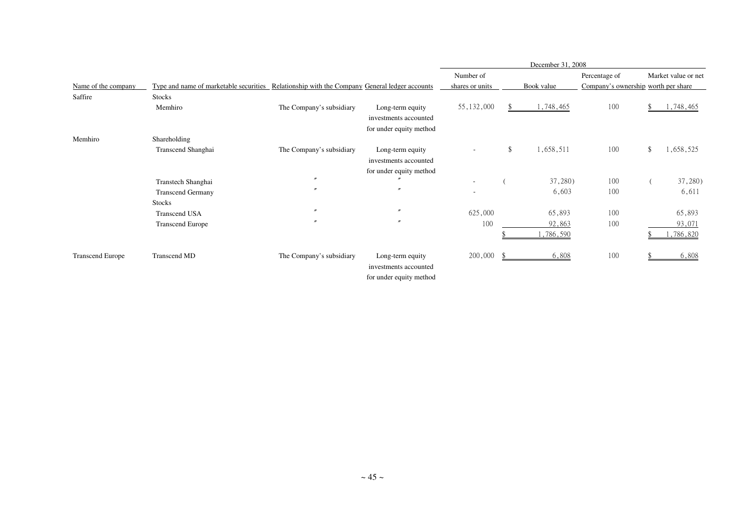| Name of the company | Type and name of marketable securities | Relationship with the Company | General ledger accounts | December 31, 2008 | | | |
|---|---|---|---|---|---|---|---|
| | | | | Number of shares or units | Book value | Percentage of Company's ownership | Market value or net worth per share |
| Saffire | Stocks | | | | | | |
| | Memhiro | The Company's subsidiary | Long-term equity investments accounted for under equity method | 55,132,000 | $ 1,748,465 | 100 | $ 1,748,465 |
| Memhiro | Shareholding | | | | | | |
| | Transcend Shanghai | The Company's subsidiary | Long-term equity investments accounted for under equity method | - | $ 1,658,511 | 100 | $ 1,658,525 |
| | Transtech Shanghai | 〃 | 〃 | - | ( 37,280) | 100 | ( 37,280) |
| | Transcend Germany | 〃 | 〃 | - | 6,603 | 100 | 6,611 |
| | Stocks | | | | | | |
| | Transcend USA | 〃 | 〃 | 625,000 | 65,893 | 100 | 65,893 |
| | Transcend Europe | 〃 | 〃 | 100 | 92,863 | 100 | 93,071 |
| | | | | | $ 1,786,590 | | $ 1,786,820 |
| Transcend Europe | Transcend MD | The Company's subsidiary | Long-term equity investments accounted for under equity method | 200,000 | $ 6,808 | 100 | $ 6,808 |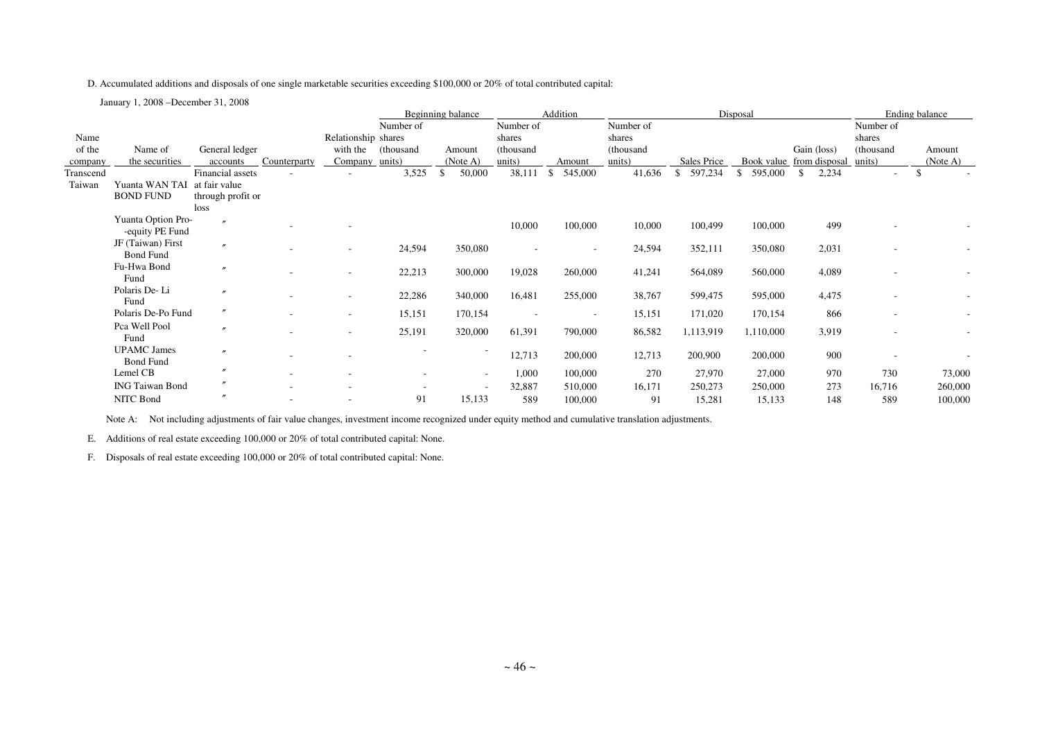D. Accumulated additions and disposals of one single marketable securities exceeding $100,000 or 20% of total contributed capital:

January 1, 2008 –December 31, 2008

| | | | | | Beginning balance | | Addition | | Disposal | | | | Ending balance | |
|---|---|---|---|---|---|---|---|---|---|---|---|---|---|---|
| Name of the company | Name of the securities | General ledger accounts | Counterparty | Relationship with the Company | Number of shares (thousand units) | Amount (Note A) | Number of shares (thousand units) | Amount | Number of shares (thousand units) | Sales Price | Book value | Gain (loss) from disposal | Number of shares (thousand units) | Amount (Note A) |
| Transcend Taiwan | Yuanta WAN TAI BOND FUND | Financial assets at fair value through profit or loss | - | - | 3,525 | $ 50,000 | 38,111 | $ 545,000 | 41,636 | $ 597,234 | $ 595,000 | $ 2,234 | - | $ - |
| | Yuanta Option Pro--equity PE Fund | 〃 | - | - | | | 10,000 | 100,000 | 10,000 | 100,499 | 100,000 | 499 | - | - |
| | JF (Taiwan) First Bond Fund | 〃 | - | - | 24,594 | 350,080 | - | - | 24,594 | 352,111 | 350,080 | 2,031 | - | - |
| | Fu-Hwa Bond Fund | 〃 | - | - | 22,213 | 300,000 | 19,028 | 260,000 | 41,241 | 564,089 | 560,000 | 4,089 | - | - |
| | Polaris De- Li Fund | 〃 | - | - | 22,286 | 340,000 | 16,481 | 255,000 | 38,767 | 599,475 | 595,000 | 4,475 | - | - |
| | Polaris De-Po Fund | 〃 | - | - | 15,151 | 170,154 | - | - | 15,151 | 171,020 | 170,154 | 866 | - | - |
| | Pca Well Pool Fund | 〃 | - | - | 25,191 | 320,000 | 61,391 | 790,000 | 86,582 | 1,113,919 | 1,110,000 | 3,919 | - | - |
| | UPAMC James Bond Fund | 〃 | - | - | - | - | 12,713 | 200,000 | 12,713 | 200,900 | 200,000 | 900 | - | - |
| | Lemel CB | 〃 | - | - | - | - | 1,000 | 100,000 | 270 | 27,970 | 27,000 | 970 | 730 | 73,000 |
| | ING Taiwan Bond | 〃 | - | - | - | - | 32,887 | 510,000 | 16,171 | 250,273 | 250,000 | 273 | 16,716 | 260,000 |
| | NITC Bond | 〃 | - | - | 91 | 15,133 | 589 | 100,000 | 91 | 15,281 | 15,133 | 148 | 589 | 100,000 |

Note A: Not including adjustments of fair value changes, investment income recognized under equity method and cumulative translation adjustments.

E. Additions of real estate exceeding 100,000 or 20% of total contributed capital: None.

F. Disposals of real estate exceeding 100,000 or 20% of total contributed capital: None.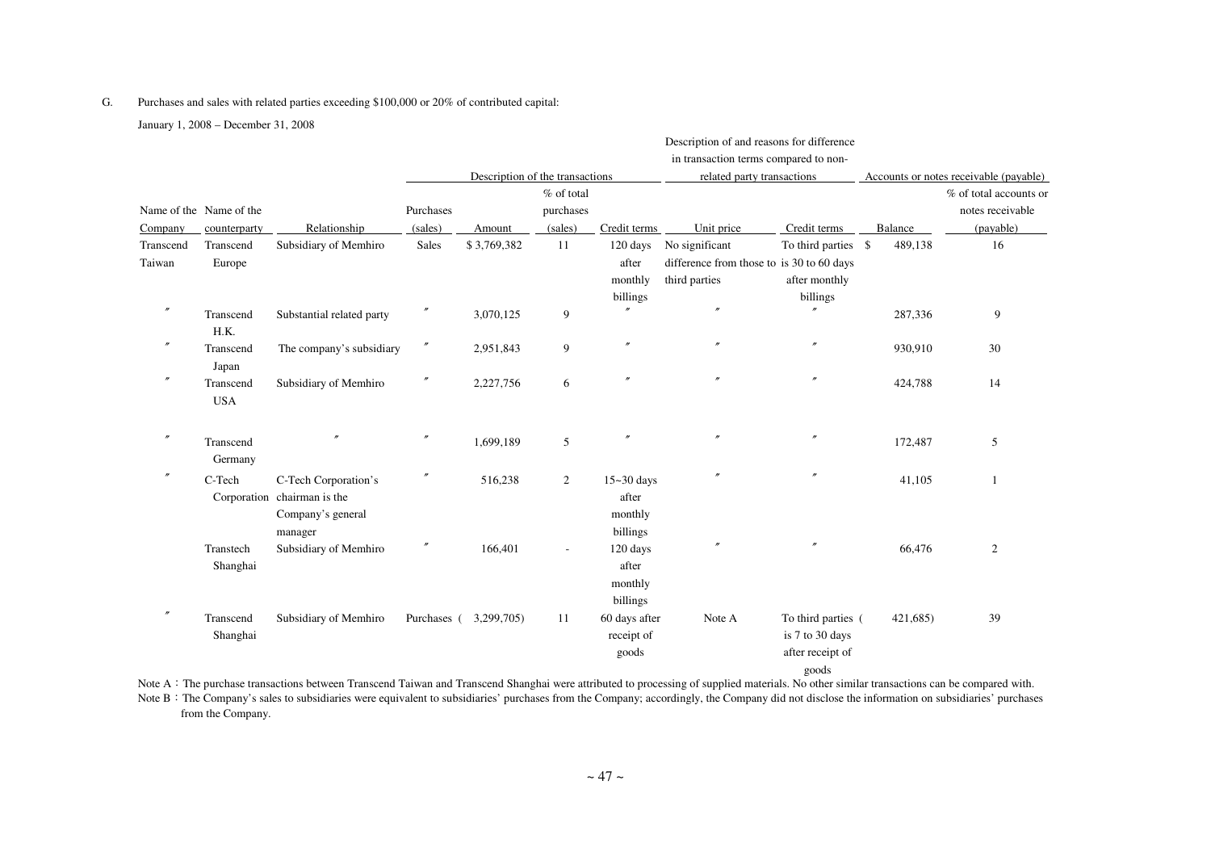G. Purchases and sales with related parties exceeding $100,000 or 20% of contributed capital:

January 1, 2008 – December 31, 2008

| | | | Description of the transactions | | | | Description of and reasons for difference in transaction terms compared to non-related party transactions | | Accounts or notes receivable (payable) | |
|---|---|---|---|---|---|---|---|---|---|---|
| Name of the Company | Name of the counterparty | Relationship | Purchases (sales) | Amount | % of total purchases (sales) | Credit terms | Unit price | Credit terms | Balance | % of total accounts or notes receivable (payable) |
| Transcend Taiwan | Transcend Europe | Subsidiary of Memhiro | Sales | $ 3,769,382 | 11 | 120 days after monthly billings | No significant difference from those to third parties | To third parties is 30 to 60 days after monthly billings | $ 489,138 | 16 |
| 〃 | Transcend H.K. | Substantial related party | 〃 | 3,070,125 | 9 | 〃 | 〃 | 〃 | 287,336 | 9 |
| 〃 | Transcend Japan | The company's subsidiary | 〃 | 2,951,843 | 9 | 〃 | 〃 | 〃 | 930,910 | 30 |
| 〃 | Transcend USA | Subsidiary of Memhiro | 〃 | 2,227,756 | 6 | 〃 | 〃 | 〃 | 424,788 | 14 |
| 〃 | Transcend Germany | 〃 | 〃 | 1,699,189 | 5 | 〃 | 〃 | 〃 | 172,487 | 5 |
| 〃 | C-Tech Corporation | C-Tech Corporation's chairman is the Company's general manager | 〃 | 516,238 | 2 | 15~30 days after monthly billings | 〃 | 〃 | 41,105 | 1 |
| | Transtech Shanghai | Subsidiary of Memhiro | 〃 | 166,401 | - | 120 days after monthly billings | 〃 | 〃 | 66,476 | 2 |
| 〃 | Transcend Shanghai | Subsidiary of Memhiro | Purchases | ( 3,299,705) | 11 | 60 days after receipt of goods | Note A | To third parties is 7 to 30 days after receipt of goods | ( 421,685) | 39 |

Note A：The purchase transactions between Transcend Taiwan and Transcend Shanghai were attributed to processing of supplied materials. No other similar transactions can be compared with.

Note B：The Company's sales to subsidiaries were equivalent to subsidiaries' purchases from the Company; accordingly, the Company did not disclose the information on subsidiaries' purchases from the Company.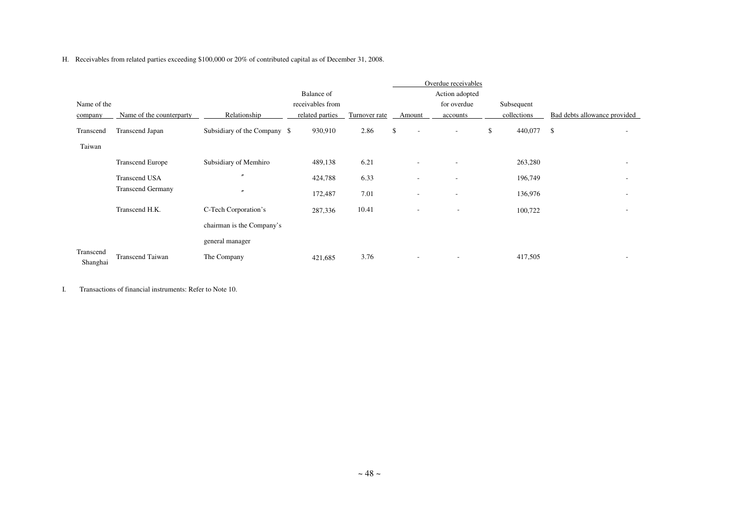H. Receivables from related parties exceeding $100,000 or 20% of contributed capital as of December 31, 2008.

| Name of the company | Name of the counterparty | Relationship | Balance of receivables from related parties | Turnover rate | Overdue receivables Amount | Overdue receivables Action adopted for overdue accounts | Subsequent collections | Bad debts allowance provided |
|---|---|---|---|---|---|---|---|---|
| Transcend Taiwan | Transcend Japan | Subsidiary of the Company | $ 930,910 | 2.86 | $ - | - | $ 440,077 | $ - |
| | Transcend Europe | Subsidiary of Memhiro | 489,138 | 6.21 | - | - | 263,280 | - |
| | Transcend USA | 〃 | 424,788 | 6.33 | - | - | 196,749 | - |
| | Transcend Germany | 〃 | 172,487 | 7.01 | - | - | 136,976 | - |
| | Transcend H.K. | C-Tech Corporation's chairman is the Company's general manager | 287,336 | 10.41 | - | - | 100,722 | - |
| Transcend Shanghai | Transcend Taiwan | The Company | 421,685 | 3.76 | - | - | 417,505 | - |

I. Transactions of financial instruments: Refer to Note 10.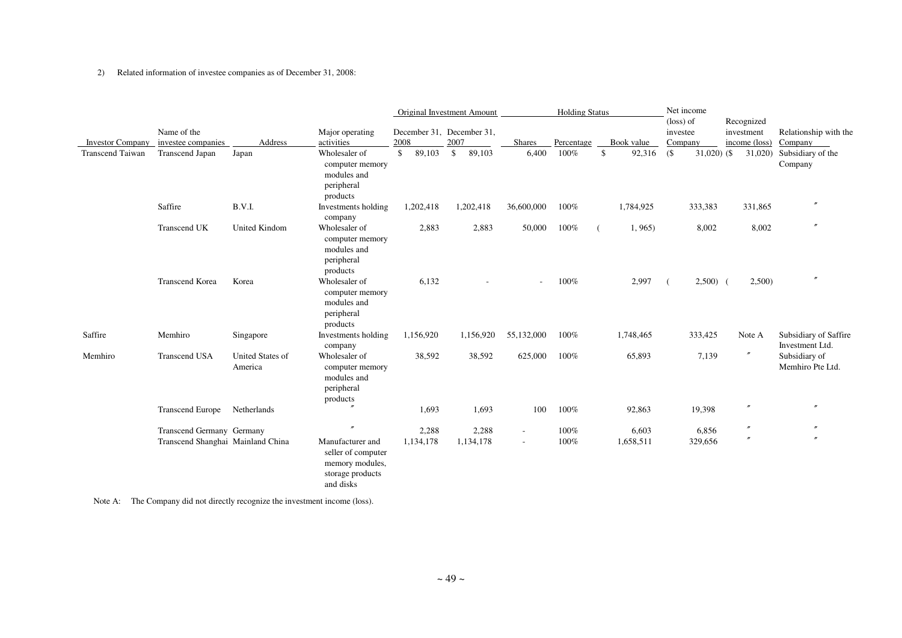2) Related information of investee companies as of December 31, 2008:

| Investor Company | Name of the investee companies | Address | Major operating activities | Original Investment Amount | | Holding Status | | | Net income (loss) of investee Company | Recognized investment income (loss) | Relationship with the Company |
|---|---|---|---|---|---|---|---|---|---|---|---|
| | | | | December 31, 2008 | December 31, 2007 | Shares | Percentage | Book value | | | |
| Transcend Taiwan | Transcend Japan | Japan | Wholesaler of computer memory modules and peripheral products | $ 89,103 | $ 89,103 | 6,400 | 100% | $ 92,316 | ($ 31,020) | ($ 31,020) | Subsidiary of the Company |
| | Saffire | B.V.I. | Investments holding company | 1,202,418 | 1,202,418 | 36,600,000 | 100% | 1,784,925 | 333,383 | 331,865 | 〃 |
| | Transcend UK | United Kindom | Wholesaler of computer memory modules and peripheral products | 2,883 | 2,883 | 50,000 | 100% | ( 1, 965) | 8,002 | 8,002 | 〃 |
| | Transcend Korea | Korea | Wholesaler of computer memory modules and peripheral products | 6,132 | - | - | 100% | 2,997 | ( 2,500) | ( 2,500) | 〃 |
| Saffire | Memhiro | Singapore | Investments holding company | 1,156,920 | 1,156,920 | 55,132,000 | 100% | 1,748,465 | 333,425 | Note A | Subsidiary of Saffire Investment Ltd. |
| Memhiro | Transcend USA | United States of America | Wholesaler of computer memory modules and peripheral products | 38,592 | 38,592 | 625,000 | 100% | 65,893 | 7,139 | 〃 | Subsidiary of Memhiro Pte Ltd. |
| | Transcend Europe | Netherlands | 〃 | 1,693 | 1,693 | 100 | 100% | 92,863 | 19,398 | 〃 | 〃 |
| | Transcend Germany | Germany | 〃 | 2,288 | 2,288 | - | 100% | 6,603 | 6,856 | 〃 | 〃 |
| | Transcend Shanghai | Mainland China | Manufacturer and seller of computer memory modules, storage products and disks | 1,134,178 | 1,134,178 | - | 100% | 1,658,511 | 329,656 | 〃 | 〃 |

Note A: The Company did not directly recognize the investment income (loss).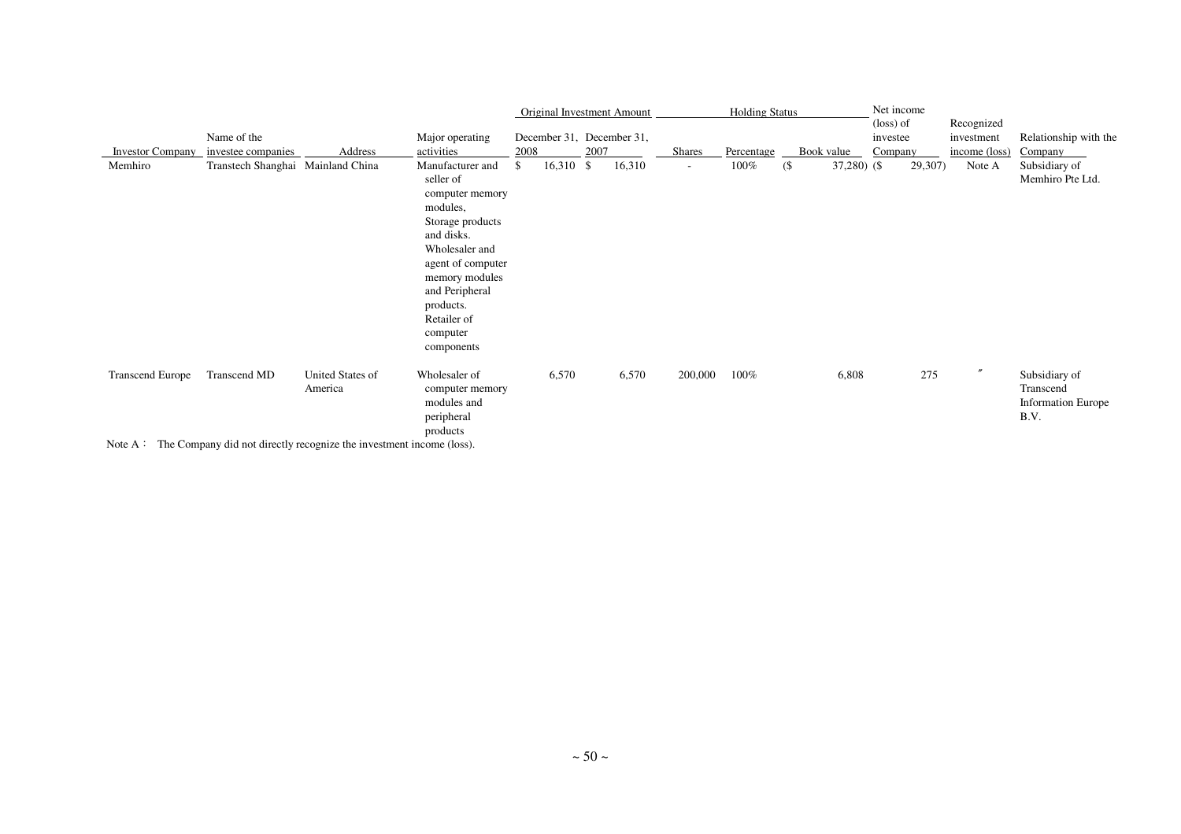| Investor Company | Name of the investee companies | Address | Major operating activities | Original Investment Amount | | Holding Status | | | Net income (loss) of investee Company | Recognized investment income (loss) | Relationship with the Company |
|---|---|---|---|---|---|---|---|---|---|---|---|
| | | | | December 31, 2008 | December 31, 2007 | Shares | Percentage | Book value | | | |
| Memhiro | Transtech Shanghai | Mainland China | Manufacturer and seller of computer memory modules, Storage products and disks. Wholesaler and agent of computer memory modules and Peripheral products. Retailer of computer components | $ 16,310 | $ 16,310 | - | 100% | ($ 37,280) | ($ 29,307) | Note A | Subsidiary of Memhiro Pte Ltd. |
| Transcend Europe | Transcend MD | United States of America | Wholesaler of computer memory modules and peripheral products | 6,570 | 6,570 | 200,000 | 100% | 6,808 | 275 | 〃 | Subsidiary of Transcend Information Europe B.V. |

Note A： The Company did not directly recognize the investment income (loss).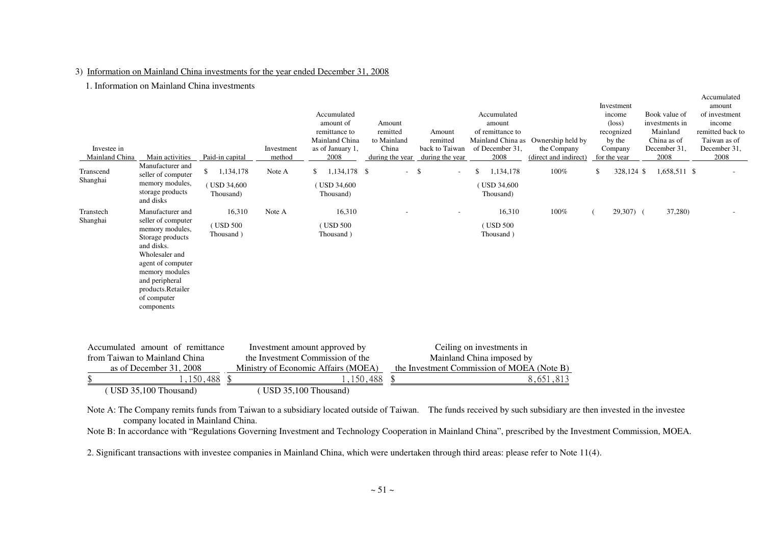3) Information on Mainland China investments for the year ended December 31, 2008

1. Information on Mainland China investments

| Investee in Mainland China | Main activities | Paid-in capital | Investment method | Accumulated amount of remittance to Mainland China as of January 1, 2008 | Amount remitted to Mainland China during the year | Amount remitted back to Taiwan during the year | Accumulated amount of remittance to Mainland China as of December 31, 2008 | Ownership held by the Company (direct and indirect) | Investment income (loss) recognized by the Company for the year | Book value of investments in Mainland China as of December 31, 2008 | Accumulated amount of investment income remitted back to Taiwan as of December 31, 2008 |
|---|---|---|---|---|---|---|---|---|---|---|---|
| Transcend Shanghai | Manufacturer and seller of computer memory modules, storage products and disks | $ 1,134,178 ( USD 34,600 Thousand) | Note A | $ 1,134,178 ( USD 34,600 Thousand) | $ - | $ - | $ 1,134,178 ( USD 34,600 Thousand) | 100% | $ 328,124 | $ 1,658,511 | $ - |
| Transtech Shanghai | Manufacturer and seller of computer memory modules, Storage products and disks. Wholesaler and agent of computer memory modules and peripheral products.Retailer of computer components | 16,310 ( USD 500 Thousand ) | Note A | 16,310 ( USD 500 Thousand ) | - | - | 16,310 ( USD 500 Thousand ) | 100% | ( 29,307) | ( 37,280) | - |

| Accumulated amount of remittance from Taiwan to Mainland China as of December 31, 2008 | Investment amount approved by the Investment Commission of the Ministry of Economic Affairs (MOEA) | Ceiling on investments in Mainland China imposed by the Investment Commission of MOEA (Note B) |
|---|---|---|
| $ 1,150,488 ( USD 35,100 Thousand) | $ 1,150,488 ( USD 35,100 Thousand) | $ 8,651,813 |

Note A: The Company remits funds from Taiwan to a subsidiary located outside of Taiwan. The funds received by such subsidiary are then invested in the investee company located in Mainland China.

Note B: In accordance with "Regulations Governing Investment and Technology Cooperation in Mainland China", prescribed by the Investment Commission, MOEA.

2. Significant transactions with investee companies in Mainland China, which were undertaken through third areas: please refer to Note 11(4).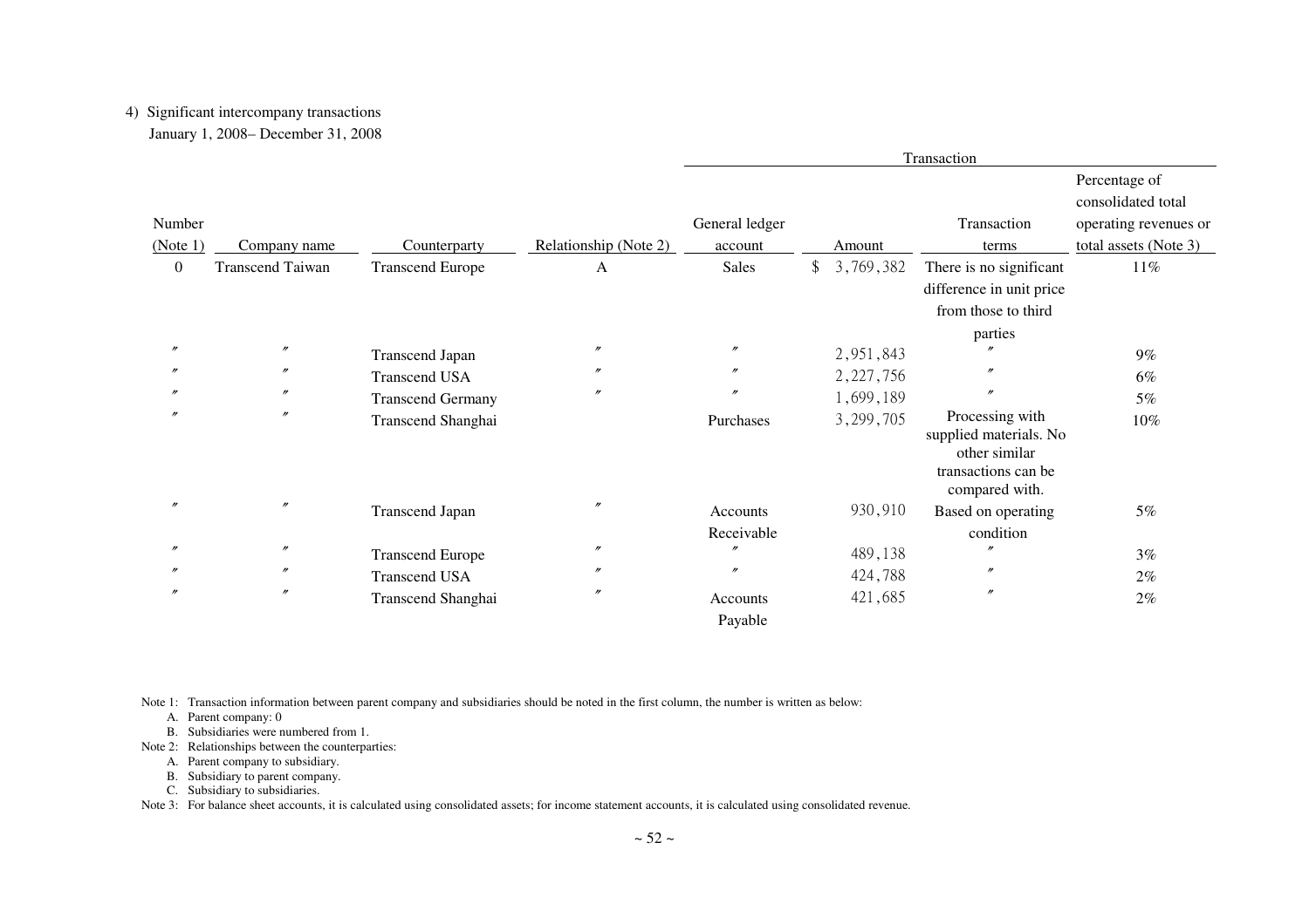4) Significant intercompany transactions

January 1, 2008– December 31, 2008

| | | | | Transaction | | | |
|---|---|---|---|---|---|---|---|
| Number (Note 1) | Company name | Counterparty | Relationship (Note 2) | General ledger account | Amount | Transaction terms | Percentage of consolidated total operating revenues or total assets (Note 3) |
| 0 | Transcend Taiwan | Transcend Europe | A | Sales | $ 3,769,382 | There is no significant difference in unit price from those to third parties | 11% |
| 〃 | 〃 | Transcend Japan | 〃 | 〃 | 2,951,843 | 〃 | 9% |
| 〃 | 〃 | Transcend USA | 〃 | 〃 | 2,227,756 | 〃 | 6% |
| 〃 | 〃 | Transcend Germany | 〃 | 〃 | 1,699,189 | 〃 | 5% |
| 〃 | 〃 | Transcend Shanghai | | Purchases | 3,299,705 | Processing with supplied materials. No other similar transactions can be compared with. | 10% |
| 〃 | 〃 | Transcend Japan | 〃 | Accounts Receivable | 930,910 | Based on operating condition | 5% |
| 〃 | 〃 | Transcend Europe | 〃 | 〃 | 489,138 | 〃 | 3% |
| 〃 | 〃 | Transcend USA | 〃 | 〃 | 424,788 | 〃 | 2% |
| 〃 | 〃 | Transcend Shanghai | 〃 | Accounts Payable | 421,685 | 〃 | 2% |

Note 1: Transaction information between parent company and subsidiaries should be noted in the first column, the number is written as below:

A. Parent company: 0

B. Subsidiaries were numbered from 1.

Note 2: Relationships between the counterparties:

A. Parent company to subsidiary.

B. Subsidiary to parent company.

C. Subsidiary to subsidiaries.

Note 3: For balance sheet accounts, it is calculated using consolidated assets; for income statement accounts, it is calculated using consolidated revenue.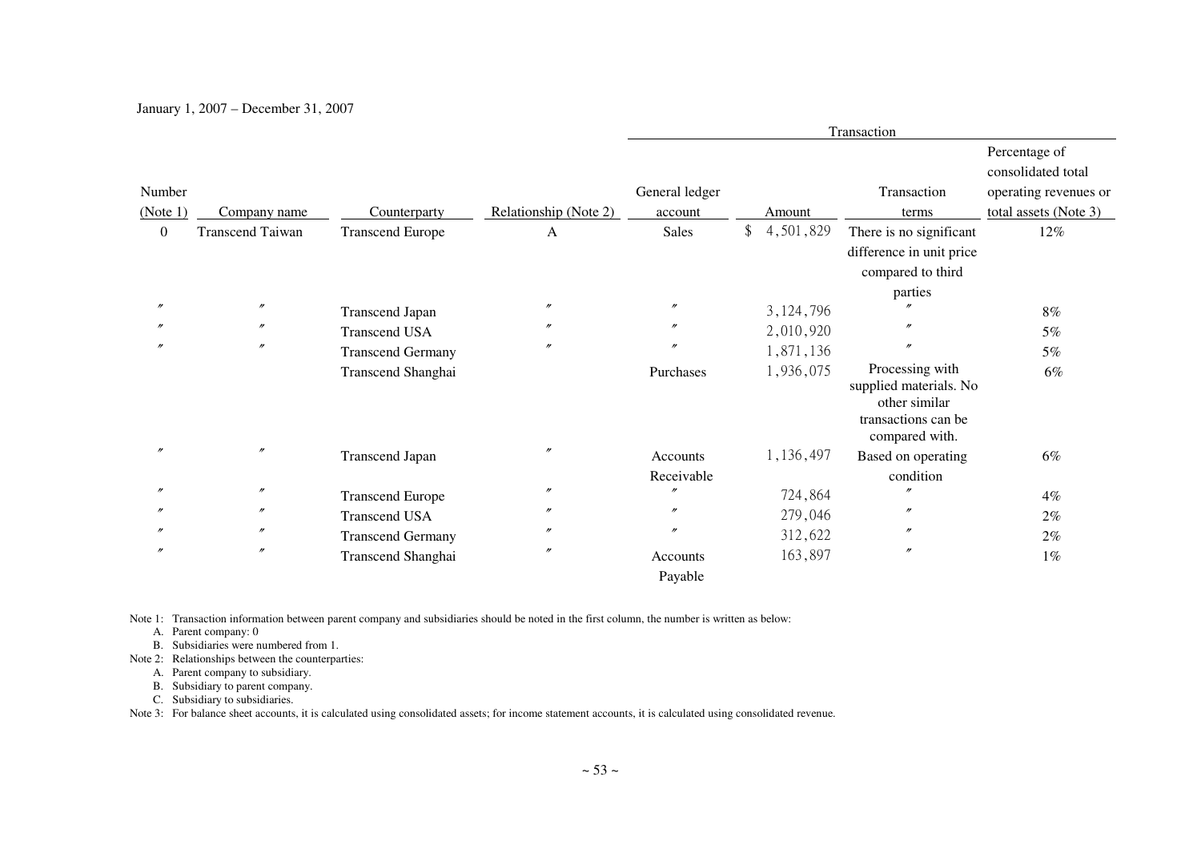January 1, 2007 – December 31, 2007

| Number (Note 1) | Company name | Counterparty | Relationship (Note 2) | Transaction | | | |
|---|---|---|---|---|---|---|---|
| | | | | General ledger account | Amount | Transaction terms | Percentage of consolidated total operating revenues or total assets (Note 3) |
| 0 | Transcend Taiwan | Transcend Europe | A | Sales | $ 4,501,829 | There is no significant difference in unit price compared to third parties | 12% |
| 〃 | 〃 | Transcend Japan | 〃 | 〃 | 3,124,796 | 〃 | 8% |
| 〃 | 〃 | Transcend USA | 〃 | 〃 | 2,010,920 | 〃 | 5% |
| 〃 | 〃 | Transcend Germany | 〃 | 〃 | 1,871,136 | 〃 | 5% |
| | | Transcend Shanghai | | Purchases | 1,936,075 | Processing with supplied materials. No other similar transactions can be compared with. | 6% |
| 〃 | 〃 | Transcend Japan | 〃 | Accounts Receivable | 1,136,497 | Based on operating condition | 6% |
| 〃 | 〃 | Transcend Europe | 〃 | 〃 | 724,864 | 〃 | 4% |
| 〃 | 〃 | Transcend USA | 〃 | 〃 | 279,046 | 〃 | 2% |
| 〃 | 〃 | Transcend Germany | 〃 | 〃 | 312,622 | 〃 | 2% |
| 〃 | 〃 | Transcend Shanghai | 〃 | Accounts Payable | 163,897 | 〃 | 1% |

Note 1: Transaction information between parent company and subsidiaries should be noted in the first column, the number is written as below:

A. Parent company: 0

B. Subsidiaries were numbered from 1.

Note 2: Relationships between the counterparties:

A. Parent company to subsidiary.

B. Subsidiary to parent company.

C. Subsidiary to subsidiaries.

Note 3: For balance sheet accounts, it is calculated using consolidated assets; for income statement accounts, it is calculated using consolidated revenue.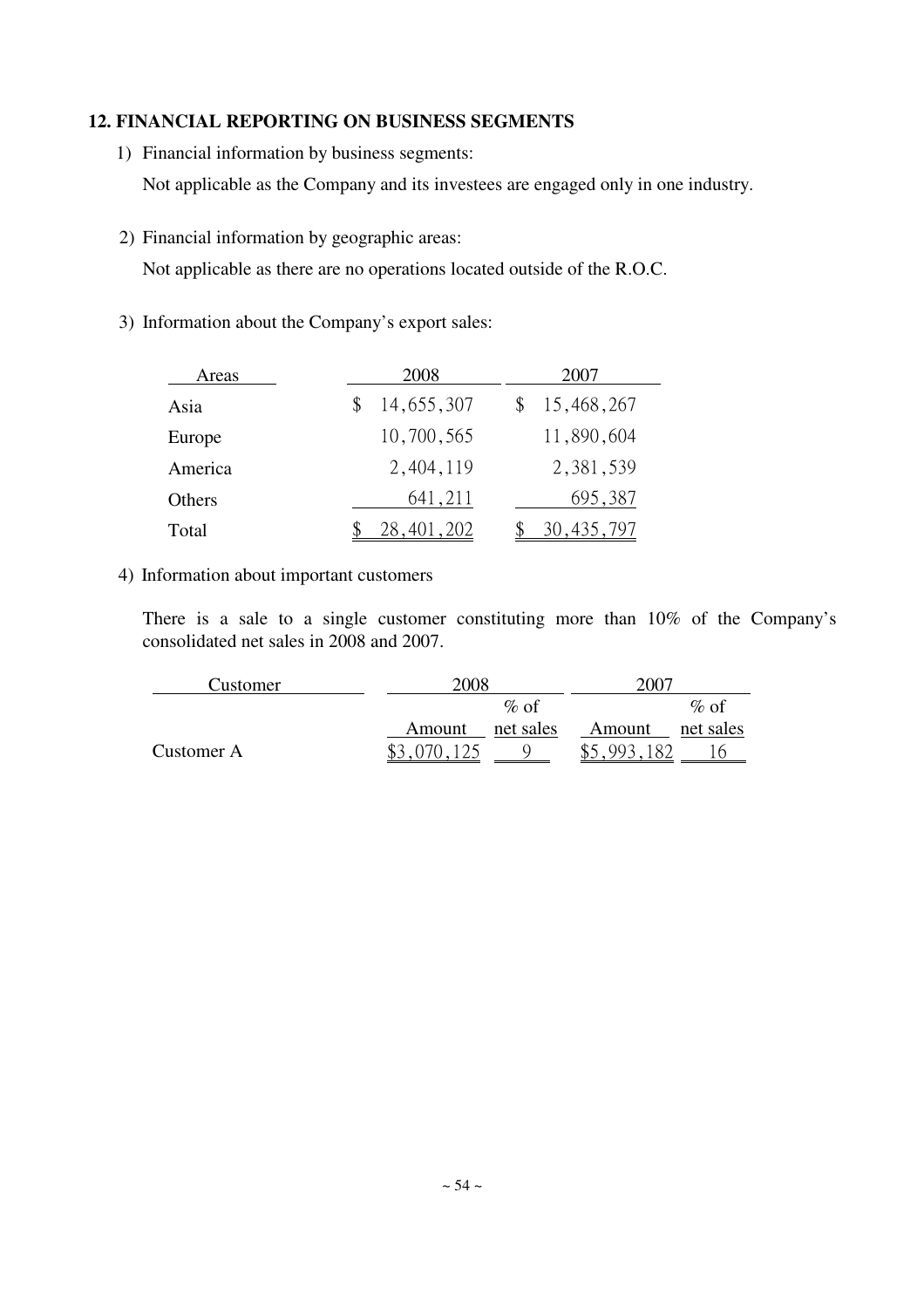## 12. FINANCIAL REPORTING ON BUSINESS SEGMENTS

1) Financial information by business segments:

   Not applicable as the Company and its investees are engaged only in one industry.

2) Financial information by geographic areas:

   Not applicable as there are no operations located outside of the R.O.C.

3) Information about the Company's export sales:

| Areas | 2008 | 2007 |
|---|---|---|
| Asia | $ 14,655,307 | $ 15,468,267 |
| Europe | 10,700,565 | 11,890,604 |
| America | 2,404,119 | 2,381,539 |
| Others | 641,211 | 695,387 |
| Total | $ 28,401,202 | $ 30,435,797 |

4) Information about important customers

   There is a sale to a single customer constituting more than 10% of the Company's consolidated net sales in 2008 and 2007.

| Customer | 2008 | | 2007 | |
|---|---|---|---|---|
| | Amount | % of net sales | Amount | % of net sales |
| Customer A | $3,070,125 | 9 | $5,993,182 | 16 |